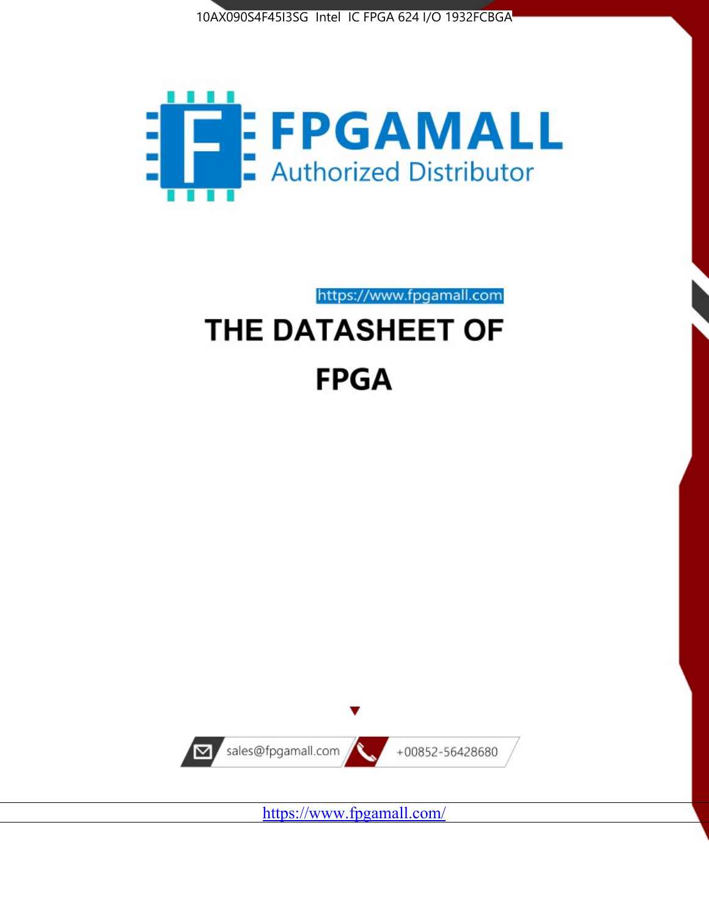10AX090S4F45I3SG Intel IC FPGA 624 I/O 1932FCBGA

FPGAMALL

Authorized Distributor

https://www.fpgamall.com

# THE DATASHEET OF

# FPGA

sales@fpgamall.com

+00852-56428680

https://www.fpgamall.com/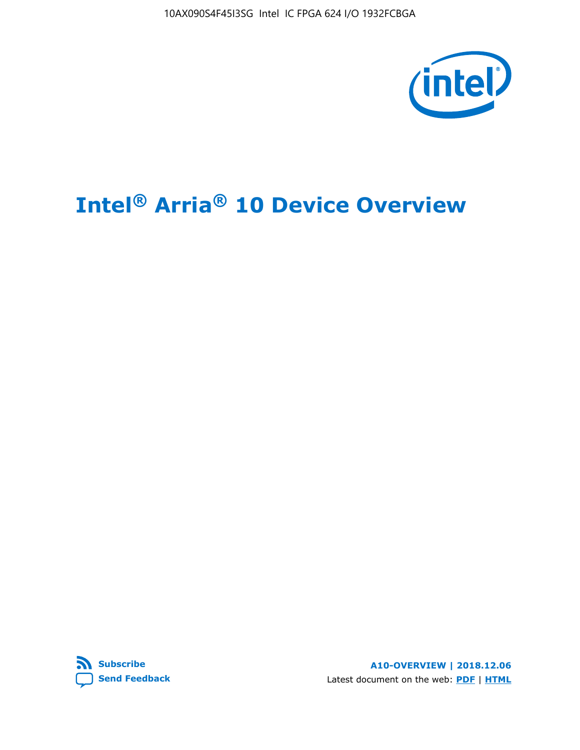# Intel® Arria® 10 Device Overview

Subscribe

Send Feedback

A10-OVERVIEW | 2018.12.06

Latest document on the web: PDF | HTML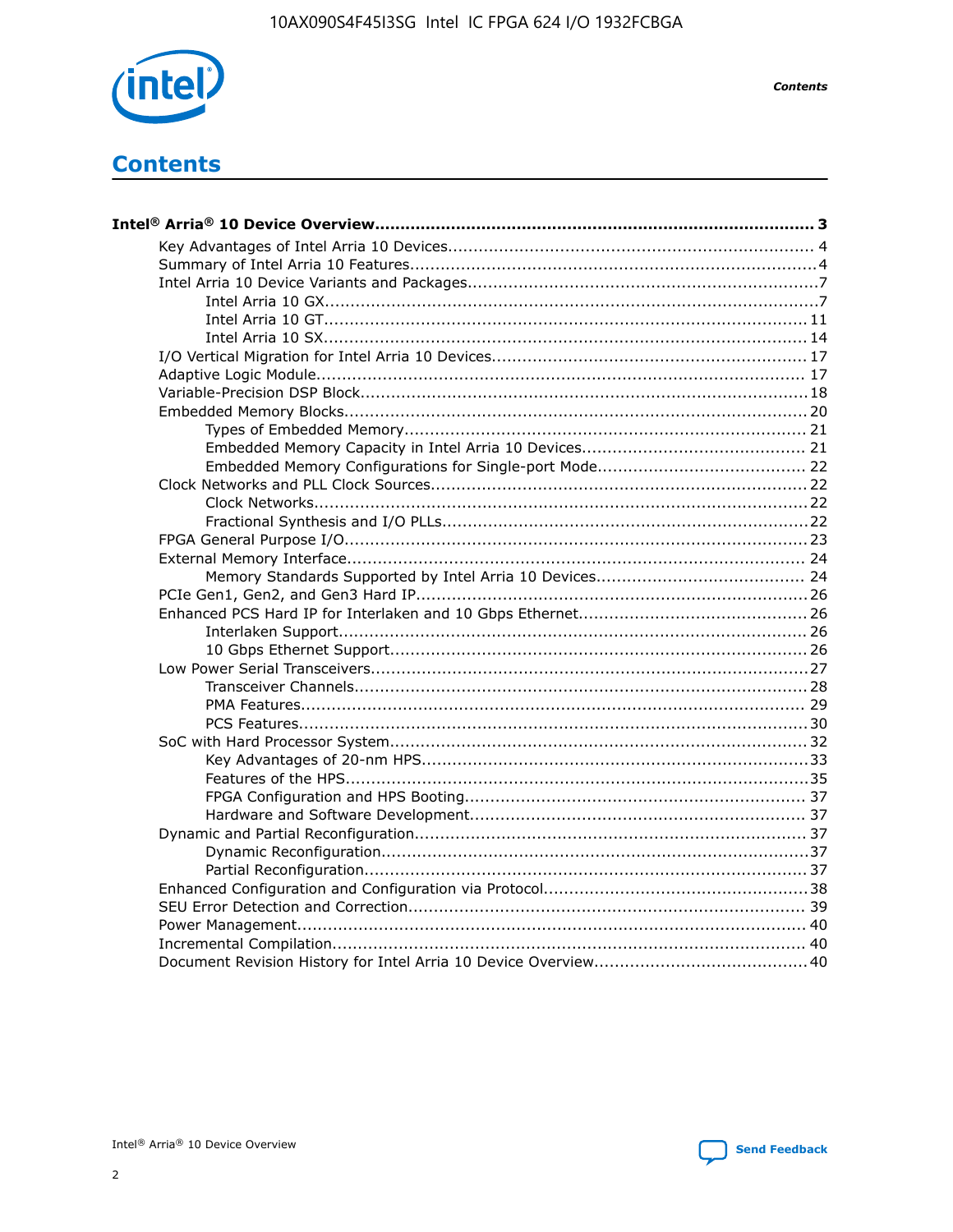# Contents

**Intel® Arria® 10 Device Overview....................................................................................... 3**

- Key Advantages of Intel Arria 10 Devices........................................................................ 4
- Summary of Intel Arria 10 Features................................................................................4
- Intel Arria 10 Device Variants and Packages.....................................................................7
    - Intel Arria 10 GX.................................................................................................7
    - Intel Arria 10 GT............................................................................................... 11
    - Intel Arria 10 SX............................................................................................... 14
- I/O Vertical Migration for Intel Arria 10 Devices.............................................................. 17
- Adaptive Logic Module................................................................................................ 17
- Variable-Precision DSP Block.......................................................................................18
- Embedded Memory Blocks........................................................................................... 20
    - Types of Embedded Memory............................................................................... 21
    - Embedded Memory Capacity in Intel Arria 10 Devices............................................ 21
    - Embedded Memory Configurations for Single-port Mode......................................... 22
- Clock Networks and PLL Clock Sources.........................................................................22
    - Clock Networks.................................................................................................22
    - Fractional Synthesis and I/O PLLs........................................................................22
- FPGA General Purpose I/O..........................................................................................23
- External Memory Interface.......................................................................................... 24
    - Memory Standards Supported by Intel Arria 10 Devices......................................... 24
- PCIe Gen1, Gen2, and Gen3 Hard IP.............................................................................26
- Enhanced PCS Hard IP for Interlaken and 10 Gbps Ethernet.............................................26
    - Interlaken Support............................................................................................ 26
    - 10 Gbps Ethernet Support.................................................................................. 26
- Low Power Serial Transceivers.....................................................................................27
    - Transceiver Channels.........................................................................................28
    - PMA Features................................................................................................... 29
    - PCS Features....................................................................................................30
- SoC with Hard Processor System..................................................................................32
    - Key Advantages of 20-nm HPS............................................................................33
    - Features of the HPS...........................................................................................35
    - FPGA Configuration and HPS Booting................................................................... 37
    - Hardware and Software Development.................................................................. 37
- Dynamic and Partial Reconfiguration.............................................................................37
    - Dynamic Reconfiguration....................................................................................37
    - Partial Reconfiguration.......................................................................................37
- Enhanced Configuration and Configuration via Protocol....................................................38
- SEU Error Detection and Correction.............................................................................. 39
- Power Management.................................................................................................... 40
- Incremental Compilation............................................................................................. 40
- Document Revision History for Intel Arria 10 Device Overview..........................................40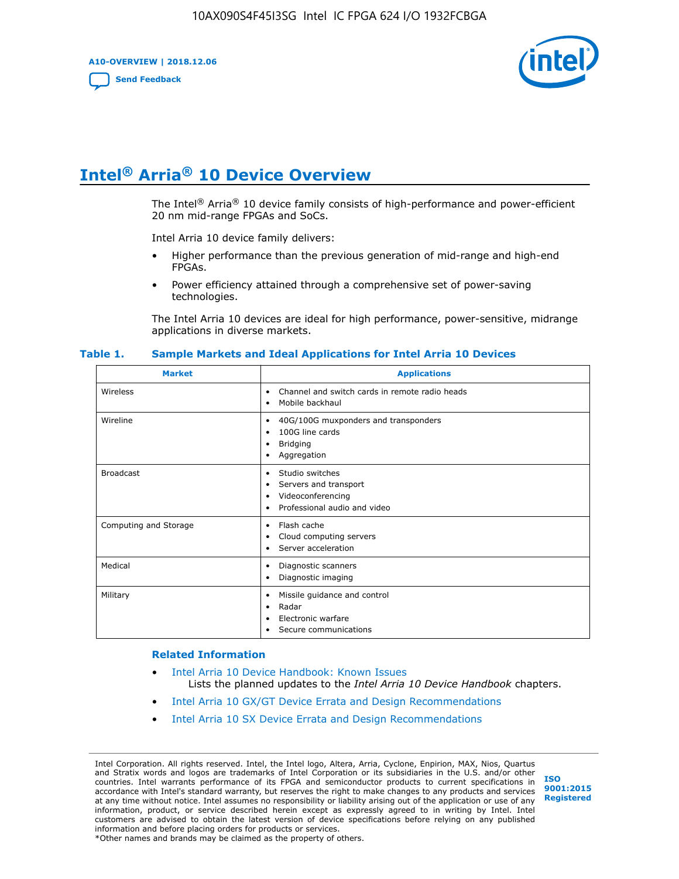# Intel® Arria® 10 Device Overview

The Intel® Arria® 10 device family consists of high-performance and power-efficient 20 nm mid-range FPGAs and SoCs.

Intel Arria 10 device family delivers:

- Higher performance than the previous generation of mid-range and high-end FPGAs.
- Power efficiency attained through a comprehensive set of power-saving technologies.

The Intel Arria 10 devices are ideal for high performance, power-sensitive, midrange applications in diverse markets.

**Table 1. Sample Markets and Ideal Applications for Intel Arria 10 Devices**

| Market | Applications |
|---|---|
| Wireless | • Channel and switch cards in remote radio heads<br>• Mobile backhaul |
| Wireline | • 40G/100G muxponders and transponders<br>• 100G line cards<br>• Bridging<br>• Aggregation |
| Broadcast | • Studio switches<br>• Servers and transport<br>• Videoconferencing<br>• Professional audio and video |
| Computing and Storage | • Flash cache<br>• Cloud computing servers<br>• Server acceleration |
| Medical | • Diagnostic scanners<br>• Diagnostic imaging |
| Military | • Missile guidance and control<br>• Radar<br>• Electronic warfare<br>• Secure communications |

**Related Information**

- Intel Arria 10 Device Handbook: Known Issues
  Lists the planned updates to the *Intel Arria 10 Device Handbook* chapters.
- Intel Arria 10 GX/GT Device Errata and Design Recommendations
- Intel Arria 10 SX Device Errata and Design Recommendations

Intel Corporation. All rights reserved. Intel, the Intel logo, Altera, Arria, Cyclone, Enpirion, MAX, Nios, Quartus and Stratix words and logos are trademarks of Intel Corporation or its subsidiaries in the U.S. and/or other countries. Intel warrants performance of its FPGA and semiconductor products to current specifications in accordance with Intel's standard warranty, but reserves the right to make changes to any products and services at any time without notice. Intel assumes no responsibility or liability arising out of the application or use of any information, product, or service described herein except as expressly agreed to in writing by Intel. Intel customers are advised to obtain the latest version of device specifications before relying on any published information and before placing orders for products or services.
*Other names and brands may be claimed as the property of others.

ISO 9001:2015 Registered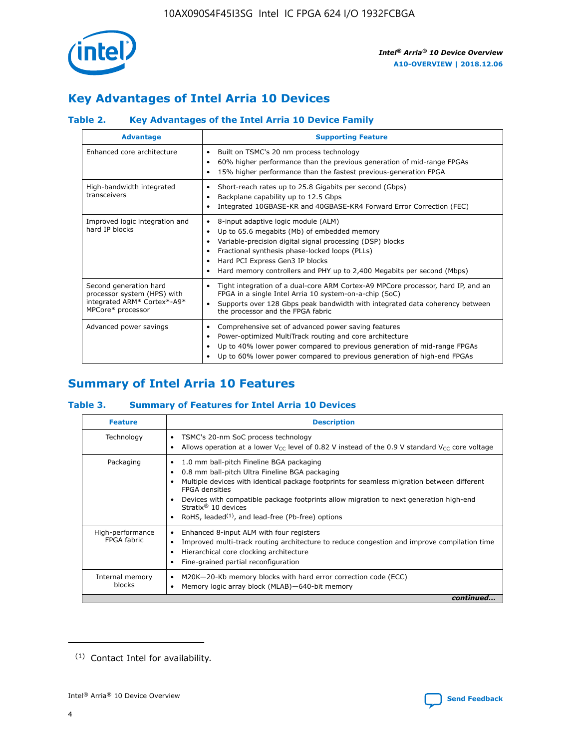## Key Advantages of Intel Arria 10 Devices

### Table 2. Key Advantages of the Intel Arria 10 Device Family

| Advantage | Supporting Feature |
|---|---|
| Enhanced core architecture | • Built on TSMC's 20 nm process technology<br>• 60% higher performance than the previous generation of mid-range FPGAs<br>• 15% higher performance than the fastest previous-generation FPGA |
| High-bandwidth integrated transceivers | • Short-reach rates up to 25.8 Gigabits per second (Gbps)<br>• Backplane capability up to 12.5 Gbps<br>• Integrated 10GBASE-KR and 40GBASE-KR4 Forward Error Correction (FEC) |
| Improved logic integration and hard IP blocks | • 8-input adaptive logic module (ALM)<br>• Up to 65.6 megabits (Mb) of embedded memory<br>• Variable-precision digital signal processing (DSP) blocks<br>• Fractional synthesis phase-locked loops (PLLs)<br>• Hard PCI Express Gen3 IP blocks<br>• Hard memory controllers and PHY up to 2,400 Megabits per second (Mbps) |
| Second generation hard processor system (HPS) with integrated ARM* Cortex*-A9* MPCore* processor | • Tight integration of a dual-core ARM Cortex-A9 MPCore processor, hard IP, and an FPGA in a single Intel Arria 10 system-on-a-chip (SoC)<br>• Supports over 128 Gbps peak bandwidth with integrated data coherency between the processor and the FPGA fabric |
| Advanced power savings | • Comprehensive set of advanced power saving features<br>• Power-optimized MultiTrack routing and core architecture<br>• Up to 40% lower power compared to previous generation of mid-range FPGAs<br>• Up to 60% lower power compared to previous generation of high-end FPGAs |

## Summary of Intel Arria 10 Features

### Table 3. Summary of Features for Intel Arria 10 Devices

| Feature | Description |
|---|---|
| Technology | • TSMC's 20-nm SoC process technology<br>• Allows operation at a lower $V_{CC}$ level of 0.82 V instead of the 0.9 V standard $V_{CC}$ core voltage |
| Packaging | • 1.0 mm ball-pitch Fineline BGA packaging<br>• 0.8 mm ball-pitch Ultra Fineline BGA packaging<br>• Multiple devices with identical package footprints for seamless migration between different FPGA densities<br>• Devices with compatible package footprints allow migration to next generation high-end Stratix® 10 devices<br>• RoHS, leaded[(1)], and lead-free (Pb-free) options |
| High-performance FPGA fabric | • Enhanced 8-input ALM with four registers<br>• Improved multi-track routing architecture to reduce congestion and improve compilation time<br>• Hierarchical core clocking architecture<br>• Fine-grained partial reconfiguration |
| Internal memory blocks | • M20K—20-Kb memory blocks with hard error correction code (ECC)<br>• Memory logic array block (MLAB)—640-bit memory |

*continued...*

(1) Contact Intel for availability.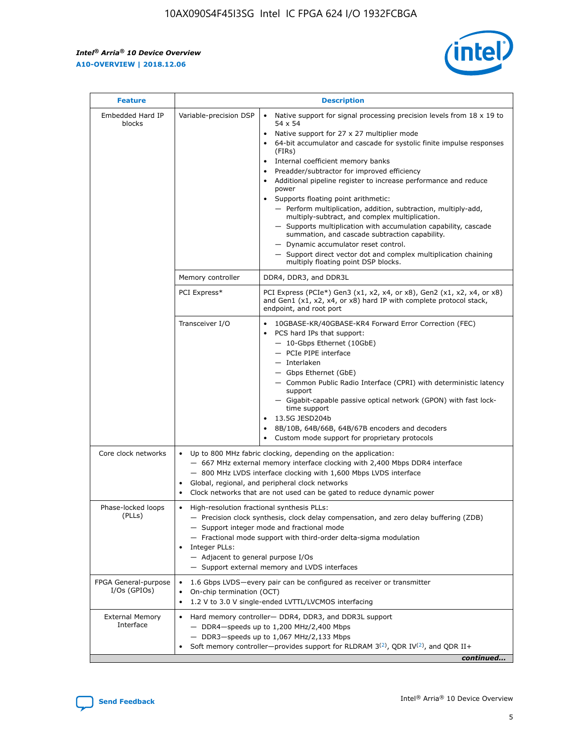| Feature | Description | |
|---|---|---|
| Embedded Hard IP blocks | Variable-precision DSP | • Native support for signal processing precision levels from 18 x 19 to 54 x 54<br>• Native support for 27 x 27 multiplier mode<br>• 64-bit accumulator and cascade for systolic finite impulse responses (FIRs)<br>• Internal coefficient memory banks<br>• Preadder/subtractor for improved efficiency<br>• Additional pipeline register to increase performance and reduce power<br>• Supports floating point arithmetic:<br>— Perform multiplication, addition, subtraction, multiply-add, multiply-subtract, and complex multiplication.<br>— Supports multiplication with accumulation capability, cascade summation, and cascade subtraction capability.<br>— Dynamic accumulator reset control.<br>— Support direct vector dot and complex multiplication chaining multiply floating point DSP blocks. |
| | Memory controller | DDR4, DDR3, and DDR3L |
| | PCI Express* | PCI Express (PCIe*) Gen3 (x1, x2, x4, or x8), Gen2 (x1, x2, x4, or x8) and Gen1 (x1, x2, x4, or x8) hard IP with complete protocol stack, endpoint, and root port |
| | Transceiver I/O | • 10GBASE-KR/40GBASE-KR4 Forward Error Correction (FEC)<br>• PCS hard IPs that support:<br>— 10-Gbps Ethernet (10GbE)<br>— PCIe PIPE interface<br>— Interlaken<br>— Gbps Ethernet (GbE)<br>— Common Public Radio Interface (CPRI) with deterministic latency support<br>— Gigabit-capable passive optical network (GPON) with fast lock-time support<br>• 13.5G JESD204b<br>• 8B/10B, 64B/66B, 64B/67B encoders and decoders<br>• Custom mode support for proprietary protocols |
| Core clock networks | • Up to 800 MHz fabric clocking, depending on the application:<br>— 667 MHz external memory interface clocking with 2,400 Mbps DDR4 interface<br>— 800 MHz LVDS interface clocking with 1,600 Mbps LVDS interface<br>• Global, regional, and peripheral clock networks<br>• Clock networks that are not used can be gated to reduce dynamic power | |
| Phase-locked loops (PLLs) | • High-resolution fractional synthesis PLLs:<br>— Precision clock synthesis, clock delay compensation, and zero delay buffering (ZDB)<br>— Support integer mode and fractional mode<br>— Fractional mode support with third-order delta-sigma modulation<br>• Integer PLLs:<br>— Adjacent to general purpose I/Os<br>— Support external memory and LVDS interfaces | |
| FPGA General-purpose I/Os (GPIOs) | • 1.6 Gbps LVDS—every pair can be configured as receiver or transmitter<br>• On-chip termination (OCT)<br>• 1.2 V to 3.0 V single-ended LVTTL/LVCMOS interfacing | |
| External Memory Interface | • Hard memory controller— DDR4, DDR3, and DDR3L support<br>— DDR4—speeds up to 1,200 MHz/2,400 Mbps<br>— DDR3—speeds up to 1,067 MHz/2,133 Mbps<br>• Soft memory controller—provides support for RLDRAM 3[(2)], QDR IV[(2)], and QDR II+ | |

*continued...*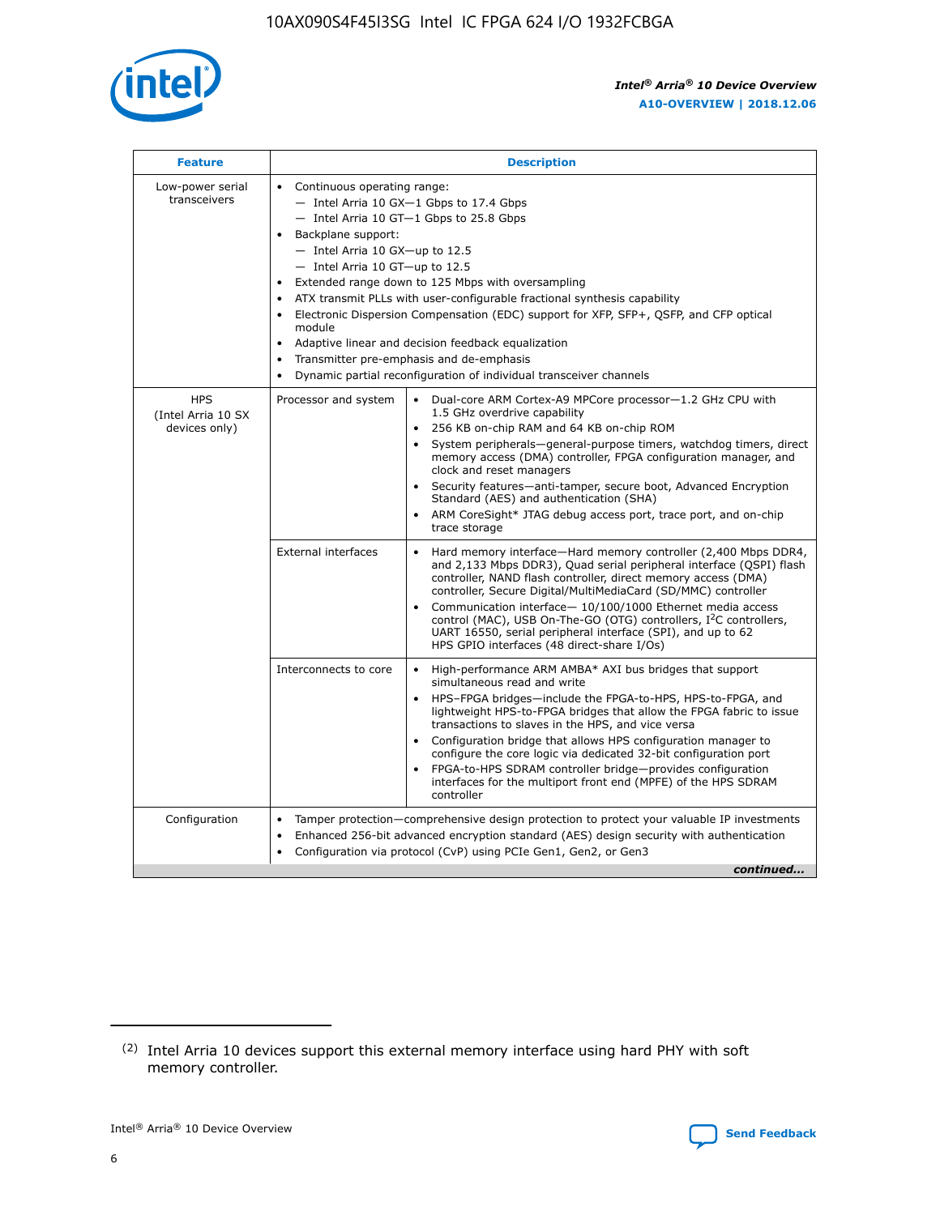| Feature | Description | |
|---|---|---|
| Low-power serial transceivers | • Continuous operating range:<br>— Intel Arria 10 GX—1 Gbps to 17.4 Gbps<br>— Intel Arria 10 GT—1 Gbps to 25.8 Gbps<br>• Backplane support:<br>— Intel Arria 10 GX—up to 12.5<br>— Intel Arria 10 GT—up to 12.5<br>• Extended range down to 125 Mbps with oversampling<br>• ATX transmit PLLs with user-configurable fractional synthesis capability<br>• Electronic Dispersion Compensation (EDC) support for XFP, SFP+, QSFP, and CFP optical module<br>• Adaptive linear and decision feedback equalization<br>• Transmitter pre-emphasis and de-emphasis<br>• Dynamic partial reconfiguration of individual transceiver channels | |
| HPS (Intel Arria 10 SX devices only) | Processor and system | • Dual-core ARM Cortex-A9 MPCore processor—1.2 GHz CPU with 1.5 GHz overdrive capability<br>• 256 KB on-chip RAM and 64 KB on-chip ROM<br>• System peripherals—general-purpose timers, watchdog timers, direct memory access (DMA) controller, FPGA configuration manager, and clock and reset managers<br>• Security features—anti-tamper, secure boot, Advanced Encryption Standard (AES) and authentication (SHA)<br>• ARM CoreSight* JTAG debug access port, trace port, and on-chip trace storage |
| | External interfaces | • Hard memory interface—Hard memory controller (2,400 Mbps DDR4, and 2,133 Mbps DDR3), Quad serial peripheral interface (QSPI) flash controller, NAND flash controller, direct memory access (DMA) controller, Secure Digital/MultiMediaCard (SD/MMC) controller<br>• Communication interface— 10/100/1000 Ethernet media access control (MAC), USB On-The-GO (OTG) controllers, I²C controllers, UART 16550, serial peripheral interface (SPI), and up to 62 HPS GPIO interfaces (48 direct-share I/Os) |
| | Interconnects to core | • High-performance ARM AMBA* AXI bus bridges that support simultaneous read and write<br>• HPS–FPGA bridges—include the FPGA-to-HPS, HPS-to-FPGA, and lightweight HPS-to-FPGA bridges that allow the FPGA fabric to issue transactions to slaves in the HPS, and vice versa<br>• Configuration bridge that allows HPS configuration manager to configure the core logic via dedicated 32-bit configuration port<br>• FPGA-to-HPS SDRAM controller bridge—provides configuration interfaces for the multiport front end (MPFE) of the HPS SDRAM controller |
| Configuration | • Tamper protection—comprehensive design protection to protect your valuable IP investments<br>• Enhanced 256-bit advanced encryption standard (AES) design security with authentication<br>• Configuration via protocol (CvP) using PCIe Gen1, Gen2, or Gen3 | |

*continued...*

(2) Intel Arria 10 devices support this external memory interface using hard PHY with soft memory controller.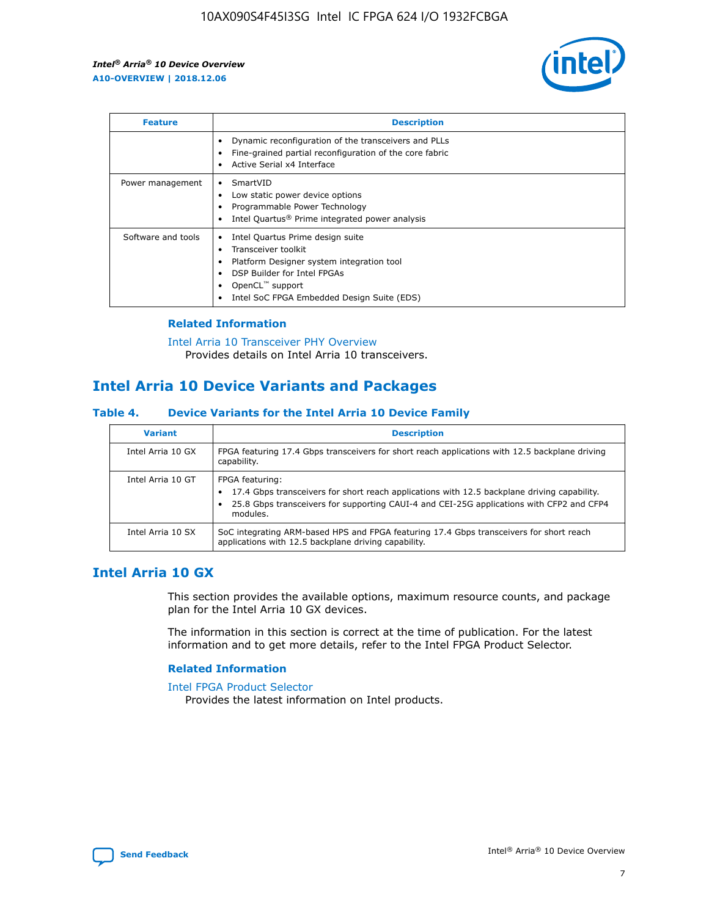| Feature | Description |
| --- | --- |
| | • Dynamic reconfiguration of the transceivers and PLLs<br>• Fine-grained partial reconfiguration of the core fabric<br>• Active Serial x4 Interface |
| Power management | • SmartVID<br>• Low static power device options<br>• Programmable Power Technology<br>• Intel Quartus® Prime integrated power analysis |
| Software and tools | • Intel Quartus Prime design suite<br>• Transceiver toolkit<br>• Platform Designer system integration tool<br>• DSP Builder for Intel FPGAs<br>• OpenCL™ support<br>• Intel SoC FPGA Embedded Design Suite (EDS) |

### Related Information

Intel Arria 10 Transceiver PHY Overview
Provides details on Intel Arria 10 transceivers.

## Intel Arria 10 Device Variants and Packages

### Table 4. Device Variants for the Intel Arria 10 Device Family

| Variant | Description |
| --- | --- |
| Intel Arria 10 GX | FPGA featuring 17.4 Gbps transceivers for short reach applications with 12.5 backplane driving capability. |
| Intel Arria 10 GT | FPGA featuring:<br>• 17.4 Gbps transceivers for short reach applications with 12.5 backplane driving capability.<br>• 25.8 Gbps transceivers for supporting CAUI-4 and CEI-25G applications with CFP2 and CFP4 modules. |
| Intel Arria 10 SX | SoC integrating ARM-based HPS and FPGA featuring 17.4 Gbps transceivers for short reach applications with 12.5 backplane driving capability. |

## Intel Arria 10 GX

This section provides the available options, maximum resource counts, and package plan for the Intel Arria 10 GX devices.

The information in this section is correct at the time of publication. For the latest information and to get more details, refer to the Intel FPGA Product Selector.

### Related Information

Intel FPGA Product Selector
Provides the latest information on Intel products.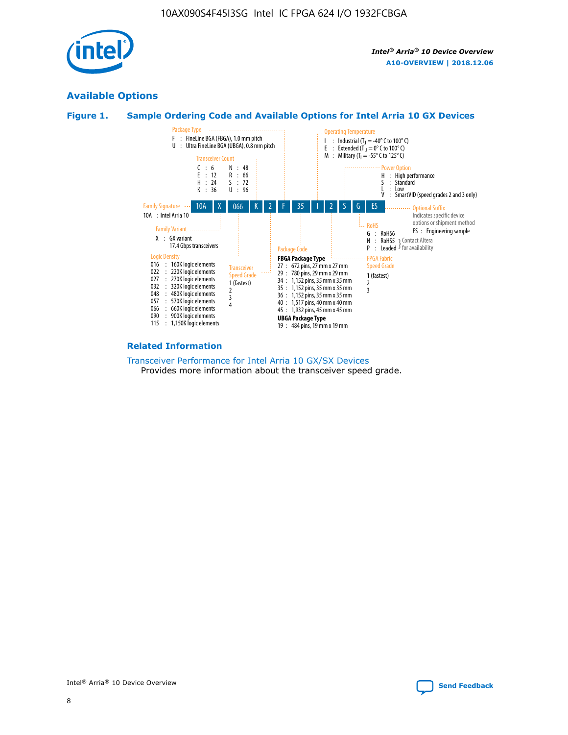## Available Options

### Figure 1. Sample Ordering Code and Available Options for Intel Arria 10 GX Devices

| 10A | X | 066 | K | 2 | F | 35 | I | 2 | S | G | ES |
|---|---|---|---|---|---|---|---|---|---|---|---|

**Family Signature**
10A : Intel Arria 10

**Family Variant**
X : GX variant
17.4 Gbps transceivers

**Logic Density**
016 : 160K logic elements
022 : 220K logic elements
027 : 270K logic elements
032 : 320K logic elements
048 : 480K logic elements
057 : 570K logic elements
066 : 660K logic elements
090 : 900K logic elements
115 : 1,150K logic elements

**Transceiver Count**
C : 6
E : 12
H : 24
K : 36
N : 48
R : 66
S : 72
U : 96

**Transceiver Speed Grade**
1 (fastest)
2
3
4

**Package Type**
F : FineLine BGA (FBGA), 1.0 mm pitch
U : Ultra FineLine BGA (UBGA), 0.8 mm pitch

**Package Code**

**FBGA Package Type**
27 : 672 pins, 27 mm x 27 mm
29 : 780 pins, 29 mm x 29 mm
34 : 1,152 pins, 35 mm x 35 mm
35 : 1,152 pins, 35 mm x 35 mm
36 : 1,152 pins, 35 mm x 35 mm
40 : 1,517 pins, 40 mm x 40 mm
45 : 1,932 pins, 45 mm x 45 mm

**UBGA Package Type**
19 : 484 pins, 19 mm x 19 mm

**Operating Temperature**
I : Industrial ($T_J$ = -40° C to 100° C)
E : Extended ($T_J$ = 0° C to 100° C)
M : Military ($T_J$ = -55° C to 125° C)

**FPGA Fabric Speed Grade**
1 (fastest)
2
3

**Power Option**
H : High performance
S : Standard
L : Low
V : SmartVID (speed grades 2 and 3 only)

**RoHS**
G : RoHS6
N : RoHS5 } Contact Altera for availability
P : Leaded } Contact Altera for availability

**Optional Suffix**
Indicates specific device options or shipment method
ES : Engineering sample

### Related Information

Transceiver Performance for Intel Arria 10 GX/SX Devices
Provides more information about the transceiver speed grade.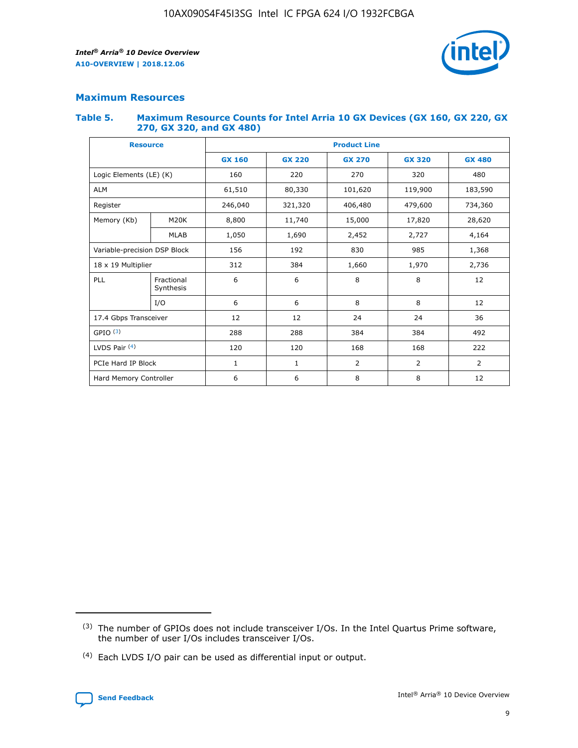## Maximum Resources

### Table 5. Maximum Resource Counts for Intel Arria 10 GX Devices (GX 160, GX 220, GX 270, GX 320, and GX 480)

| Resource | | Product Line | | | | |
|---|---|---|---|---|---|---|
| | | GX 160 | GX 220 | GX 270 | GX 320 | GX 480 |
| Logic Elements (LE) (K) | | 160 | 220 | 270 | 320 | 480 |
| ALM | | 61,510 | 80,330 | 101,620 | 119,900 | 183,590 |
| Register | | 246,040 | 321,320 | 406,480 | 479,600 | 734,360 |
| Memory (Kb) | M20K | 8,800 | 11,740 | 15,000 | 17,820 | 28,620 |
| | MLAB | 1,050 | 1,690 | 2,452 | 2,727 | 4,164 |
| Variable-precision DSP Block | | 156 | 192 | 830 | 985 | 1,368 |
| 18 x 19 Multiplier | | 312 | 384 | 1,660 | 1,970 | 2,736 |
| PLL | Fractional Synthesis | 6 | 6 | 8 | 8 | 12 |
| | I/O | 6 | 6 | 8 | 8 | 12 |
| 17.4 Gbps Transceiver | | 12 | 12 | 24 | 24 | 36 |
| GPIO [(3)] | | 288 | 288 | 384 | 384 | 492 |
| LVDS Pair [(4)] | | 120 | 120 | 168 | 168 | 222 |
| PCIe Hard IP Block | | 1 | 1 | 2 | 2 | 2 |
| Hard Memory Controller | | 6 | 6 | 8 | 8 | 12 |

(3) The number of GPIOs does not include transceiver I/Os. In the Intel Quartus Prime software, the number of user I/Os includes transceiver I/Os.

(4) Each LVDS I/O pair can be used as differential input or output.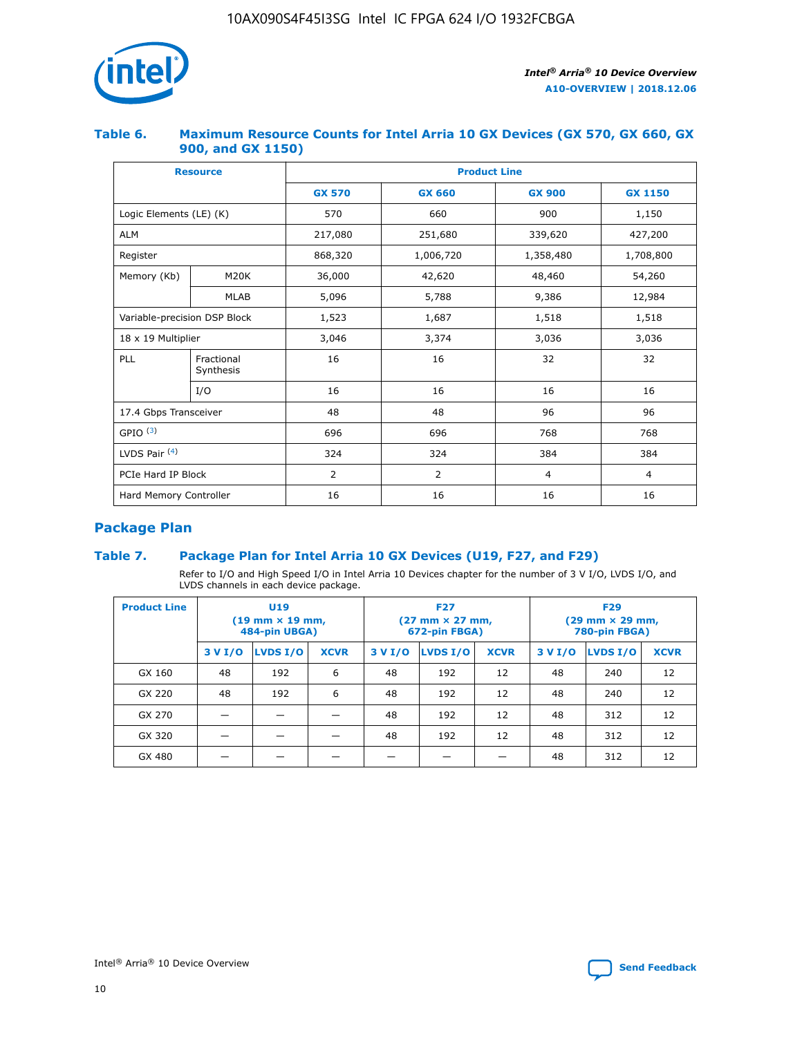### Table 6. Maximum Resource Counts for Intel Arria 10 GX Devices (GX 570, GX 660, GX 900, and GX 1150)

| Resource | | Product Line | | | |
|---|---|---|---|---|---|
| | | GX 570 | GX 660 | GX 900 | GX 1150 |
| Logic Elements (LE) (K) | | 570 | 660 | 900 | 1,150 |
| ALM | | 217,080 | 251,680 | 339,620 | 427,200 |
| Register | | 868,320 | 1,006,720 | 1,358,480 | 1,708,800 |
| Memory (Kb) | M20K | 36,000 | 42,620 | 48,460 | 54,260 |
| | MLAB | 5,096 | 5,788 | 9,386 | 12,984 |
| Variable-precision DSP Block | | 1,523 | 1,687 | 1,518 | 1,518 |
| 18 x 19 Multiplier | | 3,046 | 3,374 | 3,036 | 3,036 |
| PLL | Fractional Synthesis | 16 | 16 | 32 | 32 |
| | I/O | 16 | 16 | 16 | 16 |
| 17.4 Gbps Transceiver | | 48 | 48 | 96 | 96 |
| GPIO [(3)] | | 696 | 696 | 768 | 768 |
| LVDS Pair [(4)] | | 324 | 324 | 384 | 384 |
| PCIe Hard IP Block | | 2 | 2 | 4 | 4 |
| Hard Memory Controller | | 16 | 16 | 16 | 16 |

## Package Plan

### Table 7. Package Plan for Intel Arria 10 GX Devices (U19, F27, and F29)

Refer to I/O and High Speed I/O in Intel Arria 10 Devices chapter for the number of 3 V I/O, LVDS I/O, and LVDS channels in each device package.

| Product Line | U19 (19 mm × 19 mm, 484-pin UBGA) | | | F27 (27 mm × 27 mm, 672-pin FBGA) | | | F29 (29 mm × 29 mm, 780-pin FBGA) | | |
|---|---|---|---|---|---|---|---|---|---|
| | 3 V I/O | LVDS I/O | XCVR | 3 V I/O | LVDS I/O | XCVR | 3 V I/O | LVDS I/O | XCVR |
| GX 160 | 48 | 192 | 6 | 48 | 192 | 12 | 48 | 240 | 12 |
| GX 220 | 48 | 192 | 6 | 48 | 192 | 12 | 48 | 240 | 12 |
| GX 270 | — | — | — | 48 | 192 | 12 | 48 | 312 | 12 |
| GX 320 | — | — | — | 48 | 192 | 12 | 48 | 312 | 12 |
| GX 480 | — | — | — | — | — | — | 48 | 312 | 12 |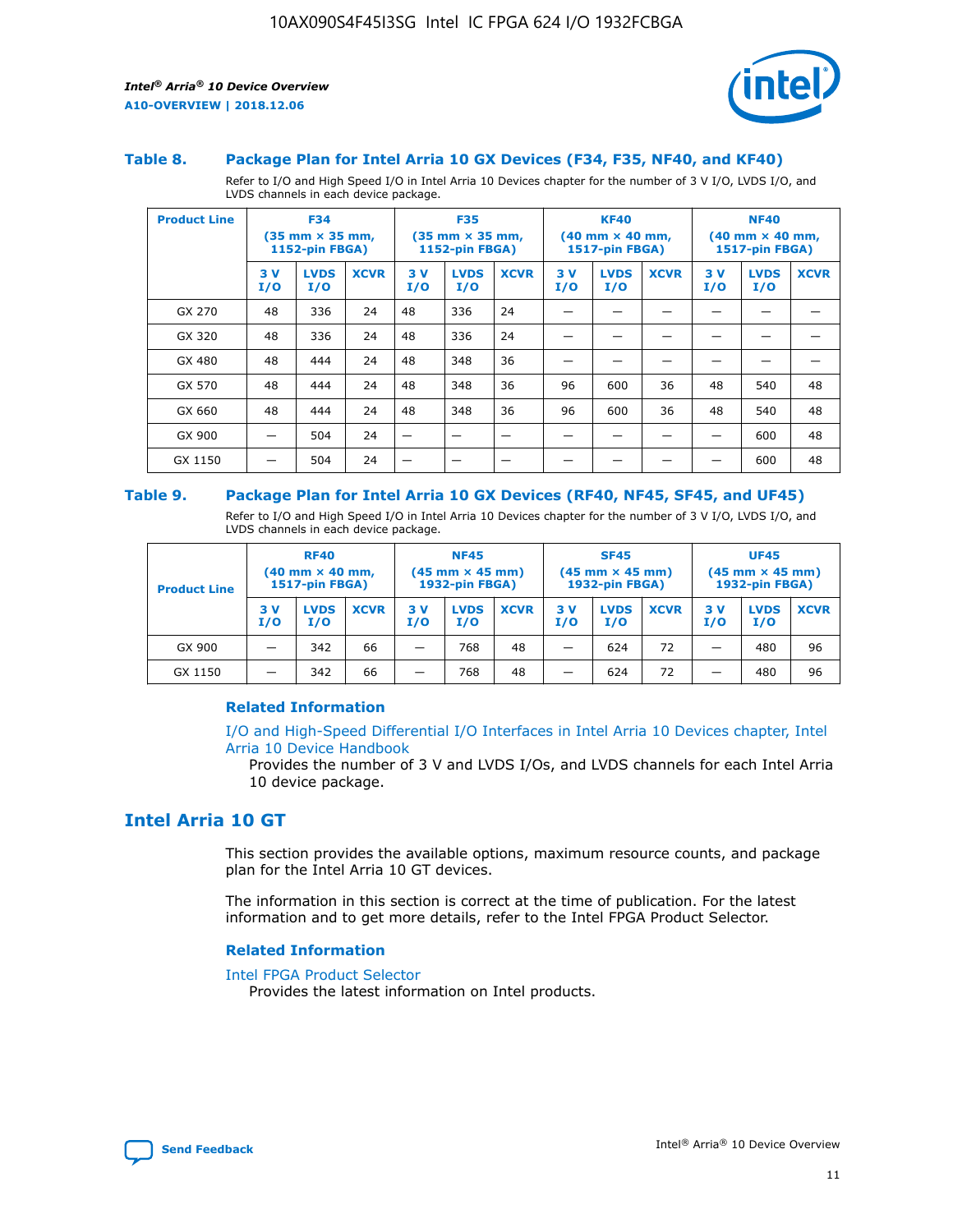### Table 8. Package Plan for Intel Arria 10 GX Devices (F34, F35, NF40, and KF40)

Refer to I/O and High Speed I/O in Intel Arria 10 Devices chapter for the number of 3 V I/O, LVDS I/O, and LVDS channels in each device package.

| Product Line | F34 (35 mm × 35 mm, 1152-pin FBGA) | | | F35 (35 mm × 35 mm, 1152-pin FBGA) | | | KF40 (40 mm × 40 mm, 1517-pin FBGA) | | | NF40 (40 mm × 40 mm, 1517-pin FBGA) | | |
|---|---|---|---|---|---|---|---|---|---|---|---|---|
| | 3 V I/O | LVDS I/O | XCVR | 3 V I/O | LVDS I/O | XCVR | 3 V I/O | LVDS I/O | XCVR | 3 V I/O | LVDS I/O | XCVR |
| GX 270 | 48 | 336 | 24 | 48 | 336 | 24 | — | — | — | — | — | — |
| GX 320 | 48 | 336 | 24 | 48 | 336 | 24 | — | — | — | — | — | — |
| GX 480 | 48 | 444 | 24 | 48 | 348 | 36 | — | — | — | — | — | — |
| GX 570 | 48 | 444 | 24 | 48 | 348 | 36 | 96 | 600 | 36 | 48 | 540 | 48 |
| GX 660 | 48 | 444 | 24 | 48 | 348 | 36 | 96 | 600 | 36 | 48 | 540 | 48 |
| GX 900 | — | 504 | 24 | — | — | — | — | — | — | — | 600 | 48 |
| GX 1150 | — | 504 | 24 | — | — | — | — | — | — | — | 600 | 48 |

### Table 9. Package Plan for Intel Arria 10 GX Devices (RF40, NF45, SF45, and UF45)

Refer to I/O and High Speed I/O in Intel Arria 10 Devices chapter for the number of 3 V I/O, LVDS I/O, and LVDS channels in each device package.

| Product Line | RF40 (40 mm × 40 mm, 1517-pin FBGA) | | | NF45 (45 mm × 45 mm) 1932-pin FBGA) | | | SF45 (45 mm × 45 mm) 1932-pin FBGA) | | | UF45 (45 mm × 45 mm) 1932-pin FBGA) | | |
|---|---|---|---|---|---|---|---|---|---|---|---|---|
| | 3 V I/O | LVDS I/O | XCVR | 3 V I/O | LVDS I/O | XCVR | 3 V I/O | LVDS I/O | XCVR | 3 V I/O | LVDS I/O | XCVR |
| GX 900 | — | 342 | 66 | — | 768 | 48 | — | 624 | 72 | — | 480 | 96 |
| GX 1150 | — | 342 | 66 | — | 768 | 48 | — | 624 | 72 | — | 480 | 96 |

#### Related Information

I/O and High-Speed Differential I/O Interfaces in Intel Arria 10 Devices chapter, Intel Arria 10 Device Handbook

Provides the number of 3 V and LVDS I/Os, and LVDS channels for each Intel Arria 10 device package.

## Intel Arria 10 GT

This section provides the available options, maximum resource counts, and package plan for the Intel Arria 10 GT devices.

The information in this section is correct at the time of publication. For the latest information and to get more details, refer to the Intel FPGA Product Selector.

#### Related Information

Intel FPGA Product Selector

Provides the latest information on Intel products.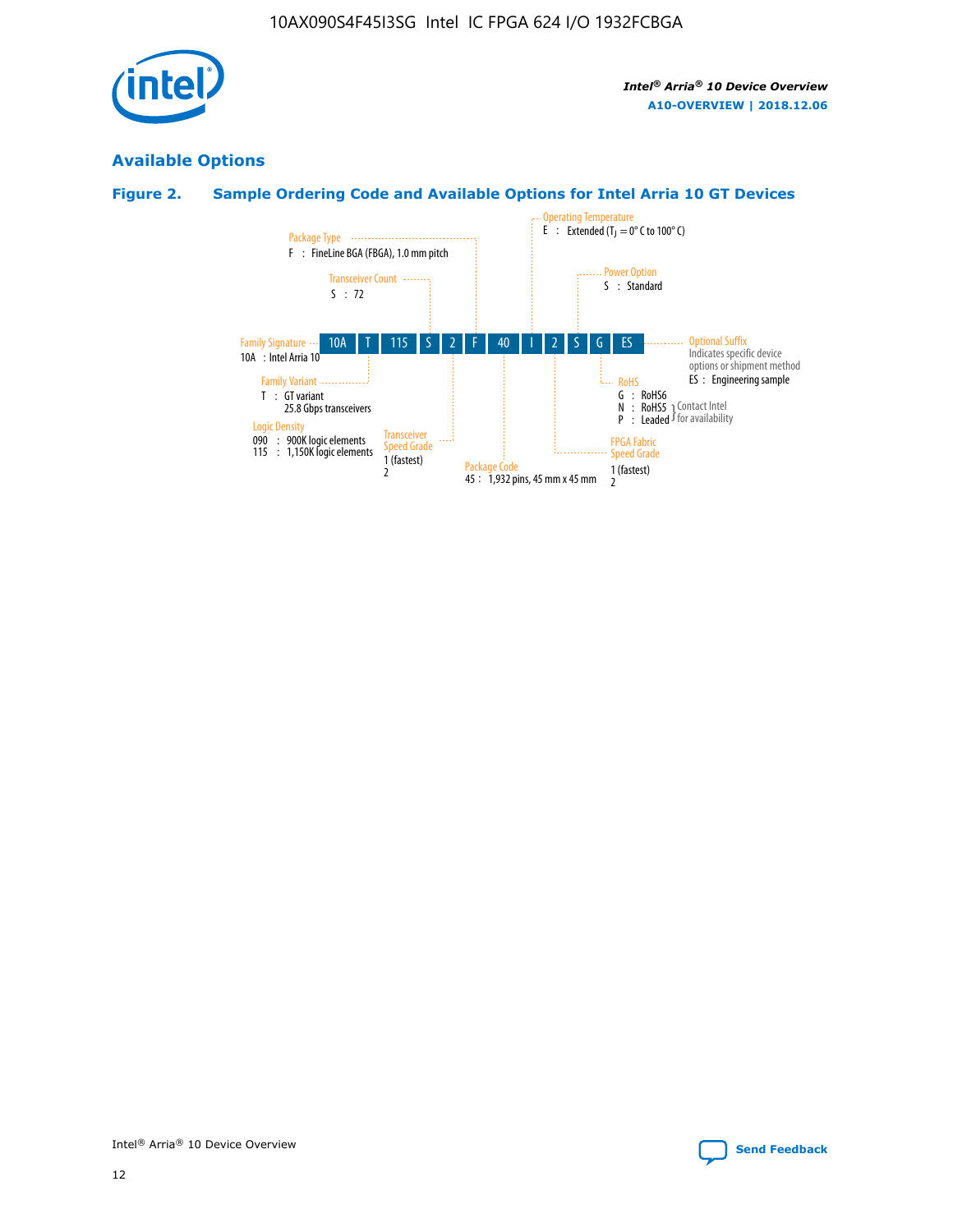## Available Options

### Figure 2. Sample Ordering Code and Available Options for Intel Arria 10 GT Devices

| 10A | T | 115 | S | 2 | F | 40 | I | 2 | S | G | ES |
|---|---|---|---|---|---|---|---|---|---|---|---|

**Family Signature**
10A : Intel Arria 10

**Family Variant**
T : GT variant
25.8 Gbps transceivers

**Logic Density**
090 : 900K logic elements
115 : 1,150K logic elements

**Transceiver Count**
S : 72

**Transceiver Speed Grade**
1 (fastest)
2

**Package Type**
F : FineLine BGA (FBGA), 1.0 mm pitch

**Package Code**
45 : 1,932 pins, 45 mm x 45 mm

**Operating Temperature**
E : Extended ($T_J$ = 0° C to 100° C)

**FPGA Fabric Speed Grade**
1 (fastest)
2

**Power Option**
S : Standard

**RoHS**
G : RoHS6
N : RoHS5 } Contact Intel for availability
P : Leaded } Contact Intel for availability

**Optional Suffix**
Indicates specific device options or shipment method
ES : Engineering sample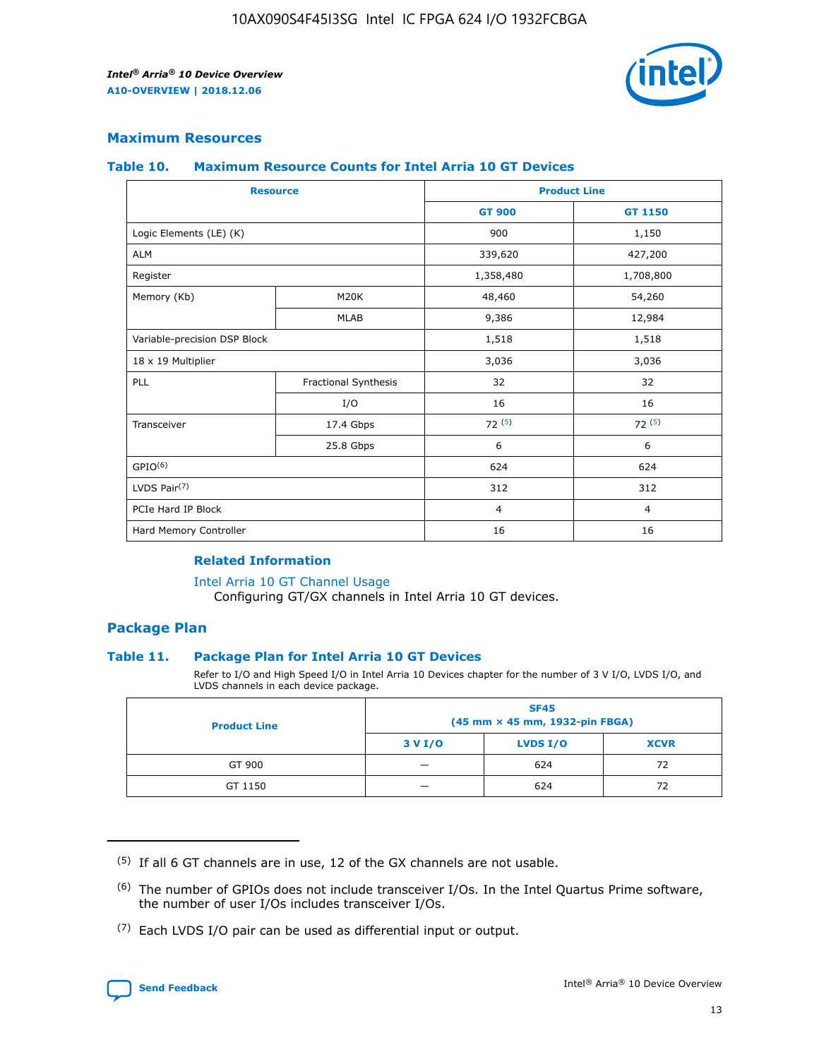## Maximum Resources

### Table 10. Maximum Resource Counts for Intel Arria 10 GT Devices

| Resource | | Product Line | |
|---|---|---|---|
| | | GT 900 | GT 1150 |
| Logic Elements (LE) (K) | | 900 | 1,150 |
| ALM | | 339,620 | 427,200 |
| Register | | 1,358,480 | 1,708,800 |
| Memory (Kb) | M20K | 48,460 | 54,260 |
| | MLAB | 9,386 | 12,984 |
| Variable-precision DSP Block | | 1,518 | 1,518 |
| 18 x 19 Multiplier | | 3,036 | 3,036 |
| PLL | Fractional Synthesis | 32 | 32 |
| | I/O | 16 | 16 |
| Transceiver | 17.4 Gbps | 72 [5] | 72 [5] |
| | 25.8 Gbps | 6 | 6 |
| GPIO[6] | | 624 | 624 |
| LVDS Pair[7] | | 312 | 312 |
| PCIe Hard IP Block | | 4 | 4 |
| Hard Memory Controller | | 16 | 16 |

#### Related Information

Intel Arria 10 GT Channel Usage
Configuring GT/GX channels in Intel Arria 10 GT devices.

## Package Plan

### Table 11. Package Plan for Intel Arria 10 GT Devices

Refer to I/O and High Speed I/O in Intel Arria 10 Devices chapter for the number of 3 V I/O, LVDS I/O, and LVDS channels in each device package.

| Product Line | SF45 (45 mm × 45 mm, 1932-pin FBGA) | | |
|---|---|---|---|
| | 3 V I/O | LVDS I/O | XCVR |
| GT 900 | — | 624 | 72 |
| GT 1150 | — | 624 | 72 |

(5) If all 6 GT channels are in use, 12 of the GX channels are not usable.

(6) The number of GPIOs does not include transceiver I/Os. In the Intel Quartus Prime software, the number of user I/Os includes transceiver I/Os.

(7) Each LVDS I/O pair can be used as differential input or output.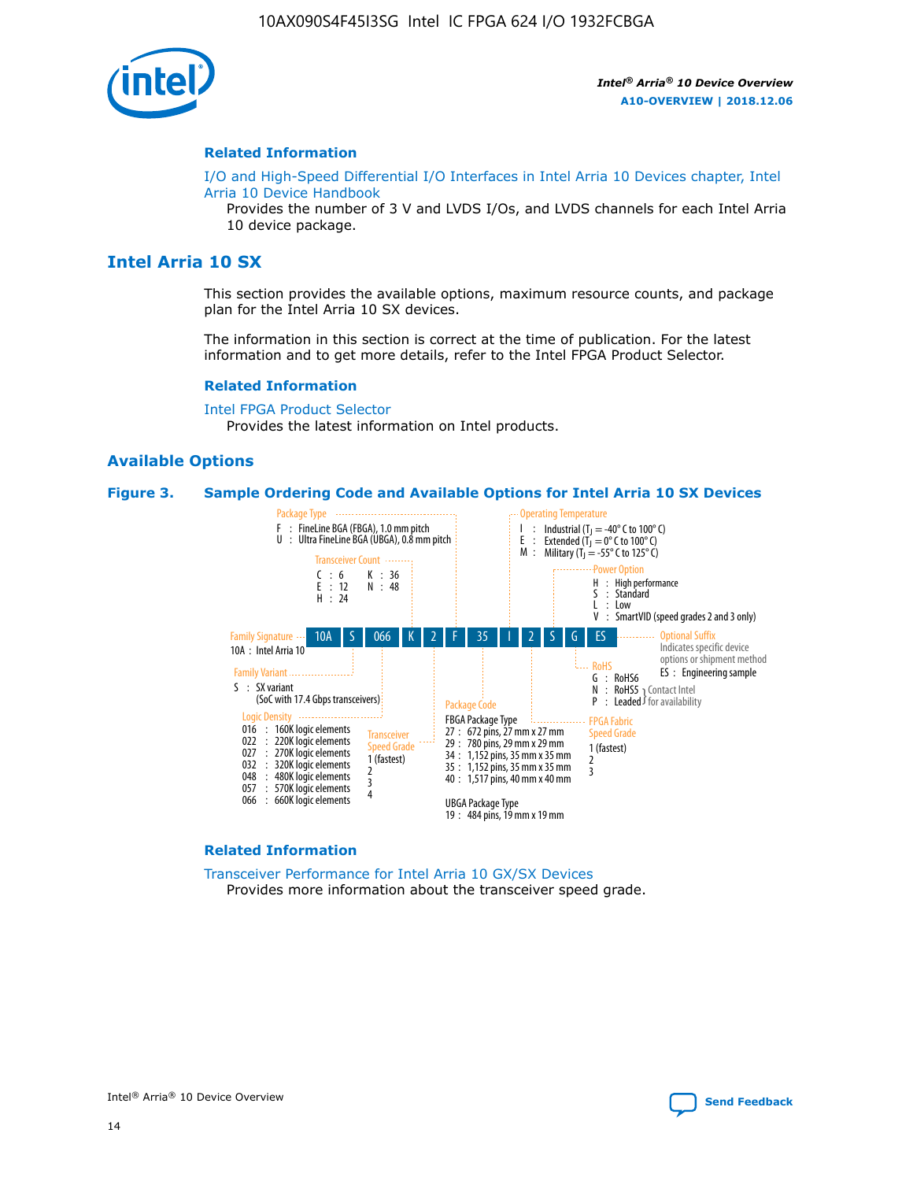#### Related Information

I/O and High-Speed Differential I/O Interfaces in Intel Arria 10 Devices chapter, Intel Arria 10 Device Handbook

Provides the number of 3 V and LVDS I/Os, and LVDS channels for each Intel Arria 10 device package.

## Intel Arria 10 SX

This section provides the available options, maximum resource counts, and package plan for the Intel Arria 10 SX devices.

The information in this section is correct at the time of publication. For the latest information and to get more details, refer to the Intel FPGA Product Selector.

#### Related Information

Intel FPGA Product Selector

Provides the latest information on Intel products.

### Available Options

**Figure 3. Sample Ordering Code and Available Options for Intel Arria 10 SX Devices**

Sample ordering code: 10A S 066 K 2 F 35 I 2 S G ES

- **Family Signature**
  - 10A : Intel Arria 10
- **Family Variant**
  - S : SX variant (SoC with 17.4 Gbps transceivers)
- **Logic Density**
  - 016 : 160K logic elements
  - 022 : 220K logic elements
  - 027 : 270K logic elements
  - 032 : 320K logic elements
  - 048 : 480K logic elements
  - 057 : 570K logic elements
  - 066 : 660K logic elements
- **Transceiver Count**
  - C : 6
  - E : 12
  - H : 24
  - K : 36
  - N : 48
- **Transceiver Speed Grade**
  - 1 (fastest)
  - 2
  - 3
  - 4
- **Package Type**
  - F : FineLine BGA (FBGA), 1.0 mm pitch
  - U : Ultra FineLine BGA (UBGA), 0.8 mm pitch
- **Package Code**
  - FBGA Package Type
    - 27 : 672 pins, 27 mm x 27 mm
    - 29 : 780 pins, 29 mm x 29 mm
    - 34 : 1,152 pins, 35 mm x 35 mm
    - 35 : 1,152 pins, 35 mm x 35 mm
    - 40 : 1,517 pins, 40 mm x 40 mm
  - UBGA Package Type
    - 19 : 484 pins, 19 mm x 19 mm
- **Operating Temperature**
  - I : Industrial ($T_J$ = -40° C to 100° C)
  - E : Extended ($T_J$ = 0° C to 100° C)
  - M : Military ($T_J$ = -55° C to 125° C)
- **FPGA Fabric Speed Grade**
  - 1 (fastest)
  - 2
  - 3
- **Power Option**
  - H : High performance
  - S : Standard
  - L : Low
  - V : SmartVID (speed grades 2 and 3 only)
- **RoHS**
  - G : RoHS6
  - N : RoHS5 (Contact Intel for availability)
  - P : Leaded (Contact Intel for availability)
- **Optional Suffix**
  - Indicates specific device options or shipment method
  - ES : Engineering sample

#### Related Information

Transceiver Performance for Intel Arria 10 GX/SX Devices

Provides more information about the transceiver speed grade.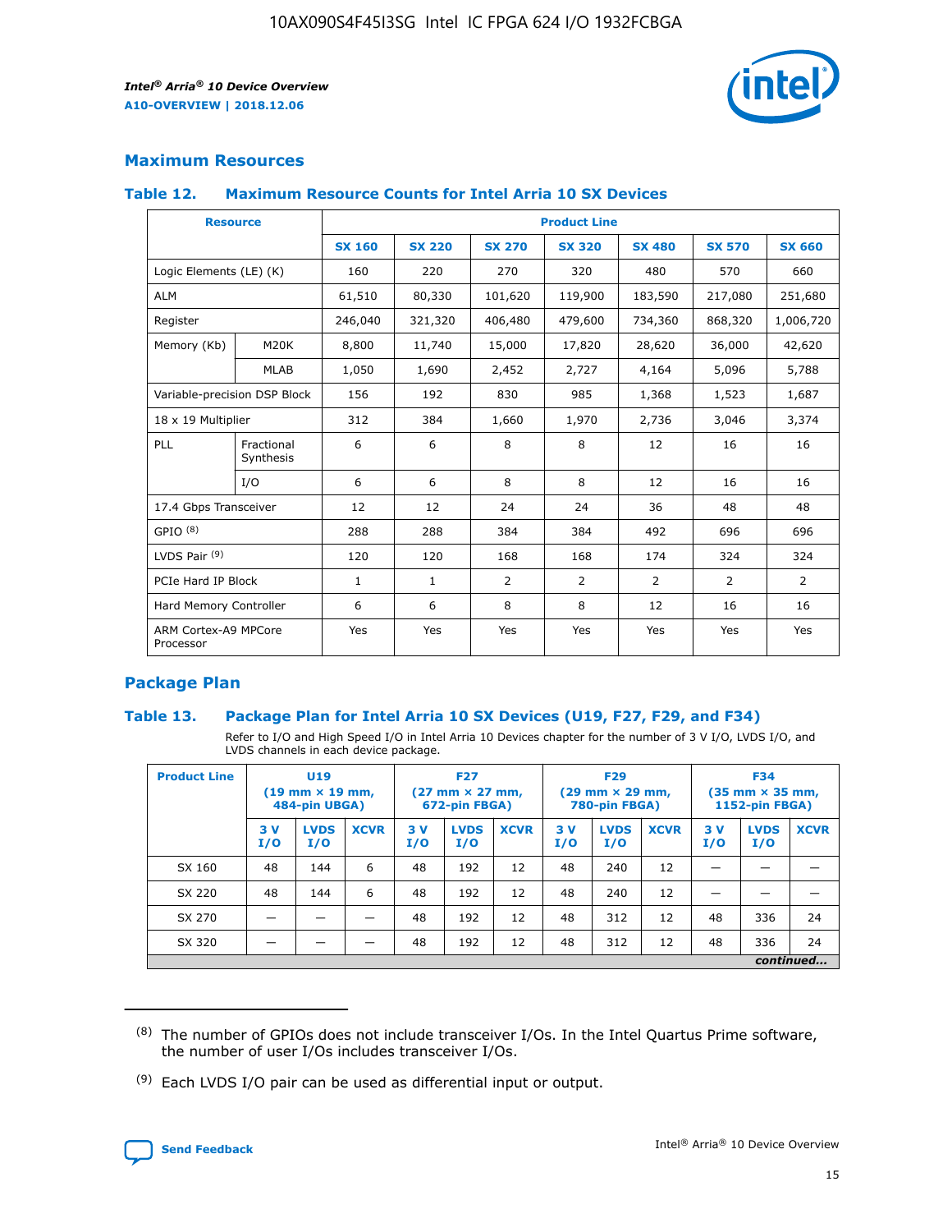## Maximum Resources

### Table 12. Maximum Resource Counts for Intel Arria 10 SX Devices

| Resource | | Product Line | | | | | | |
|---|---|---|---|---|---|---|---|---|
| | | SX 160 | SX 220 | SX 270 | SX 320 | SX 480 | SX 570 | SX 660 |
| Logic Elements (LE) (K) | | 160 | 220 | 270 | 320 | 480 | 570 | 660 |
| ALM | | 61,510 | 80,330 | 101,620 | 119,900 | 183,590 | 217,080 | 251,680 |
| Register | | 246,040 | 321,320 | 406,480 | 479,600 | 734,360 | 868,320 | 1,006,720 |
| Memory (Kb) | M20K | 8,800 | 11,740 | 15,000 | 17,820 | 28,620 | 36,000 | 42,620 |
| | MLAB | 1,050 | 1,690 | 2,452 | 2,727 | 4,164 | 5,096 | 5,788 |
| Variable-precision DSP Block | | 156 | 192 | 830 | 985 | 1,368 | 1,523 | 1,687 |
| 18 x 19 Multiplier | | 312 | 384 | 1,660 | 1,970 | 2,736 | 3,046 | 3,374 |
| PLL | Fractional Synthesis | 6 | 6 | 8 | 8 | 12 | 16 | 16 |
| | I/O | 6 | 6 | 8 | 8 | 12 | 16 | 16 |
| 17.4 Gbps Transceiver | | 12 | 12 | 24 | 24 | 36 | 48 | 48 |
| GPIO [8] | | 288 | 288 | 384 | 384 | 492 | 696 | 696 |
| LVDS Pair [9] | | 120 | 120 | 168 | 168 | 174 | 324 | 324 |
| PCIe Hard IP Block | | 1 | 1 | 2 | 2 | 2 | 2 | 2 |
| Hard Memory Controller | | 6 | 6 | 8 | 8 | 12 | 16 | 16 |
| ARM Cortex-A9 MPCore Processor | | Yes | Yes | Yes | Yes | Yes | Yes | Yes |

## Package Plan

### Table 13. Package Plan for Intel Arria 10 SX Devices (U19, F27, F29, and F34)

Refer to I/O and High Speed I/O in Intel Arria 10 Devices chapter for the number of 3 V I/O, LVDS I/O, and LVDS channels in each device package.

| Product Line | U19 (19 mm × 19 mm, 484-pin UBGA) | | | F27 (27 mm × 27 mm, 672-pin FBGA) | | | F29 (29 mm × 29 mm, 780-pin FBGA) | | | F34 (35 mm × 35 mm, 1152-pin FBGA) | | |
|---|---|---|---|---|---|---|---|---|---|---|---|---|
| | 3 V I/O | LVDS I/O | XCVR | 3 V I/O | LVDS I/O | XCVR | 3 V I/O | LVDS I/O | XCVR | 3 V I/O | LVDS I/O | XCVR |
| SX 160 | 48 | 144 | 6 | 48 | 192 | 12 | 48 | 240 | 12 | — | — | — |
| SX 220 | 48 | 144 | 6 | 48 | 192 | 12 | 48 | 240 | 12 | — | — | — |
| SX 270 | — | — | — | 48 | 192 | 12 | 48 | 312 | 12 | 48 | 336 | 24 |
| SX 320 | — | — | — | 48 | 192 | 12 | 48 | 312 | 12 | 48 | 336 | 24 |

*continued...*

(8) The number of GPIOs does not include transceiver I/Os. In the Intel Quartus Prime software, the number of user I/Os includes transceiver I/Os.

(9) Each LVDS I/O pair can be used as differential input or output.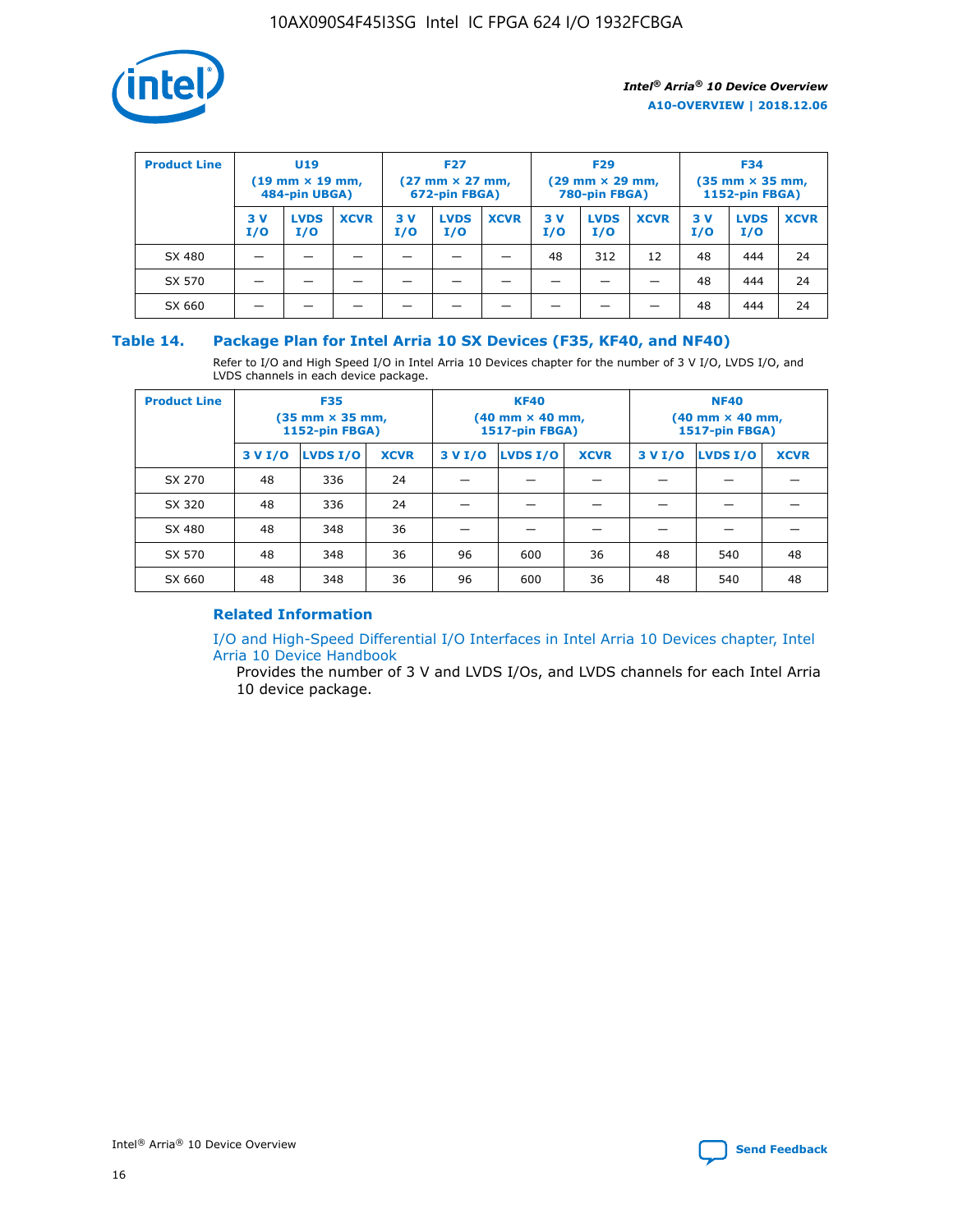| Product Line | U19 (19 mm × 19 mm, 484-pin UBGA) | | | F27 (27 mm × 27 mm, 672-pin FBGA) | | | F29 (29 mm × 29 mm, 780-pin FBGA) | | | F34 (35 mm × 35 mm, 1152-pin FBGA) | | |
|---|---|---|---|---|---|---|---|---|---|---|---|---|
| | 3 V I/O | LVDS I/O | XCVR | 3 V I/O | LVDS I/O | XCVR | 3 V I/O | LVDS I/O | XCVR | 3 V I/O | LVDS I/O | XCVR |
| SX 480 | — | — | — | — | — | — | 48 | 312 | 12 | 48 | 444 | 24 |
| SX 570 | — | — | — | — | — | — | — | — | — | 48 | 444 | 24 |
| SX 660 | — | — | — | — | — | — | — | — | — | 48 | 444 | 24 |

### Table 14. Package Plan for Intel Arria 10 SX Devices (F35, KF40, and NF40)

Refer to I/O and High Speed I/O in Intel Arria 10 Devices chapter for the number of 3 V I/O, LVDS I/O, and LVDS channels in each device package.

| Product Line | F35 (35 mm × 35 mm, 1152-pin FBGA) | | | KF40 (40 mm × 40 mm, 1517-pin FBGA) | | | NF40 (40 mm × 40 mm, 1517-pin FBGA) | | |
|---|---|---|---|---|---|---|---|---|---|
| | 3 V I/O | LVDS I/O | XCVR | 3 V I/O | LVDS I/O | XCVR | 3 V I/O | LVDS I/O | XCVR |
| SX 270 | 48 | 336 | 24 | — | — | — | — | — | — |
| SX 320 | 48 | 336 | 24 | — | — | — | — | — | — |
| SX 480 | 48 | 348 | 36 | — | — | — | — | — | — |
| SX 570 | 48 | 348 | 36 | 96 | 600 | 36 | 48 | 540 | 48 |
| SX 660 | 48 | 348 | 36 | 96 | 600 | 36 | 48 | 540 | 48 |

#### Related Information

I/O and High-Speed Differential I/O Interfaces in Intel Arria 10 Devices chapter, Intel Arria 10 Device Handbook

Provides the number of 3 V and LVDS I/Os, and LVDS channels for each Intel Arria 10 device package.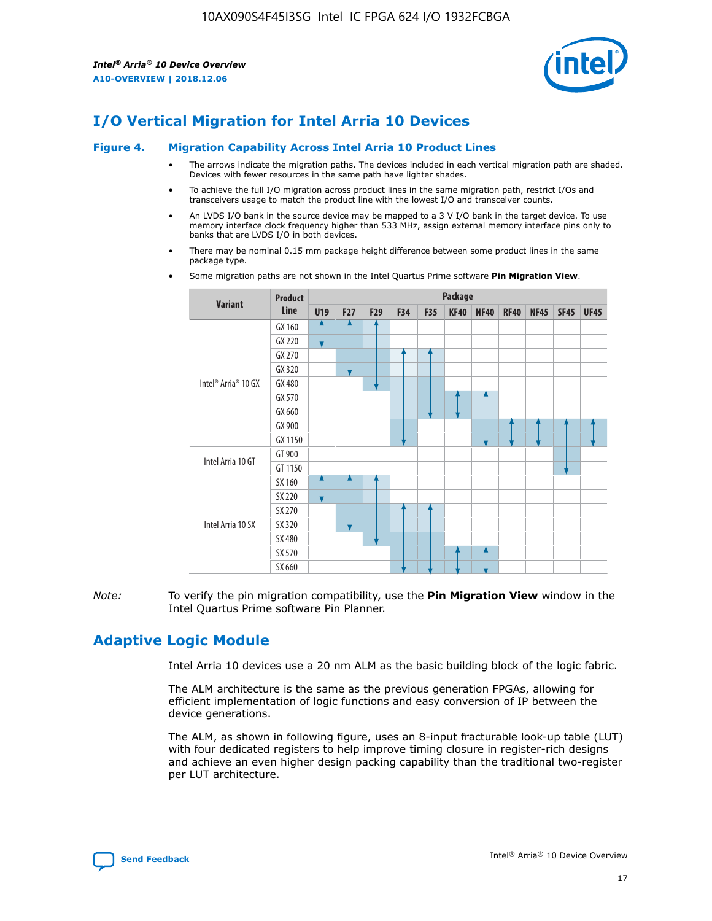# I/O Vertical Migration for Intel Arria 10 Devices

**Figure 4. Migration Capability Across Intel Arria 10 Product Lines**

- The arrows indicate the migration paths. The devices included in each vertical migration path are shaded. Devices with fewer resources in the same path have lighter shades.
- To achieve the full I/O migration across product lines in the same migration path, restrict I/Os and transceivers usage to match the product line with the lowest I/O and transceiver counts.
- An LVDS I/O bank in the source device may be mapped to a 3 V I/O bank in the target device. To use memory interface clock frequency higher than 533 MHz, assign external memory interface pins only to banks that are LVDS I/O in both devices.
- There may be nominal 0.15 mm package height difference between some product lines in the same package type.
- Some migration paths are not shown in the Intel Quartus Prime software **Pin Migration View**.

| Variant | Product Line | U19 | F27 | F29 | F34 | F35 | KF40 | NF40 | RF40 | NF45 | SF45 | UF45 |
|---|---|---|---|---|---|---|---|---|---|---|---|---|
| Intel® Arria® 10 GX | GX 160 | | | | | | | | | | | |
| | GX 220 | | | | | | | | | | | |
| | GX 270 | | | | | | | | | | | |
| | GX 320 | | | | | | | | | | | |
| | GX 480 | | | | | | | | | | | |
| | GX 570 | | | | | | | | | | | |
| | GX 660 | | | | | | | | | | | |
| | GX 900 | | | | | | | | | | | |
| | GX 1150 | | | | | | | | | | | |
| Intel Arria 10 GT | GT 900 | | | | | | | | | | | |
| | GT 1150 | | | | | | | | | | | |
| Intel Arria 10 SX | SX 160 | | | | | | | | | | | |
| | SX 220 | | | | | | | | | | | |
| | SX 270 | | | | | | | | | | | |
| | SX 320 | | | | | | | | | | | |
| | SX 480 | | | | | | | | | | | |
| | SX 570 | | | | | | | | | | | |
| | SX 660 | | | | | | | | | | | |

*Note:* To verify the pin migration compatibility, use the **Pin Migration View** window in the Intel Quartus Prime software Pin Planner.

# Adaptive Logic Module

Intel Arria 10 devices use a 20 nm ALM as the basic building block of the logic fabric.

The ALM architecture is the same as the previous generation FPGAs, allowing for efficient implementation of logic functions and easy conversion of IP between the device generations.

The ALM, as shown in following figure, uses an 8-input fracturable look-up table (LUT) with four dedicated registers to help improve timing closure in register-rich designs and achieve an even higher design packing capability than the traditional two-register per LUT architecture.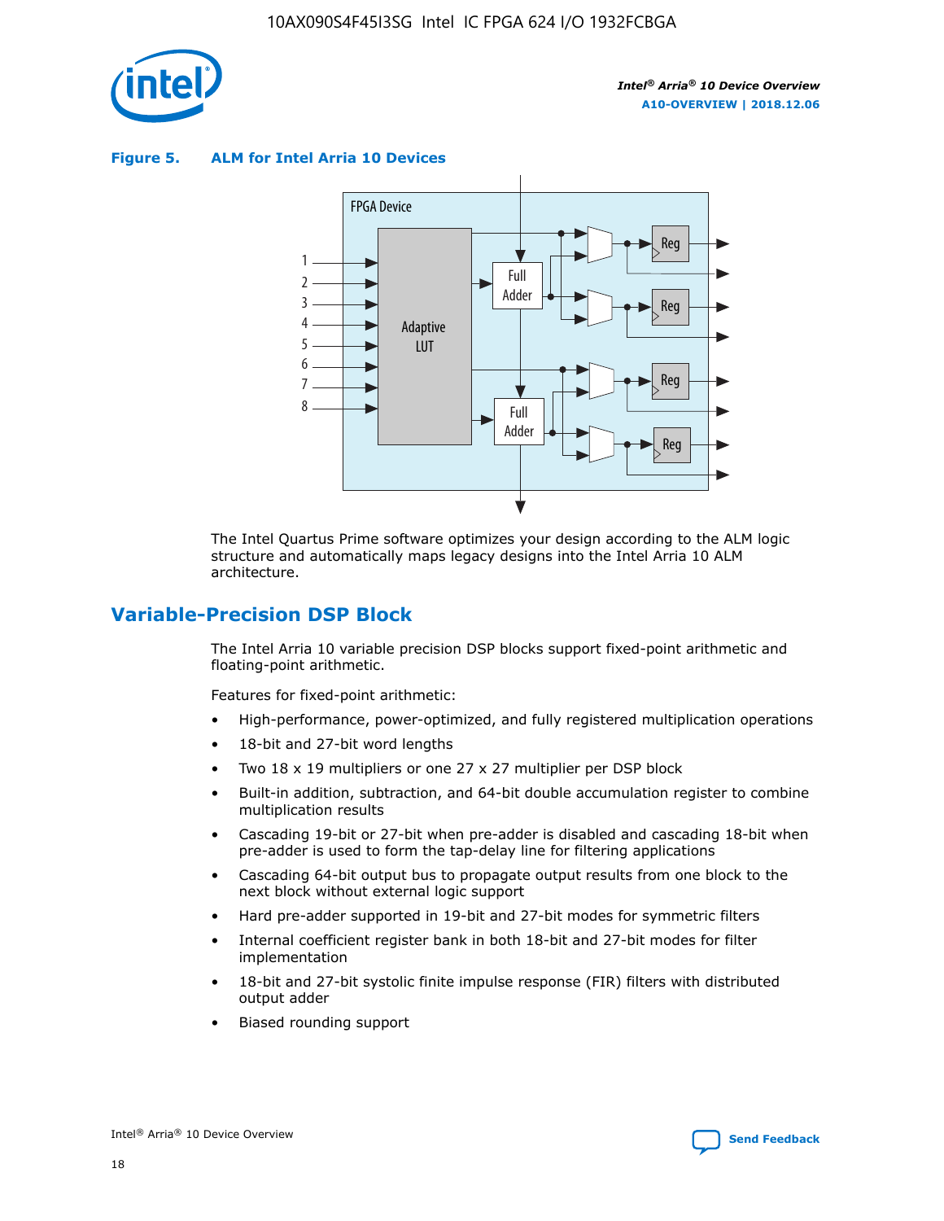**Figure 5. ALM for Intel Arria 10 Devices**

The Intel Quartus Prime software optimizes your design according to the ALM logic structure and automatically maps legacy designs into the Intel Arria 10 ALM architecture.

## Variable-Precision DSP Block

The Intel Arria 10 variable precision DSP blocks support fixed-point arithmetic and floating-point arithmetic.

Features for fixed-point arithmetic:

- High-performance, power-optimized, and fully registered multiplication operations
- 18-bit and 27-bit word lengths
- Two 18 x 19 multipliers or one 27 x 27 multiplier per DSP block
- Built-in addition, subtraction, and 64-bit double accumulation register to combine multiplication results
- Cascading 19-bit or 27-bit when pre-adder is disabled and cascading 18-bit when pre-adder is used to form the tap-delay line for filtering applications
- Cascading 64-bit output bus to propagate output results from one block to the next block without external logic support
- Hard pre-adder supported in 19-bit and 27-bit modes for symmetric filters
- Internal coefficient register bank in both 18-bit and 27-bit modes for filter implementation
- 18-bit and 27-bit systolic finite impulse response (FIR) filters with distributed output adder
- Biased rounding support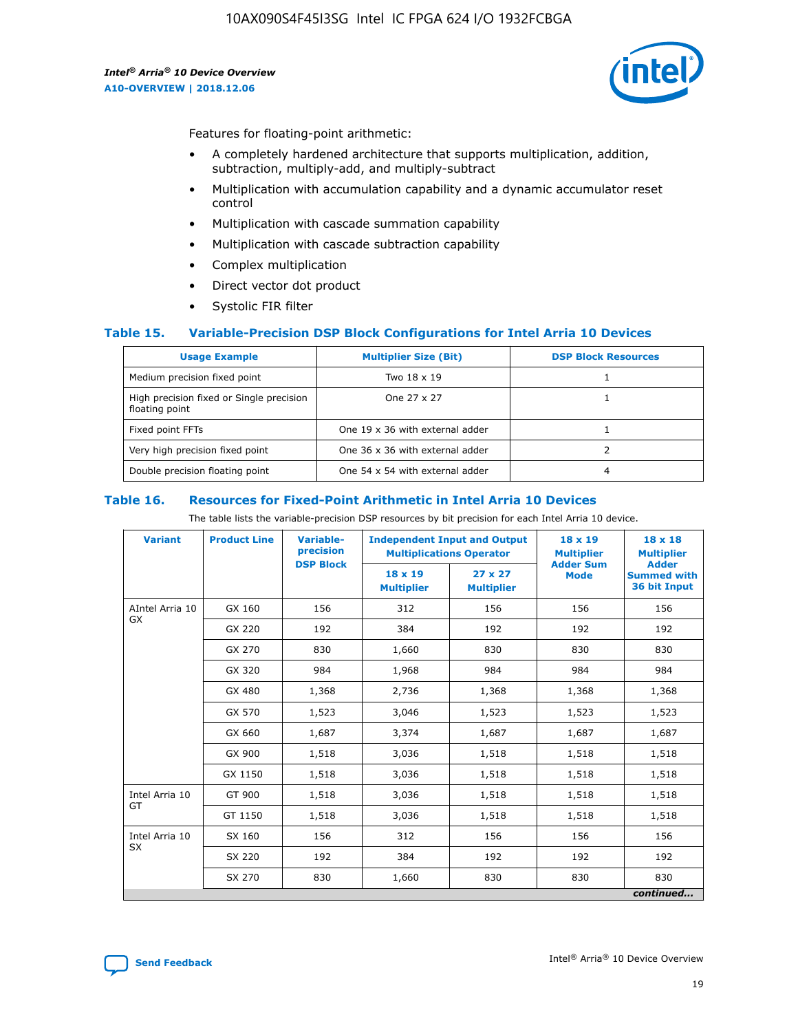Features for floating-point arithmetic:

- A completely hardened architecture that supports multiplication, addition, subtraction, multiply-add, and multiply-subtract
- Multiplication with accumulation capability and a dynamic accumulator reset control
- Multiplication with cascade summation capability
- Multiplication with cascade subtraction capability
- Complex multiplication
- Direct vector dot product
- Systolic FIR filter

### Table 15. Variable-Precision DSP Block Configurations for Intel Arria 10 Devices

| Usage Example | Multiplier Size (Bit) | DSP Block Resources |
|---|---|---|
| Medium precision fixed point | Two 18 x 19 | 1 |
| High precision fixed or Single precision floating point | One 27 x 27 | 1 |
| Fixed point FFTs | One 19 x 36 with external adder | 1 |
| Very high precision fixed point | One 36 x 36 with external adder | 2 |
| Double precision floating point | One 54 x 54 with external adder | 4 |

### Table 16. Resources for Fixed-Point Arithmetic in Intel Arria 10 Devices

The table lists the variable-precision DSP resources by bit precision for each Intel Arria 10 device.

| Variant | Product Line | Variable-precision DSP Block | Independent Input and Output Multiplications Operator | | 18 x 19 Multiplier Adder Sum Mode | 18 x 18 Multiplier Adder Summed with 36 bit Input |
|---|---|---|---|---|---|---|
| | | | 18 x 19 Multiplier | 27 x 27 Multiplier | | |
| AIntel Arria 10 GX | GX 160 | 156 | 312 | 156 | 156 | 156 |
| | GX 220 | 192 | 384 | 192 | 192 | 192 |
| | GX 270 | 830 | 1,660 | 830 | 830 | 830 |
| | GX 320 | 984 | 1,968 | 984 | 984 | 984 |
| | GX 480 | 1,368 | 2,736 | 1,368 | 1,368 | 1,368 |
| | GX 570 | 1,523 | 3,046 | 1,523 | 1,523 | 1,523 |
| | GX 660 | 1,687 | 3,374 | 1,687 | 1,687 | 1,687 |
| | GX 900 | 1,518 | 3,036 | 1,518 | 1,518 | 1,518 |
| | GX 1150 | 1,518 | 3,036 | 1,518 | 1,518 | 1,518 |
| Intel Arria 10 GT | GT 900 | 1,518 | 3,036 | 1,518 | 1,518 | 1,518 |
| | GT 1150 | 1,518 | 3,036 | 1,518 | 1,518 | 1,518 |
| Intel Arria 10 SX | SX 160 | 156 | 312 | 156 | 156 | 156 |
| | SX 220 | 192 | 384 | 192 | 192 | 192 |
| | SX 270 | 830 | 1,660 | 830 | 830 | 830 |

*continued...*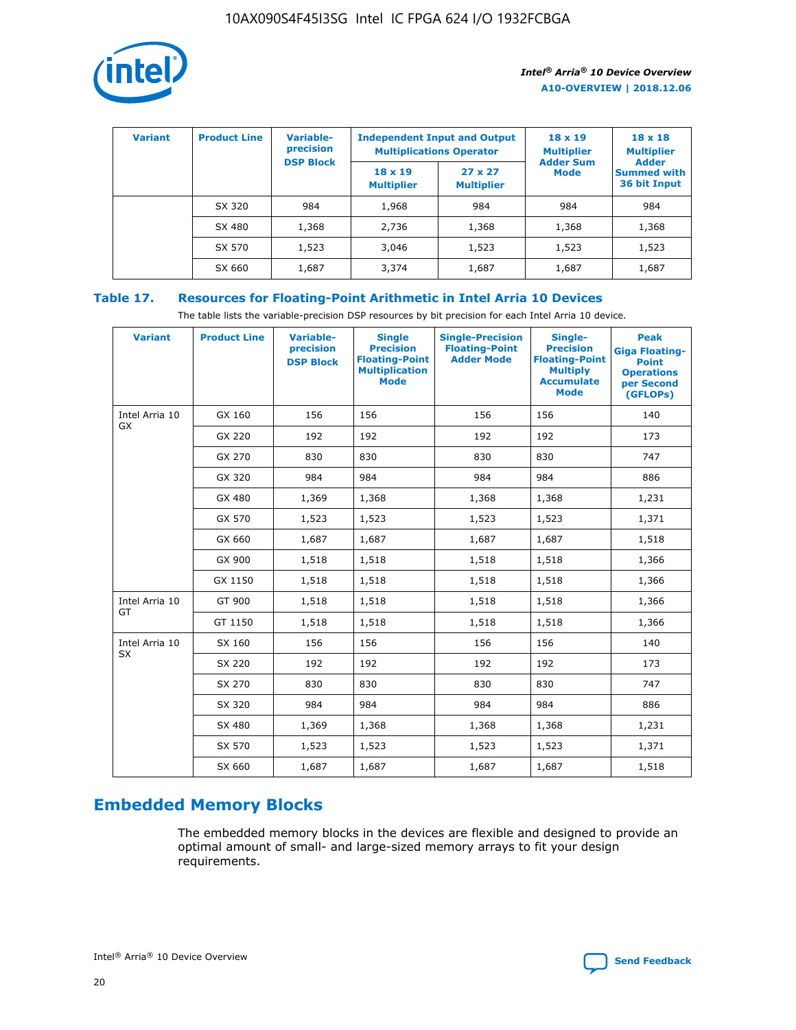| Variant | Product Line | Variable-precision DSP Block | Independent Input and Output Multiplications Operator | | 18 x 19 Multiplier Adder Sum Mode | 18 x 18 Multiplier Adder Summed with 36 bit Input |
|---|---|---|---|---|---|---|
| | | | 18 x 19 Multiplier | 27 x 27 Multiplier | | |
| | SX 320 | 984 | 1,968 | 984 | 984 | 984 |
| | SX 480 | 1,368 | 2,736 | 1,368 | 1,368 | 1,368 |
| | SX 570 | 1,523 | 3,046 | 1,523 | 1,523 | 1,523 |
| | SX 660 | 1,687 | 3,374 | 1,687 | 1,687 | 1,687 |

**Table 17. Resources for Floating-Point Arithmetic in Intel Arria 10 Devices**

The table lists the variable-precision DSP resources by bit precision for each Intel Arria 10 device.

| Variant | Product Line | Variable-precision DSP Block | Single Precision Floating-Point Multiplication Mode | Single-Precision Floating-Point Adder Mode | Single-Precision Floating-Point Multiply Accumulate Mode | Peak Giga Floating-Point Operations per Second (GFLOPs) |
|---|---|---|---|---|---|---|
| Intel Arria 10 GX | GX 160 | 156 | 156 | 156 | 156 | 140 |
| | GX 220 | 192 | 192 | 192 | 192 | 173 |
| | GX 270 | 830 | 830 | 830 | 830 | 747 |
| | GX 320 | 984 | 984 | 984 | 984 | 886 |
| | GX 480 | 1,369 | 1,368 | 1,368 | 1,368 | 1,231 |
| | GX 570 | 1,523 | 1,523 | 1,523 | 1,523 | 1,371 |
| | GX 660 | 1,687 | 1,687 | 1,687 | 1,687 | 1,518 |
| | GX 900 | 1,518 | 1,518 | 1,518 | 1,518 | 1,366 |
| | GX 1150 | 1,518 | 1,518 | 1,518 | 1,518 | 1,366 |
| Intel Arria 10 GT | GT 900 | 1,518 | 1,518 | 1,518 | 1,518 | 1,366 |
| | GT 1150 | 1,518 | 1,518 | 1,518 | 1,518 | 1,366 |
| Intel Arria 10 SX | SX 160 | 156 | 156 | 156 | 156 | 140 |
| | SX 220 | 192 | 192 | 192 | 192 | 173 |
| | SX 270 | 830 | 830 | 830 | 830 | 747 |
| | SX 320 | 984 | 984 | 984 | 984 | 886 |
| | SX 480 | 1,369 | 1,368 | 1,368 | 1,368 | 1,231 |
| | SX 570 | 1,523 | 1,523 | 1,523 | 1,523 | 1,371 |
| | SX 660 | 1,687 | 1,687 | 1,687 | 1,687 | 1,518 |

## Embedded Memory Blocks

The embedded memory blocks in the devices are flexible and designed to provide an optimal amount of small- and large-sized memory arrays to fit your design requirements.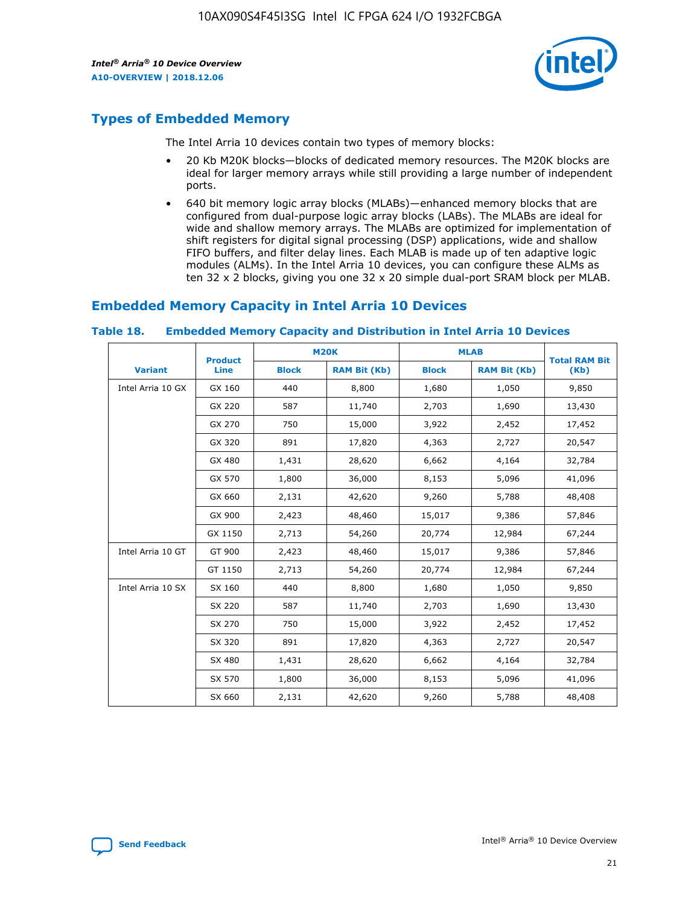## Types of Embedded Memory

The Intel Arria 10 devices contain two types of memory blocks:

- 20 Kb M20K blocks—blocks of dedicated memory resources. The M20K blocks are ideal for larger memory arrays while still providing a large number of independent ports.
- 640 bit memory logic array blocks (MLABs)—enhanced memory blocks that are configured from dual-purpose logic array blocks (LABs). The MLABs are ideal for wide and shallow memory arrays. The MLABs are optimized for implementation of shift registers for digital signal processing (DSP) applications, wide and shallow FIFO buffers, and filter delay lines. Each MLAB is made up of ten adaptive logic modules (ALMs). In the Intel Arria 10 devices, you can configure these ALMs as ten 32 x 2 blocks, giving you one 32 x 20 simple dual-port SRAM block per MLAB.

## Embedded Memory Capacity in Intel Arria 10 Devices

**Table 18. Embedded Memory Capacity and Distribution in Intel Arria 10 Devices**

| Variant | Product Line | M20K | | MLAB | | Total RAM Bit (Kb) |
|---|---|---|---|---|---|---|
| | | Block | RAM Bit (Kb) | Block | RAM Bit (Kb) | |
| Intel Arria 10 GX | GX 160 | 440 | 8,800 | 1,680 | 1,050 | 9,850 |
| | GX 220 | 587 | 11,740 | 2,703 | 1,690 | 13,430 |
| | GX 270 | 750 | 15,000 | 3,922 | 2,452 | 17,452 |
| | GX 320 | 891 | 17,820 | 4,363 | 2,727 | 20,547 |
| | GX 480 | 1,431 | 28,620 | 6,662 | 4,164 | 32,784 |
| | GX 570 | 1,800 | 36,000 | 8,153 | 5,096 | 41,096 |
| | GX 660 | 2,131 | 42,620 | 9,260 | 5,788 | 48,408 |
| | GX 900 | 2,423 | 48,460 | 15,017 | 9,386 | 57,846 |
| | GX 1150 | 2,713 | 54,260 | 20,774 | 12,984 | 67,244 |
| Intel Arria 10 GT | GT 900 | 2,423 | 48,460 | 15,017 | 9,386 | 57,846 |
| | GT 1150 | 2,713 | 54,260 | 20,774 | 12,984 | 67,244 |
| Intel Arria 10 SX | SX 160 | 440 | 8,800 | 1,680 | 1,050 | 9,850 |
| | SX 220 | 587 | 11,740 | 2,703 | 1,690 | 13,430 |
| | SX 270 | 750 | 15,000 | 3,922 | 2,452 | 17,452 |
| | SX 320 | 891 | 17,820 | 4,363 | 2,727 | 20,547 |
| | SX 480 | 1,431 | 28,620 | 6,662 | 4,164 | 32,784 |
| | SX 570 | 1,800 | 36,000 | 8,153 | 5,096 | 41,096 |
| | SX 660 | 2,131 | 42,620 | 9,260 | 5,788 | 48,408 |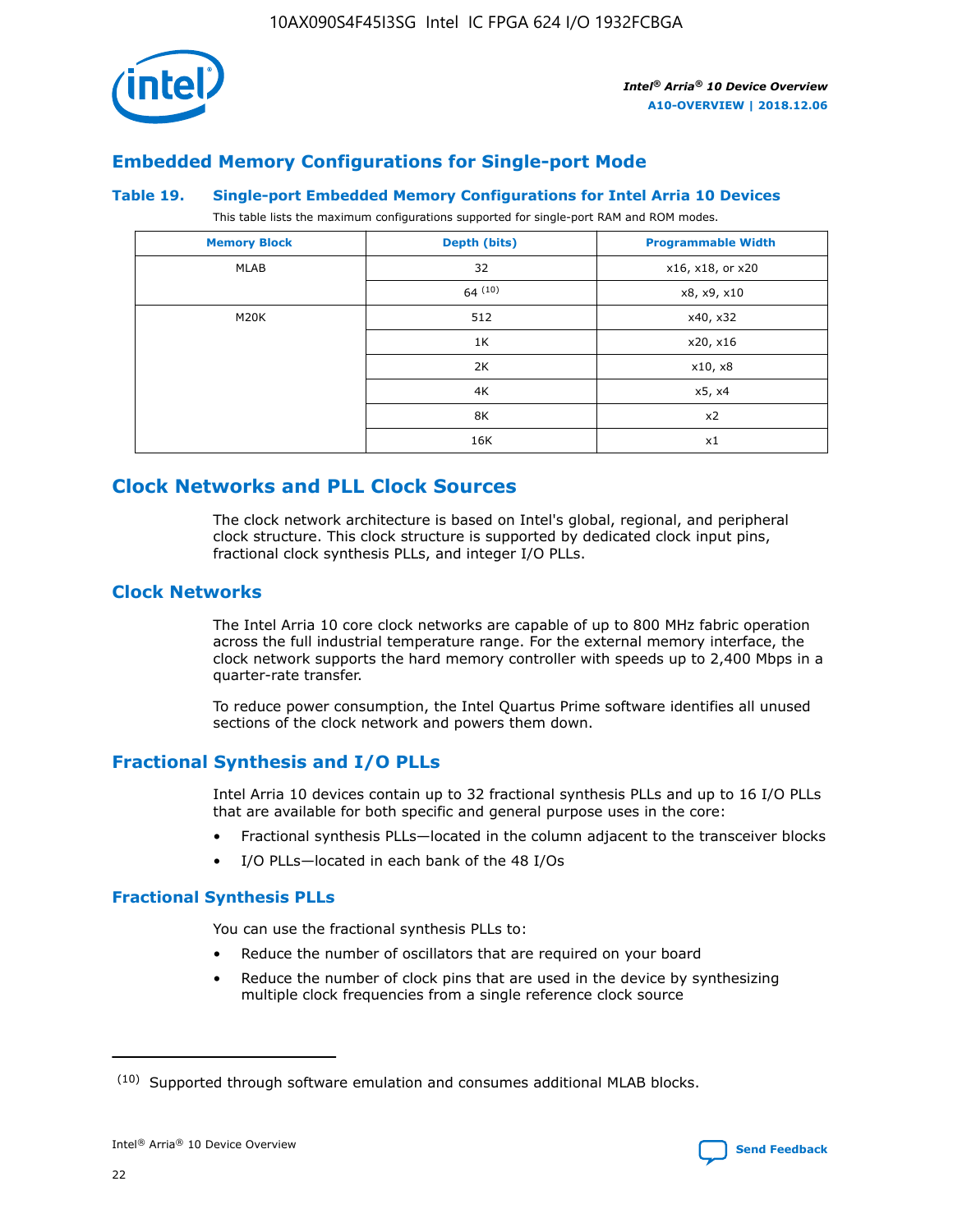## Embedded Memory Configurations for Single-port Mode

### Table 19. Single-port Embedded Memory Configurations for Intel Arria 10 Devices

This table lists the maximum configurations supported for single-port RAM and ROM modes.

| Memory Block | Depth (bits) | Programmable Width |
|---|---|---|
| MLAB | 32 | x16, x18, or x20 |
| | 64 [(10)] | x8, x9, x10 |
| M20K | 512 | x40, x32 |
| | 1K | x20, x16 |
| | 2K | x10, x8 |
| | 4K | x5, x4 |
| | 8K | x2 |
| | 16K | x1 |

# Clock Networks and PLL Clock Sources

The clock network architecture is based on Intel's global, regional, and peripheral clock structure. This clock structure is supported by dedicated clock input pins, fractional clock synthesis PLLs, and integer I/O PLLs.

## Clock Networks

The Intel Arria 10 core clock networks are capable of up to 800 MHz fabric operation across the full industrial temperature range. For the external memory interface, the clock network supports the hard memory controller with speeds up to 2,400 Mbps in a quarter-rate transfer.

To reduce power consumption, the Intel Quartus Prime software identifies all unused sections of the clock network and powers them down.

## Fractional Synthesis and I/O PLLs

Intel Arria 10 devices contain up to 32 fractional synthesis PLLs and up to 16 I/O PLLs that are available for both specific and general purpose uses in the core:

- Fractional synthesis PLLs—located in the column adjacent to the transceiver blocks
- I/O PLLs—located in each bank of the 48 I/Os

### Fractional Synthesis PLLs

You can use the fractional synthesis PLLs to:

- Reduce the number of oscillators that are required on your board
- Reduce the number of clock pins that are used in the device by synthesizing multiple clock frequencies from a single reference clock source

(10) Supported through software emulation and consumes additional MLAB blocks.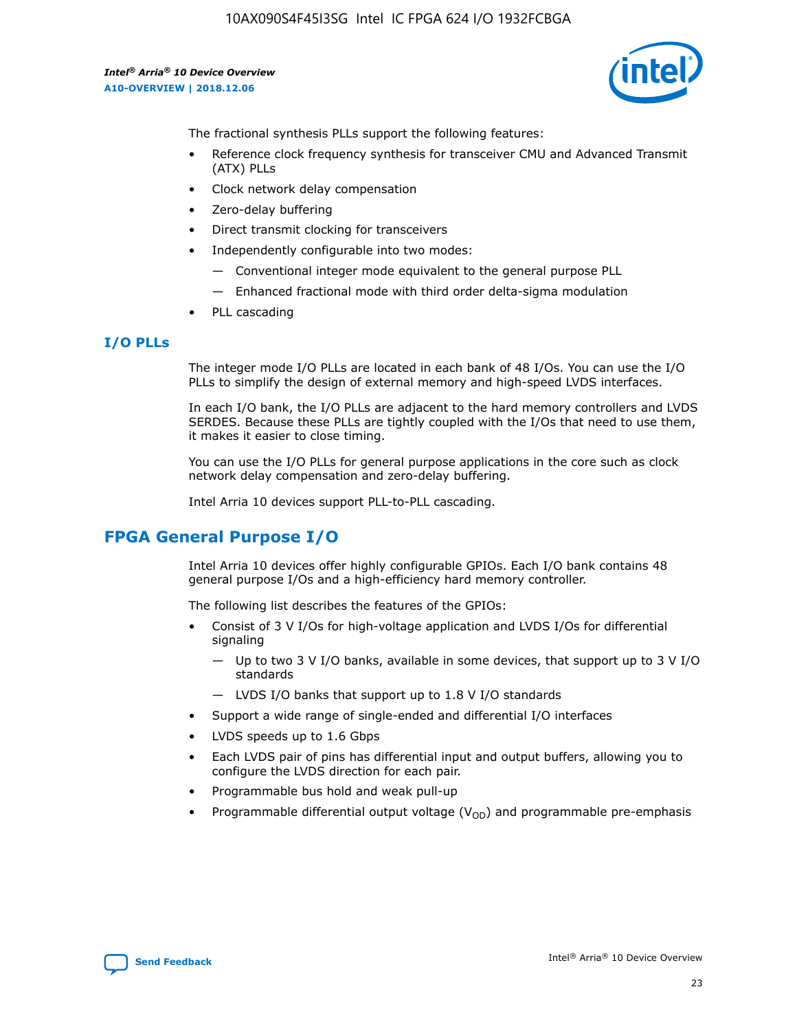The fractional synthesis PLLs support the following features:

- Reference clock frequency synthesis for transceiver CMU and Advanced Transmit (ATX) PLLs
- Clock network delay compensation
- Zero-delay buffering
- Direct transmit clocking for transceivers
- Independently configurable into two modes:
  - — Conventional integer mode equivalent to the general purpose PLL
  - — Enhanced fractional mode with third order delta-sigma modulation
- PLL cascading

### I/O PLLs

The integer mode I/O PLLs are located in each bank of 48 I/Os. You can use the I/O PLLs to simplify the design of external memory and high-speed LVDS interfaces.

In each I/O bank, the I/O PLLs are adjacent to the hard memory controllers and LVDS SERDES. Because these PLLs are tightly coupled with the I/Os that need to use them, it makes it easier to close timing.

You can use the I/O PLLs for general purpose applications in the core such as clock network delay compensation and zero-delay buffering.

Intel Arria 10 devices support PLL-to-PLL cascading.

## FPGA General Purpose I/O

Intel Arria 10 devices offer highly configurable GPIOs. Each I/O bank contains 48 general purpose I/Os and a high-efficiency hard memory controller.

The following list describes the features of the GPIOs:

- Consist of 3 V I/Os for high-voltage application and LVDS I/Os for differential signaling
  - — Up to two 3 V I/O banks, available in some devices, that support up to 3 V I/O standards
  - — LVDS I/O banks that support up to 1.8 V I/O standards
- Support a wide range of single-ended and differential I/O interfaces
- LVDS speeds up to 1.6 Gbps
- Each LVDS pair of pins has differential input and output buffers, allowing you to configure the LVDS direction for each pair.
- Programmable bus hold and weak pull-up
- Programmable differential output voltage ($V_{OD}$) and programmable pre-emphasis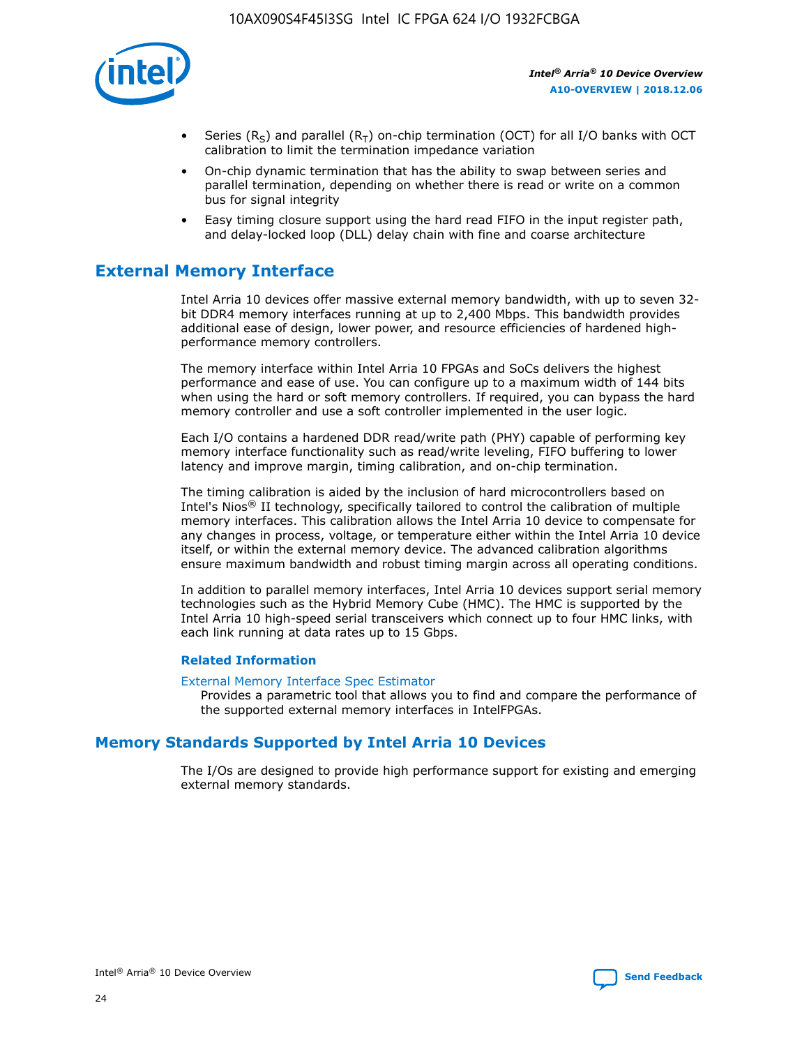- Series ($R_S$) and parallel ($R_T$) on-chip termination (OCT) for all I/O banks with OCT calibration to limit the termination impedance variation
- On-chip dynamic termination that has the ability to swap between series and parallel termination, depending on whether there is read or write on a common bus for signal integrity
- Easy timing closure support using the hard read FIFO in the input register path, and delay-locked loop (DLL) delay chain with fine and coarse architecture

## External Memory Interface

Intel Arria 10 devices offer massive external memory bandwidth, with up to seven 32-bit DDR4 memory interfaces running at up to 2,400 Mbps. This bandwidth provides additional ease of design, lower power, and resource efficiencies of hardened high-performance memory controllers.

The memory interface within Intel Arria 10 FPGAs and SoCs delivers the highest performance and ease of use. You can configure up to a maximum width of 144 bits when using the hard or soft memory controllers. If required, you can bypass the hard memory controller and use a soft controller implemented in the user logic.

Each I/O contains a hardened DDR read/write path (PHY) capable of performing key memory interface functionality such as read/write leveling, FIFO buffering to lower latency and improve margin, timing calibration, and on-chip termination.

The timing calibration is aided by the inclusion of hard microcontrollers based on Intel's Nios® II technology, specifically tailored to control the calibration of multiple memory interfaces. This calibration allows the Intel Arria 10 device to compensate for any changes in process, voltage, or temperature either within the Intel Arria 10 device itself, or within the external memory device. The advanced calibration algorithms ensure maximum bandwidth and robust timing margin across all operating conditions.

In addition to parallel memory interfaces, Intel Arria 10 devices support serial memory technologies such as the Hybrid Memory Cube (HMC). The HMC is supported by the Intel Arria 10 high-speed serial transceivers which connect up to four HMC links, with each link running at data rates up to 15 Gbps.

### Related Information

External Memory Interface Spec Estimator
Provides a parametric tool that allows you to find and compare the performance of the supported external memory interfaces in IntelFPGAs.

## Memory Standards Supported by Intel Arria 10 Devices

The I/Os are designed to provide high performance support for existing and emerging external memory standards.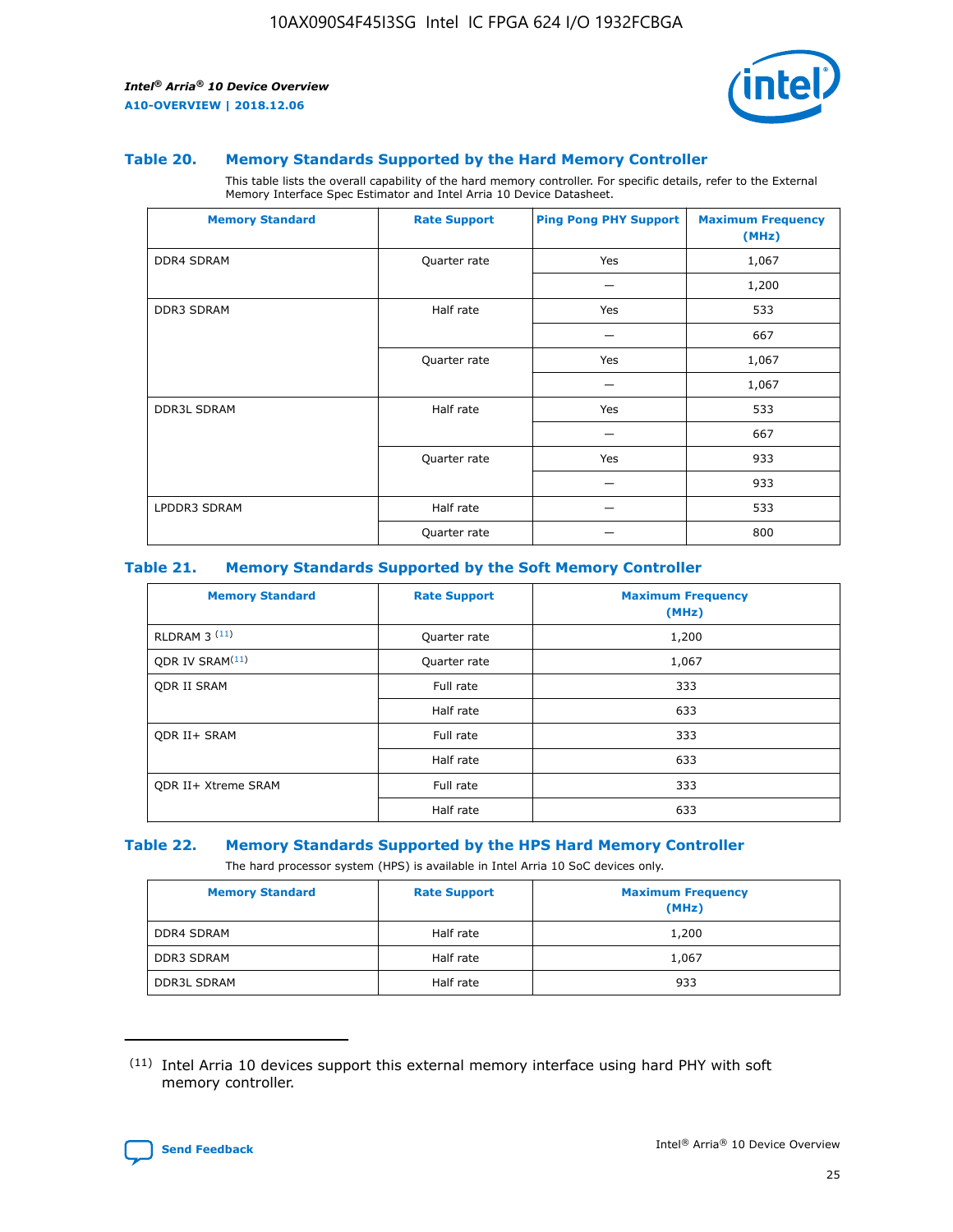### Table 20. Memory Standards Supported by the Hard Memory Controller

This table lists the overall capability of the hard memory controller. For specific details, refer to the External Memory Interface Spec Estimator and Intel Arria 10 Device Datasheet.

| Memory Standard | Rate Support | Ping Pong PHY Support | Maximum Frequency (MHz) |
|---|---|---|---|
| DDR4 SDRAM | Quarter rate | Yes | 1,067 |
| | | — | 1,200 |
| DDR3 SDRAM | Half rate | Yes | 533 |
| | | — | 667 |
| | Quarter rate | Yes | 1,067 |
| | | — | 1,067 |
| DDR3L SDRAM | Half rate | Yes | 533 |
| | | — | 667 |
| | Quarter rate | Yes | 933 |
| | | — | 933 |
| LPDDR3 SDRAM | Half rate | — | 533 |
| | Quarter rate | — | 800 |

### Table 21. Memory Standards Supported by the Soft Memory Controller

| Memory Standard | Rate Support | Maximum Frequency (MHz) |
|---|---|---|
| RLDRAM 3 [(11)] | Quarter rate | 1,200 |
| QDR IV SRAM[(11)] | Quarter rate | 1,067 |
| QDR II SRAM | Full rate | 333 |
| | Half rate | 633 |
| QDR II+ SRAM | Full rate | 333 |
| | Half rate | 633 |
| QDR II+ Xtreme SRAM | Full rate | 333 |
| | Half rate | 633 |

### Table 22. Memory Standards Supported by the HPS Hard Memory Controller

The hard processor system (HPS) is available in Intel Arria 10 SoC devices only.

| Memory Standard | Rate Support | Maximum Frequency (MHz) |
|---|---|---|
| DDR4 SDRAM | Half rate | 1,200 |
| DDR3 SDRAM | Half rate | 1,067 |
| DDR3L SDRAM | Half rate | 933 |

(11) Intel Arria 10 devices support this external memory interface using hard PHY with soft memory controller.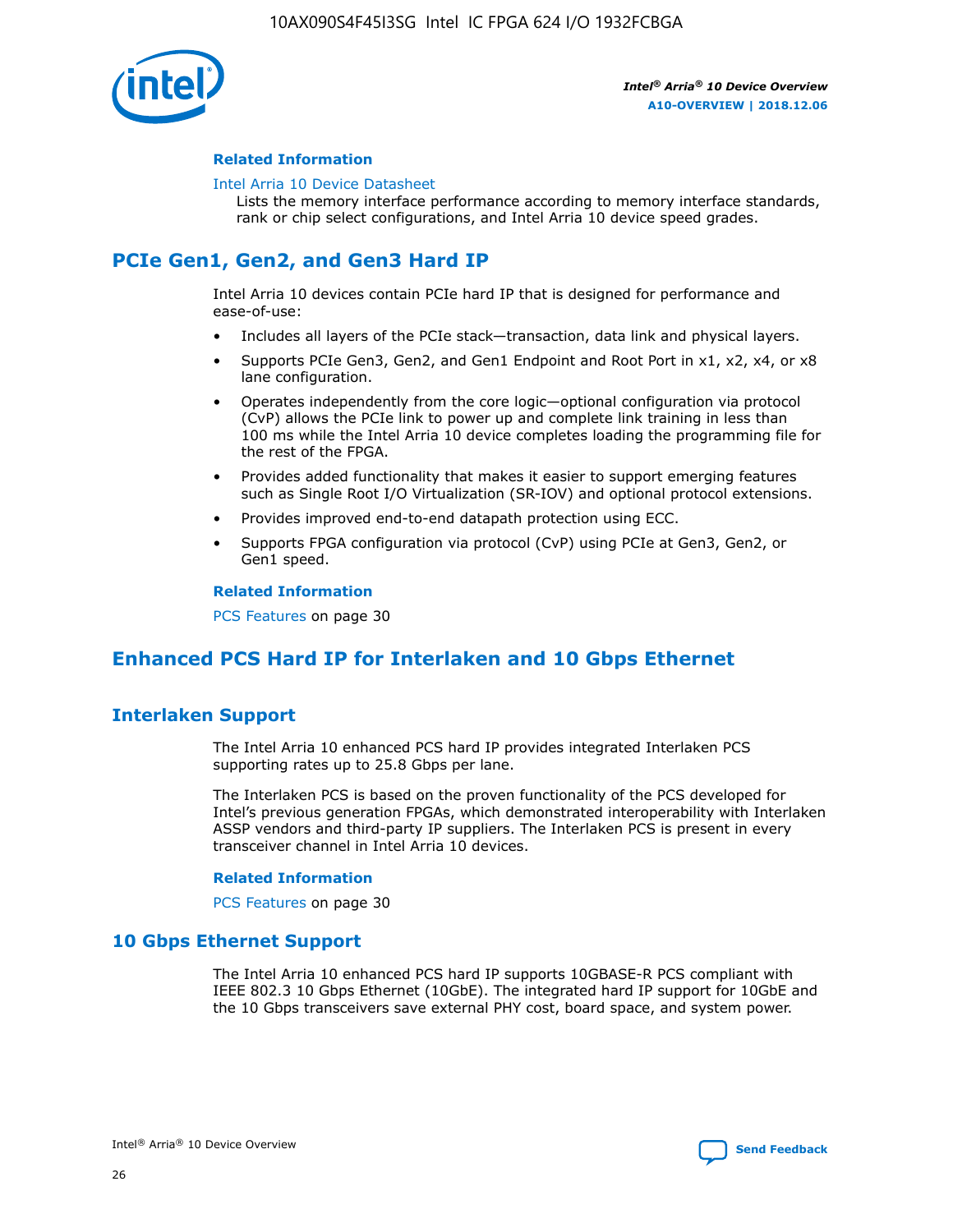### Related Information

Intel Arria 10 Device Datasheet
Lists the memory interface performance according to memory interface standards, rank or chip select configurations, and Intel Arria 10 device speed grades.

## PCIe Gen1, Gen2, and Gen3 Hard IP

Intel Arria 10 devices contain PCIe hard IP that is designed for performance and ease-of-use:

- Includes all layers of the PCIe stack—transaction, data link and physical layers.
- Supports PCIe Gen3, Gen2, and Gen1 Endpoint and Root Port in x1, x2, x4, or x8 lane configuration.
- Operates independently from the core logic—optional configuration via protocol (CvP) allows the PCIe link to power up and complete link training in less than 100 ms while the Intel Arria 10 device completes loading the programming file for the rest of the FPGA.
- Provides added functionality that makes it easier to support emerging features such as Single Root I/O Virtualization (SR-IOV) and optional protocol extensions.
- Provides improved end-to-end datapath protection using ECC.
- Supports FPGA configuration via protocol (CvP) using PCIe at Gen3, Gen2, or Gen1 speed.

### Related Information

PCS Features on page 30

## Enhanced PCS Hard IP for Interlaken and 10 Gbps Ethernet

## Interlaken Support

The Intel Arria 10 enhanced PCS hard IP provides integrated Interlaken PCS supporting rates up to 25.8 Gbps per lane.

The Interlaken PCS is based on the proven functionality of the PCS developed for Intel's previous generation FPGAs, which demonstrated interoperability with Interlaken ASSP vendors and third-party IP suppliers. The Interlaken PCS is present in every transceiver channel in Intel Arria 10 devices.

### Related Information

PCS Features on page 30

## 10 Gbps Ethernet Support

The Intel Arria 10 enhanced PCS hard IP supports 10GBASE-R PCS compliant with IEEE 802.3 10 Gbps Ethernet (10GbE). The integrated hard IP support for 10GbE and the 10 Gbps transceivers save external PHY cost, board space, and system power.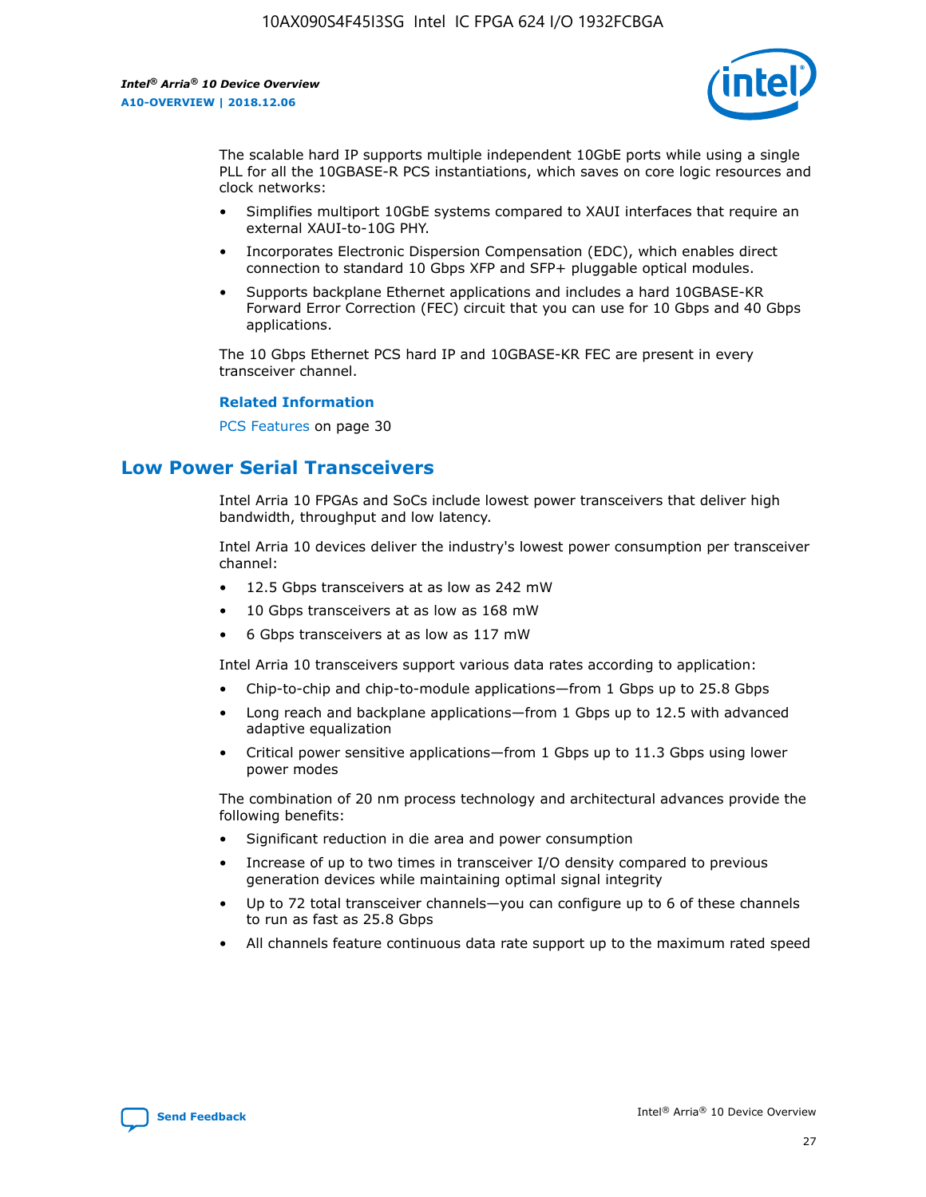The scalable hard IP supports multiple independent 10GbE ports while using a single PLL for all the 10GBASE-R PCS instantiations, which saves on core logic resources and clock networks:

- Simplifies multiport 10GbE systems compared to XAUI interfaces that require an external XAUI-to-10G PHY.
- Incorporates Electronic Dispersion Compensation (EDC), which enables direct connection to standard 10 Gbps XFP and SFP+ pluggable optical modules.
- Supports backplane Ethernet applications and includes a hard 10GBASE-KR Forward Error Correction (FEC) circuit that you can use for 10 Gbps and 40 Gbps applications.

The 10 Gbps Ethernet PCS hard IP and 10GBASE-KR FEC are present in every transceiver channel.

**Related Information**

PCS Features on page 30

## Low Power Serial Transceivers

Intel Arria 10 FPGAs and SoCs include lowest power transceivers that deliver high bandwidth, throughput and low latency.

Intel Arria 10 devices deliver the industry's lowest power consumption per transceiver channel:

- 12.5 Gbps transceivers at as low as 242 mW
- 10 Gbps transceivers at as low as 168 mW
- 6 Gbps transceivers at as low as 117 mW

Intel Arria 10 transceivers support various data rates according to application:

- Chip-to-chip and chip-to-module applications—from 1 Gbps up to 25.8 Gbps
- Long reach and backplane applications—from 1 Gbps up to 12.5 with advanced adaptive equalization
- Critical power sensitive applications—from 1 Gbps up to 11.3 Gbps using lower power modes

The combination of 20 nm process technology and architectural advances provide the following benefits:

- Significant reduction in die area and power consumption
- Increase of up to two times in transceiver I/O density compared to previous generation devices while maintaining optimal signal integrity
- Up to 72 total transceiver channels—you can configure up to 6 of these channels to run as fast as 25.8 Gbps
- All channels feature continuous data rate support up to the maximum rated speed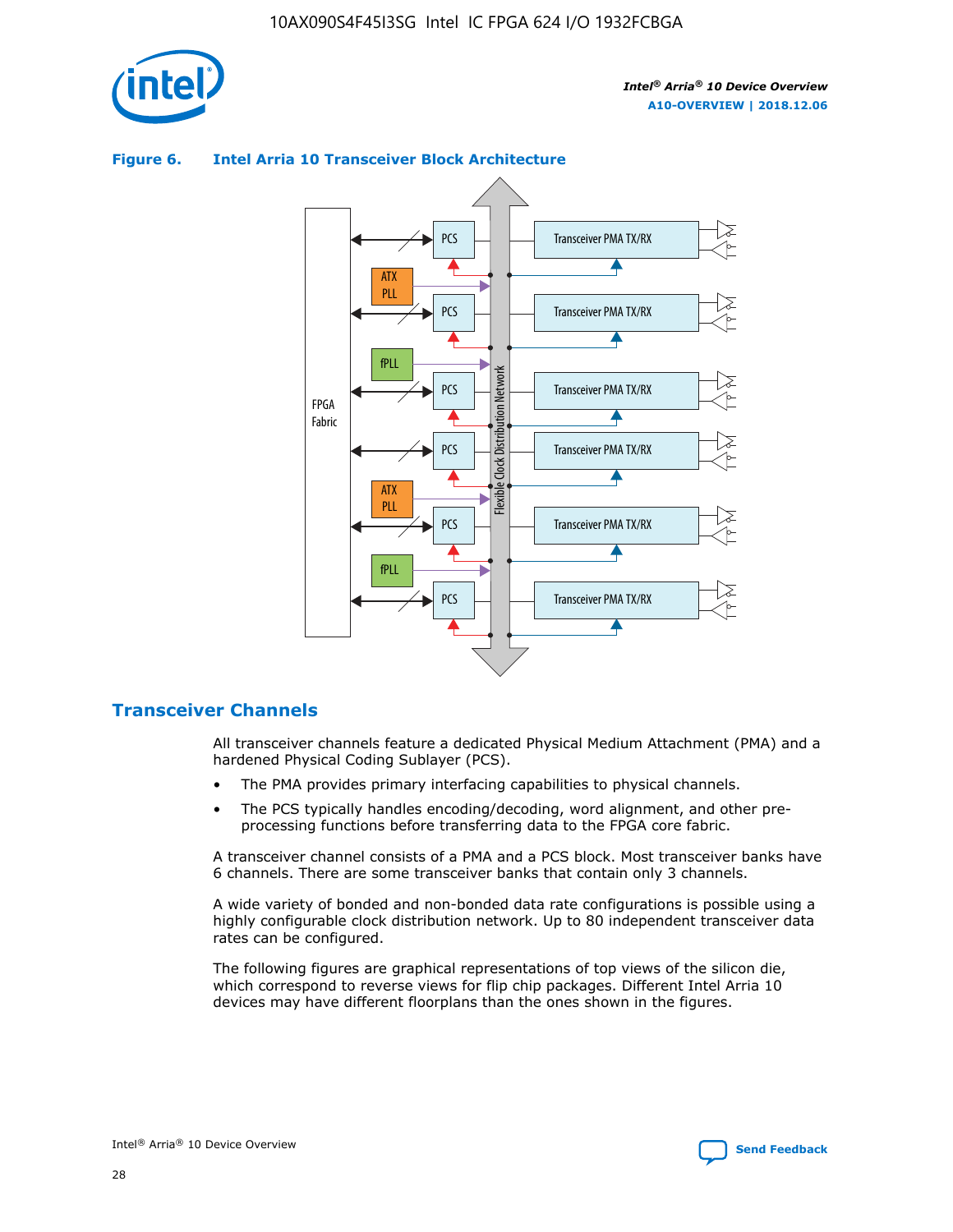**Figure 6. Intel Arria 10 Transceiver Block Architecture**

## Transceiver Channels

All transceiver channels feature a dedicated Physical Medium Attachment (PMA) and a hardened Physical Coding Sublayer (PCS).

- The PMA provides primary interfacing capabilities to physical channels.
- The PCS typically handles encoding/decoding, word alignment, and other pre-processing functions before transferring data to the FPGA core fabric.

A transceiver channel consists of a PMA and a PCS block. Most transceiver banks have 6 channels. There are some transceiver banks that contain only 3 channels.

A wide variety of bonded and non-bonded data rate configurations is possible using a highly configurable clock distribution network. Up to 80 independent transceiver data rates can be configured.

The following figures are graphical representations of top views of the silicon die, which correspond to reverse views for flip chip packages. Different Intel Arria 10 devices may have different floorplans than the ones shown in the figures.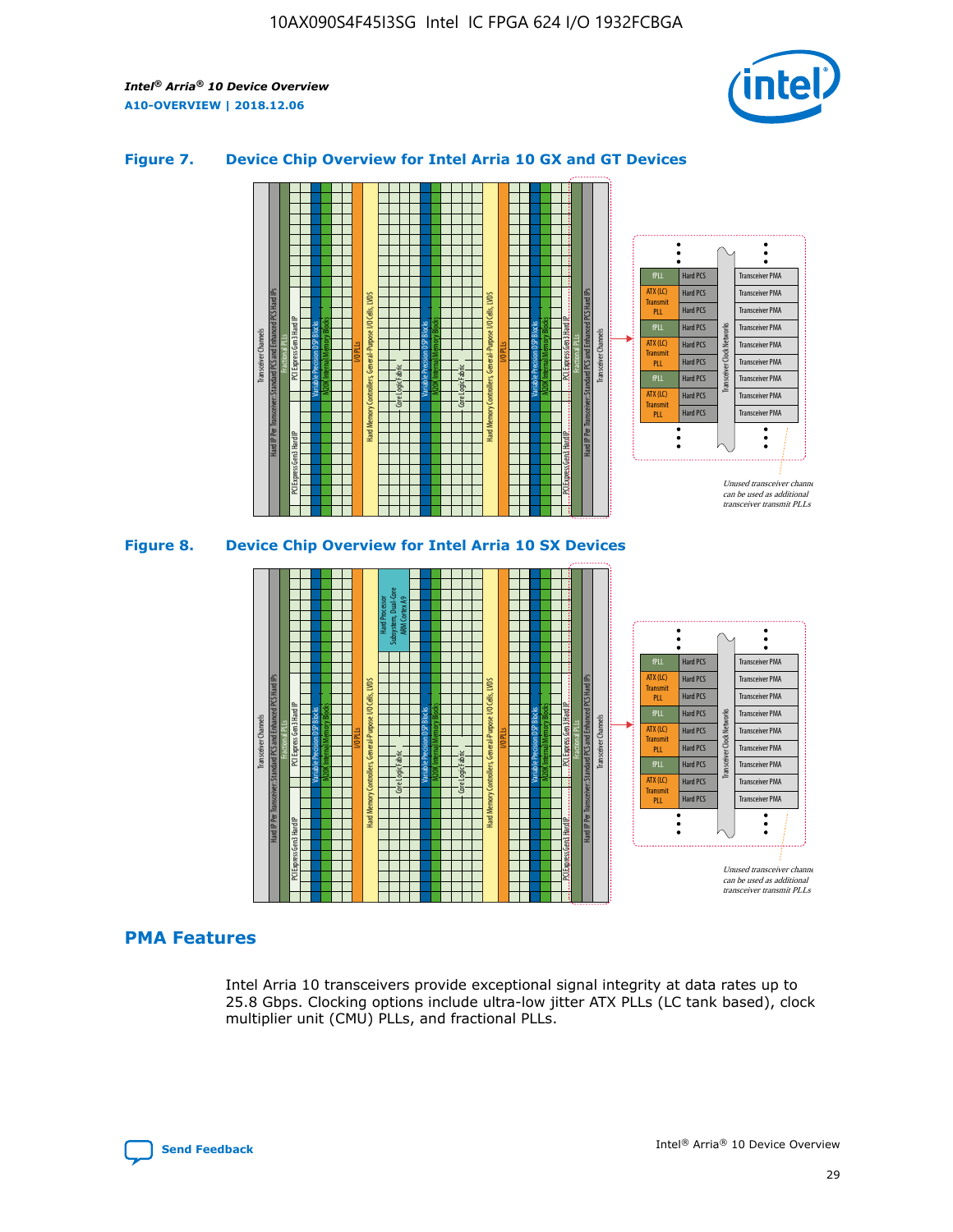## Figure 7. Device Chip Overview for Intel Arria 10 GX and GT Devices

## Figure 8. Device Chip Overview for Intel Arria 10 SX Devices

## PMA Features

Intel Arria 10 transceivers provide exceptional signal integrity at data rates up to 25.8 Gbps. Clocking options include ultra-low jitter ATX PLLs (LC tank based), clock multiplier unit (CMU) PLLs, and fractional PLLs.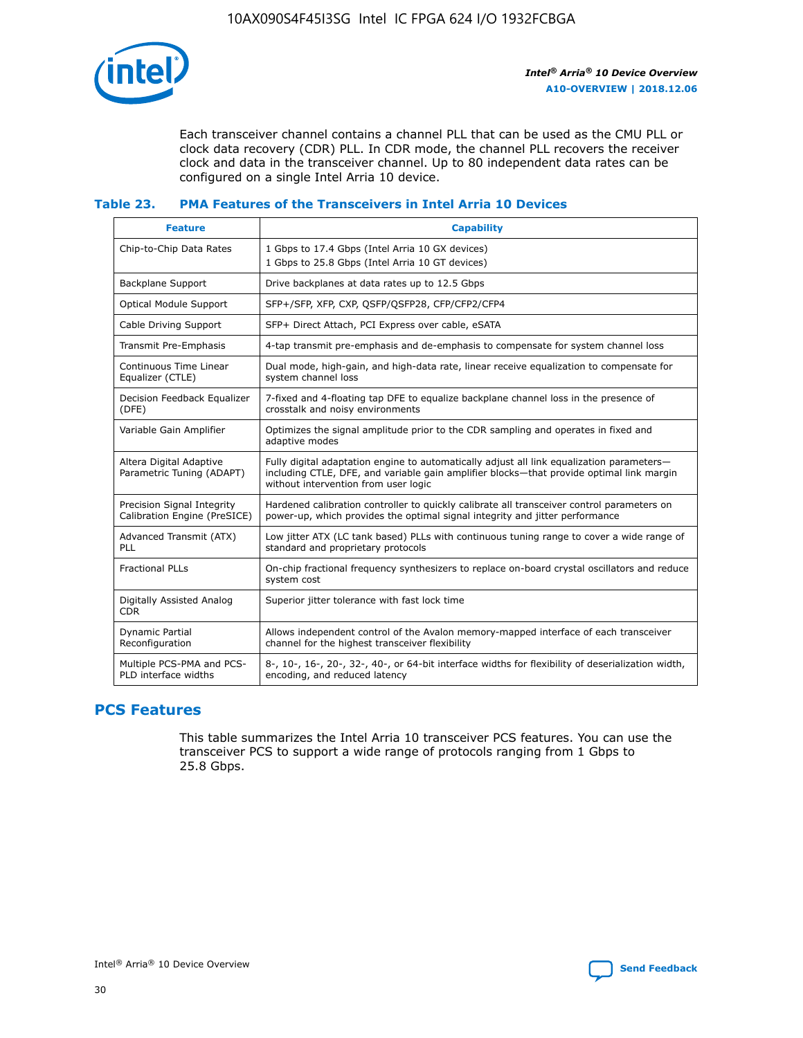Each transceiver channel contains a channel PLL that can be used as the CMU PLL or clock data recovery (CDR) PLL. In CDR mode, the channel PLL recovers the receiver clock and data in the transceiver channel. Up to 80 independent data rates can be configured on a single Intel Arria 10 device.

### Table 23. PMA Features of the Transceivers in Intel Arria 10 Devices

| Feature | Capability |
| --- | --- |
| Chip-to-Chip Data Rates | 1 Gbps to 17.4 Gbps (Intel Arria 10 GX devices)<br>1 Gbps to 25.8 Gbps (Intel Arria 10 GT devices) |
| Backplane Support | Drive backplanes at data rates up to 12.5 Gbps |
| Optical Module Support | SFP+/SFP, XFP, CXP, QSFP/QSFP28, CFP/CFP2/CFP4 |
| Cable Driving Support | SFP+ Direct Attach, PCI Express over cable, eSATA |
| Transmit Pre-Emphasis | 4-tap transmit pre-emphasis and de-emphasis to compensate for system channel loss |
| Continuous Time Linear Equalizer (CTLE) | Dual mode, high-gain, and high-data rate, linear receive equalization to compensate for system channel loss |
| Decision Feedback Equalizer (DFE) | 7-fixed and 4-floating tap DFE to equalize backplane channel loss in the presence of crosstalk and noisy environments |
| Variable Gain Amplifier | Optimizes the signal amplitude prior to the CDR sampling and operates in fixed and adaptive modes |
| Altera Digital Adaptive Parametric Tuning (ADAPT) | Fully digital adaptation engine to automatically adjust all link equalization parameters—including CTLE, DFE, and variable gain amplifier blocks—that provide optimal link margin without intervention from user logic |
| Precision Signal Integrity Calibration Engine (PreSICE) | Hardened calibration controller to quickly calibrate all transceiver control parameters on power-up, which provides the optimal signal integrity and jitter performance |
| Advanced Transmit (ATX) PLL | Low jitter ATX (LC tank based) PLLs with continuous tuning range to cover a wide range of standard and proprietary protocols |
| Fractional PLLs | On-chip fractional frequency synthesizers to replace on-board crystal oscillators and reduce system cost |
| Digitally Assisted Analog CDR | Superior jitter tolerance with fast lock time |
| Dynamic Partial Reconfiguration | Allows independent control of the Avalon memory-mapped interface of each transceiver channel for the highest transceiver flexibility |
| Multiple PCS-PMA and PCS-PLD interface widths | 8-, 10-, 16-, 20-, 32-, 40-, or 64-bit interface widths for flexibility of deserialization width, encoding, and reduced latency |

## PCS Features

This table summarizes the Intel Arria 10 transceiver PCS features. You can use the transceiver PCS to support a wide range of protocols ranging from 1 Gbps to 25.8 Gbps.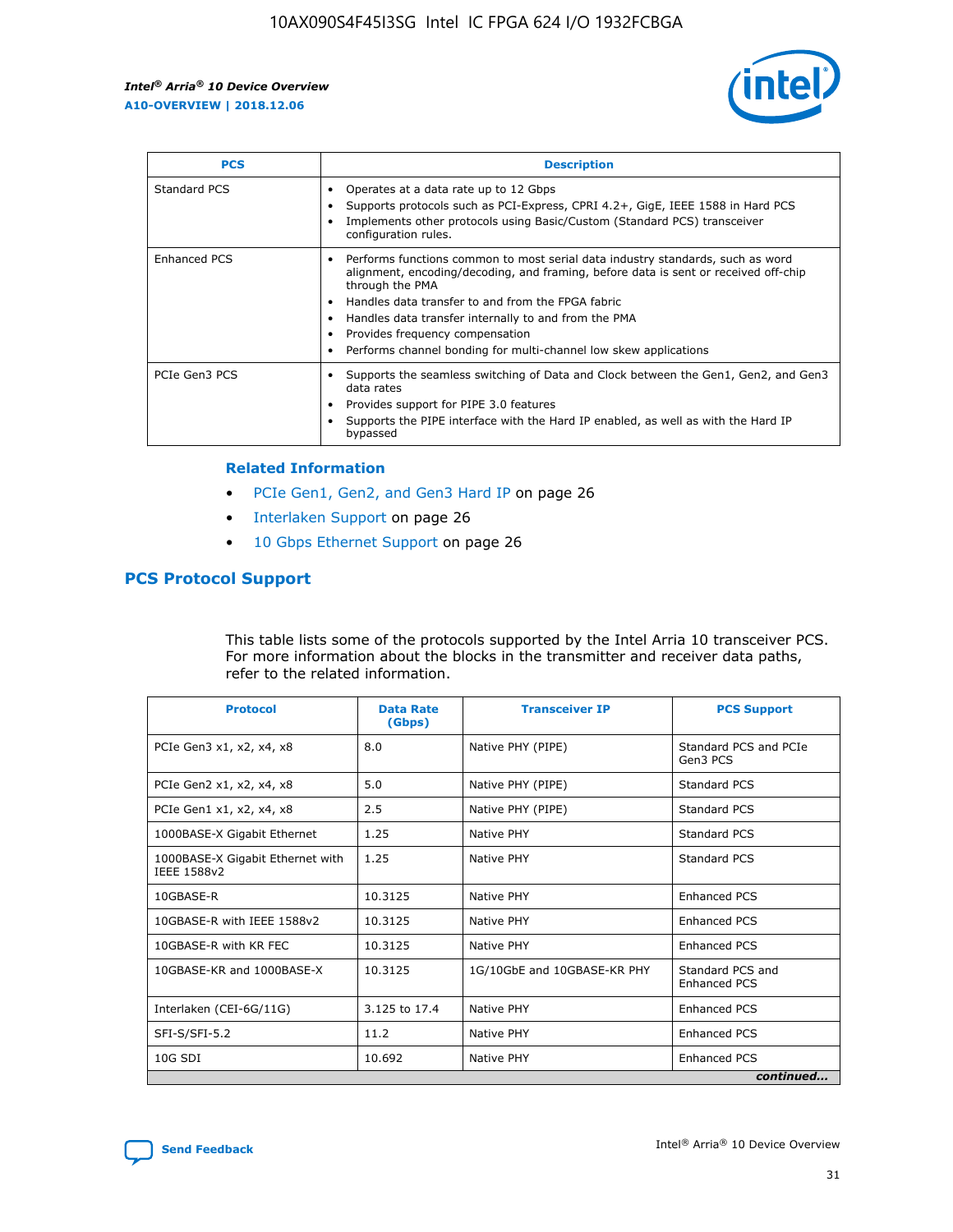| PCS | Description |
| --- | --- |
| Standard PCS | • Operates at a data rate up to 12 Gbps<br>• Supports protocols such as PCI-Express, CPRI 4.2+, GigE, IEEE 1588 in Hard PCS<br>• Implements other protocols using Basic/Custom (Standard PCS) transceiver configuration rules. |
| Enhanced PCS | • Performs functions common to most serial data industry standards, such as word alignment, encoding/decoding, and framing, before data is sent or received off-chip through the PMA<br>• Handles data transfer to and from the FPGA fabric<br>• Handles data transfer internally to and from the PMA<br>• Provides frequency compensation<br>• Performs channel bonding for multi-channel low skew applications |
| PCIe Gen3 PCS | • Supports the seamless switching of Data and Clock between the Gen1, Gen2, and Gen3 data rates<br>• Provides support for PIPE 3.0 features<br>• Supports the PIPE interface with the Hard IP enabled, as well as with the Hard IP bypassed |

**Related Information**

- PCIe Gen1, Gen2, and Gen3 Hard IP on page 26
- Interlaken Support on page 26
- 10 Gbps Ethernet Support on page 26

## PCS Protocol Support

This table lists some of the protocols supported by the Intel Arria 10 transceiver PCS. For more information about the blocks in the transmitter and receiver data paths, refer to the related information.

| Protocol | Data Rate (Gbps) | Transceiver IP | PCS Support |
| --- | --- | --- | --- |
| PCIe Gen3 x1, x2, x4, x8 | 8.0 | Native PHY (PIPE) | Standard PCS and PCIe Gen3 PCS |
| PCIe Gen2 x1, x2, x4, x8 | 5.0 | Native PHY (PIPE) | Standard PCS |
| PCIe Gen1 x1, x2, x4, x8 | 2.5 | Native PHY (PIPE) | Standard PCS |
| 1000BASE-X Gigabit Ethernet | 1.25 | Native PHY | Standard PCS |
| 1000BASE-X Gigabit Ethernet with IEEE 1588v2 | 1.25 | Native PHY | Standard PCS |
| 10GBASE-R | 10.3125 | Native PHY | Enhanced PCS |
| 10GBASE-R with IEEE 1588v2 | 10.3125 | Native PHY | Enhanced PCS |
| 10GBASE-R with KR FEC | 10.3125 | Native PHY | Enhanced PCS |
| 10GBASE-KR and 1000BASE-X | 10.3125 | 1G/10GbE and 10GBASE-KR PHY | Standard PCS and Enhanced PCS |
| Interlaken (CEI-6G/11G) | 3.125 to 17.4 | Native PHY | Enhanced PCS |
| SFI-S/SFI-5.2 | 11.2 | Native PHY | Enhanced PCS |
| 10G SDI | 10.692 | Native PHY | Enhanced PCS |

*continued...*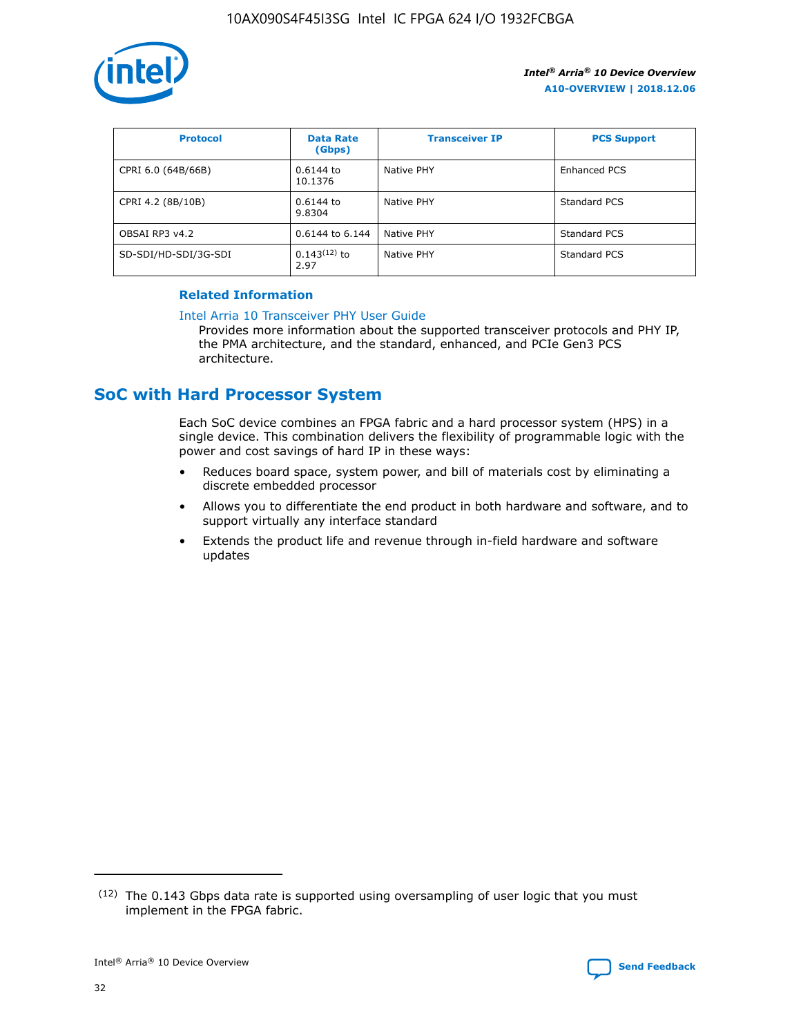| Protocol | Data Rate (Gbps) | Transceiver IP | PCS Support |
| --- | --- | --- | --- |
| CPRI 6.0 (64B/66B) | 0.6144 to 10.1376 | Native PHY | Enhanced PCS |
| CPRI 4.2 (8B/10B) | 0.6144 to 9.8304 | Native PHY | Standard PCS |
| OBSAI RP3 v4.2 | 0.6144 to 6.144 | Native PHY | Standard PCS |
| SD-SDI/HD-SDI/3G-SDI | 0.143(12) to 2.97 | Native PHY | Standard PCS |

### Related Information

Intel Arria 10 Transceiver PHY User Guide
Provides more information about the supported transceiver protocols and PHY IP, the PMA architecture, and the standard, enhanced, and PCIe Gen3 PCS architecture.

## SoC with Hard Processor System

Each SoC device combines an FPGA fabric and a hard processor system (HPS) in a single device. This combination delivers the flexibility of programmable logic with the power and cost savings of hard IP in these ways:

- Reduces board space, system power, and bill of materials cost by eliminating a discrete embedded processor
- Allows you to differentiate the end product in both hardware and software, and to support virtually any interface standard
- Extends the product life and revenue through in-field hardware and software updates

(12) The 0.143 Gbps data rate is supported using oversampling of user logic that you must implement in the FPGA fabric.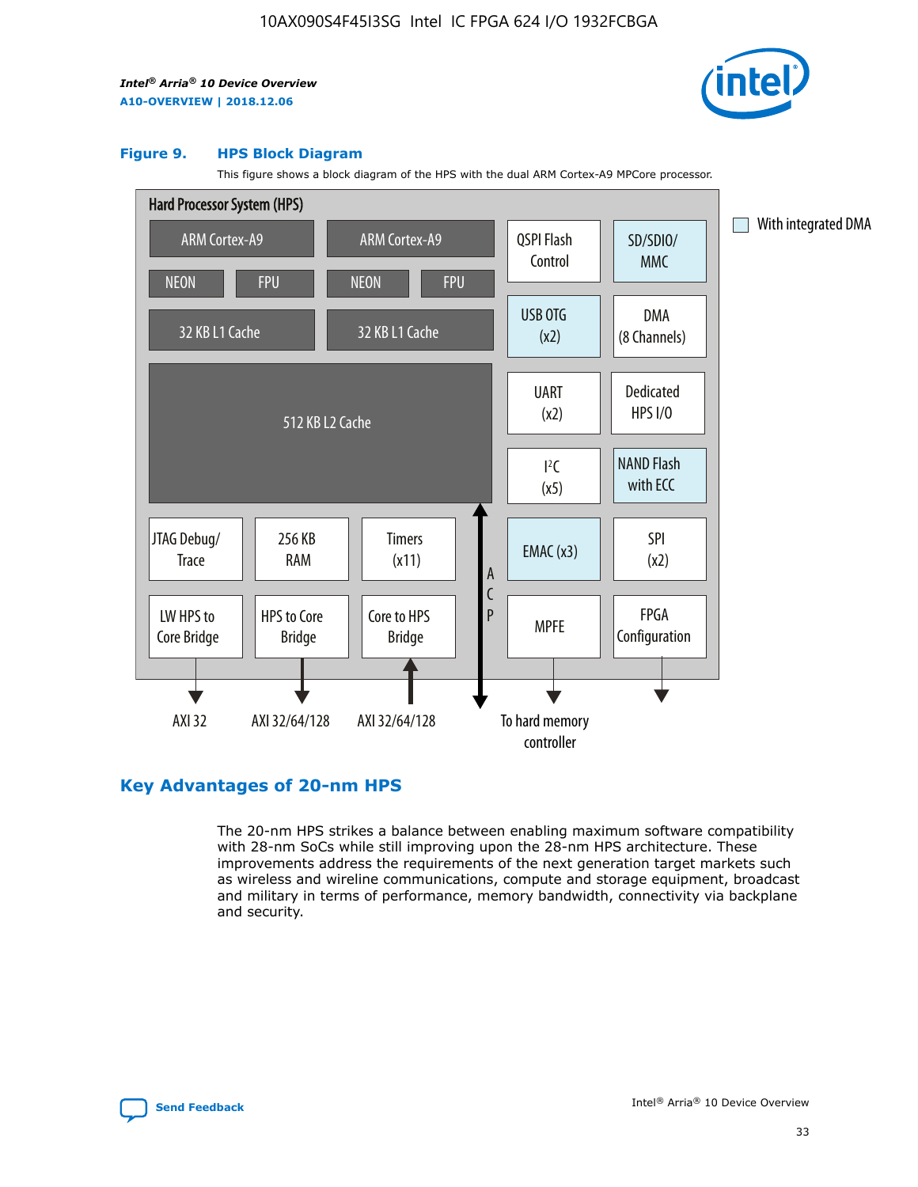**Figure 9. HPS Block Diagram**

This figure shows a block diagram of the HPS with the dual ARM Cortex-A9 MPCore processor.

Hard Processor System (HPS)

ARM Cortex-A9 | ARM Cortex-A9 | QSPI Flash Control | SD/SDIO/MMC

NEON | FPU | NEON | FPU

32 KB L1 Cache | 32 KB L1 Cache | USB OTG (x2) | DMA (8 Channels)

512 KB L2 Cache | UART (x2) | Dedicated HPS I/O | I²C (x5) | NAND Flash with ECC

JTAG Debug/Trace | 256 KB RAM | Timers (x11) | ACP | EMAC (x3) | SPI (x2)

LW HPS to Core Bridge | HPS to Core Bridge | Core to HPS Bridge | MPFE | FPGA Configuration

AXI 32 | AXI 32/64/128 | AXI 32/64/128 | To hard memory controller

With integrated DMA

## Key Advantages of 20-nm HPS

The 20-nm HPS strikes a balance between enabling maximum software compatibility with 28-nm SoCs while still improving upon the 28-nm HPS architecture. These improvements address the requirements of the next generation target markets such as wireless and wireline communications, compute and storage equipment, broadcast and military in terms of performance, memory bandwidth, connectivity via backplane and security.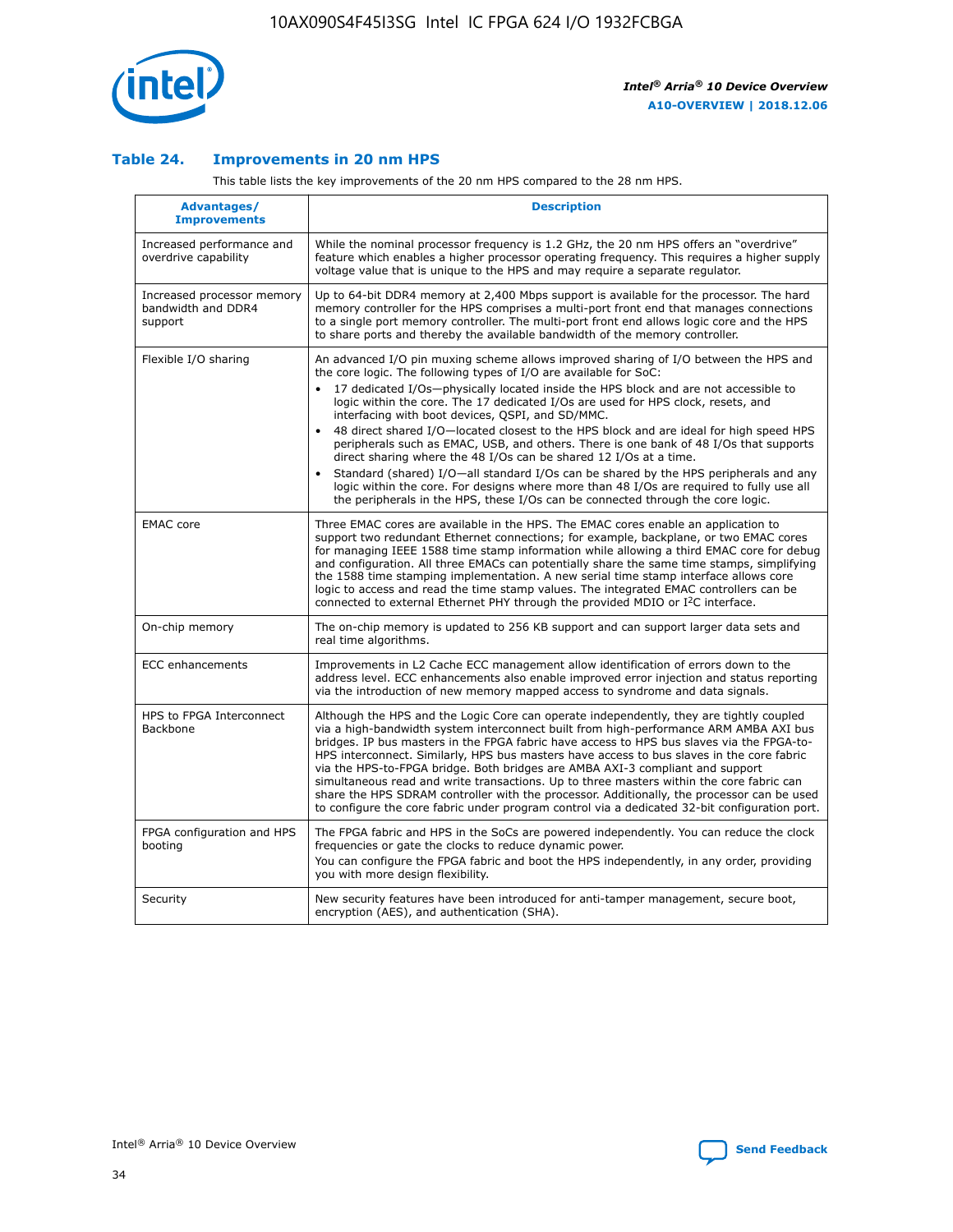### Table 24. Improvements in 20 nm HPS

This table lists the key improvements of the 20 nm HPS compared to the 28 nm HPS.

| Advantages/ Improvements | Description |
|---|---|
| Increased performance and overdrive capability | While the nominal processor frequency is 1.2 GHz, the 20 nm HPS offers an "overdrive" feature which enables a higher processor operating frequency. This requires a higher supply voltage value that is unique to the HPS and may require a separate regulator. |
| Increased processor memory bandwidth and DDR4 support | Up to 64-bit DDR4 memory at 2,400 Mbps support is available for the processor. The hard memory controller for the HPS comprises a multi-port front end that manages connections to a single port memory controller. The multi-port front end allows logic core and the HPS to share ports and thereby the available bandwidth of the memory controller. |
| Flexible I/O sharing | An advanced I/O pin muxing scheme allows improved sharing of I/O between the HPS and the core logic. The following types of I/O are available for SoC: <br>• 17 dedicated I/Os—physically located inside the HPS block and are not accessible to logic within the core. The 17 dedicated I/Os are used for HPS clock, resets, and interfacing with boot devices, QSPI, and SD/MMC. <br>• 48 direct shared I/O—located closest to the HPS block and are ideal for high speed HPS peripherals such as EMAC, USB, and others. There is one bank of 48 I/Os that supports direct sharing where the 48 I/Os can be shared 12 I/Os at a time. <br>• Standard (shared) I/O—all standard I/Os can be shared by the HPS peripherals and any logic within the core. For designs where more than 48 I/Os are required to fully use all the peripherals in the HPS, these I/Os can be connected through the core logic. |
| EMAC core | Three EMAC cores are available in the HPS. The EMAC cores enable an application to support two redundant Ethernet connections; for example, backplane, or two EMAC cores for managing IEEE 1588 time stamp information while allowing a third EMAC core for debug and configuration. All three EMACs can potentially share the same time stamps, simplifying the 1588 time stamping implementation. A new serial time stamp interface allows core logic to access and read the time stamp values. The integrated EMAC controllers can be connected to external Ethernet PHY through the provided MDIO or I²C interface. |
| On-chip memory | The on-chip memory is updated to 256 KB support and can support larger data sets and real time algorithms. |
| ECC enhancements | Improvements in L2 Cache ECC management allow identification of errors down to the address level. ECC enhancements also enable improved error injection and status reporting via the introduction of new memory mapped access to syndrome and data signals. |
| HPS to FPGA Interconnect Backbone | Although the HPS and the Logic Core can operate independently, they are tightly coupled via a high-bandwidth system interconnect built from high-performance ARM AMBA AXI bus bridges. IP bus masters in the FPGA fabric have access to HPS bus slaves via the FPGA-to-HPS interconnect. Similarly, HPS bus masters have access to bus slaves in the core fabric via the HPS-to-FPGA bridge. Both bridges are AMBA AXI-3 compliant and support simultaneous read and write transactions. Up to three masters within the core fabric can share the HPS SDRAM controller with the processor. Additionally, the processor can be used to configure the core fabric under program control via a dedicated 32-bit configuration port. |
| FPGA configuration and HPS booting | The FPGA fabric and HPS in the SoCs are powered independently. You can reduce the clock frequencies or gate the clocks to reduce dynamic power. <br>You can configure the FPGA fabric and boot the HPS independently, in any order, providing you with more design flexibility. |
| Security | New security features have been introduced for anti-tamper management, secure boot, encryption (AES), and authentication (SHA). |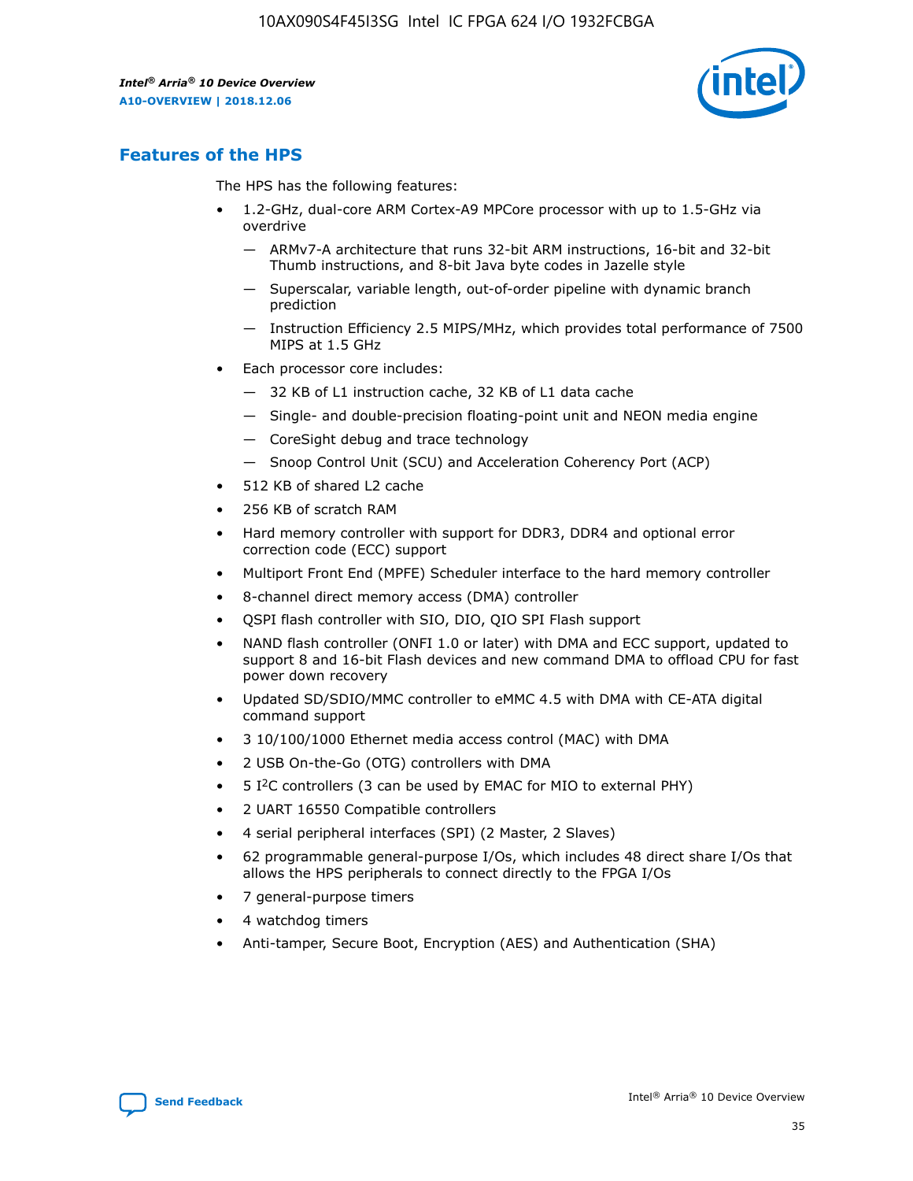## Features of the HPS

The HPS has the following features:

- 1.2-GHz, dual-core ARM Cortex-A9 MPCore processor with up to 1.5-GHz via overdrive
  - — ARMv7-A architecture that runs 32-bit ARM instructions, 16-bit and 32-bit Thumb instructions, and 8-bit Java byte codes in Jazelle style
  - — Superscalar, variable length, out-of-order pipeline with dynamic branch prediction
  - — Instruction Efficiency 2.5 MIPS/MHz, which provides total performance of 7500 MIPS at 1.5 GHz
- Each processor core includes:
  - — 32 KB of L1 instruction cache, 32 KB of L1 data cache
  - — Single- and double-precision floating-point unit and NEON media engine
  - — CoreSight debug and trace technology
  - — Snoop Control Unit (SCU) and Acceleration Coherency Port (ACP)
- 512 KB of shared L2 cache
- 256 KB of scratch RAM
- Hard memory controller with support for DDR3, DDR4 and optional error correction code (ECC) support
- Multiport Front End (MPFE) Scheduler interface to the hard memory controller
- 8-channel direct memory access (DMA) controller
- QSPI flash controller with SIO, DIO, QIO SPI Flash support
- NAND flash controller (ONFI 1.0 or later) with DMA and ECC support, updated to support 8 and 16-bit Flash devices and new command DMA to offload CPU for fast power down recovery
- Updated SD/SDIO/MMC controller to eMMC 4.5 with DMA with CE-ATA digital command support
- 3 10/100/1000 Ethernet media access control (MAC) with DMA
- 2 USB On-the-Go (OTG) controllers with DMA
- 5 I$^2$C controllers (3 can be used by EMAC for MIO to external PHY)
- 2 UART 16550 Compatible controllers
- 4 serial peripheral interfaces (SPI) (2 Master, 2 Slaves)
- 62 programmable general-purpose I/Os, which includes 48 direct share I/Os that allows the HPS peripherals to connect directly to the FPGA I/Os
- 7 general-purpose timers
- 4 watchdog timers
- Anti-tamper, Secure Boot, Encryption (AES) and Authentication (SHA)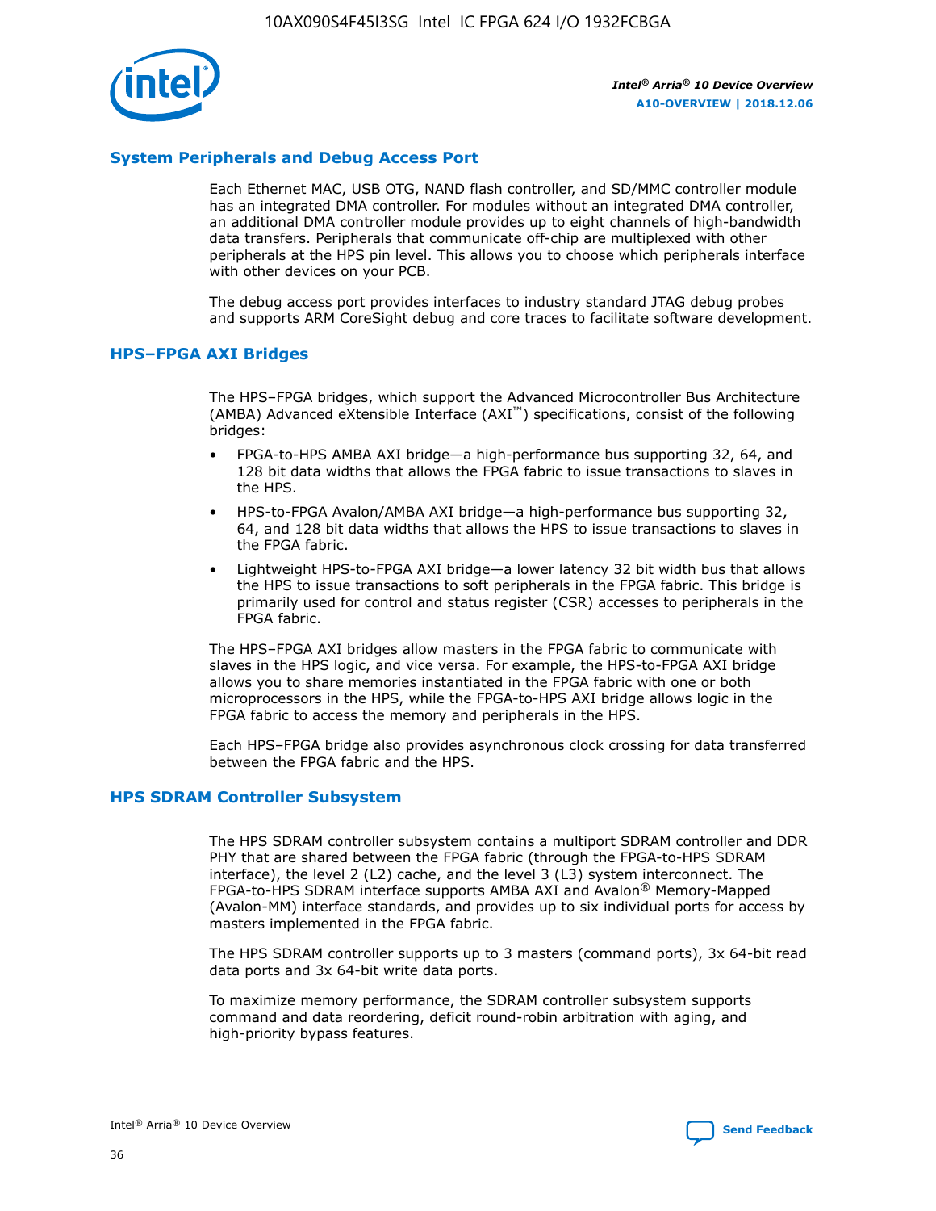## System Peripherals and Debug Access Port

Each Ethernet MAC, USB OTG, NAND flash controller, and SD/MMC controller module has an integrated DMA controller. For modules without an integrated DMA controller, an additional DMA controller module provides up to eight channels of high-bandwidth data transfers. Peripherals that communicate off-chip are multiplexed with other peripherals at the HPS pin level. This allows you to choose which peripherals interface with other devices on your PCB.

The debug access port provides interfaces to industry standard JTAG debug probes and supports ARM CoreSight debug and core traces to facilitate software development.

## HPS–FPGA AXI Bridges

The HPS–FPGA bridges, which support the Advanced Microcontroller Bus Architecture (AMBA) Advanced eXtensible Interface (AXI™) specifications, consist of the following bridges:

- FPGA-to-HPS AMBA AXI bridge—a high-performance bus supporting 32, 64, and 128 bit data widths that allows the FPGA fabric to issue transactions to slaves in the HPS.
- HPS-to-FPGA Avalon/AMBA AXI bridge—a high-performance bus supporting 32, 64, and 128 bit data widths that allows the HPS to issue transactions to slaves in the FPGA fabric.
- Lightweight HPS-to-FPGA AXI bridge—a lower latency 32 bit width bus that allows the HPS to issue transactions to soft peripherals in the FPGA fabric. This bridge is primarily used for control and status register (CSR) accesses to peripherals in the FPGA fabric.

The HPS–FPGA AXI bridges allow masters in the FPGA fabric to communicate with slaves in the HPS logic, and vice versa. For example, the HPS-to-FPGA AXI bridge allows you to share memories instantiated in the FPGA fabric with one or both microprocessors in the HPS, while the FPGA-to-HPS AXI bridge allows logic in the FPGA fabric to access the memory and peripherals in the HPS.

Each HPS–FPGA bridge also provides asynchronous clock crossing for data transferred between the FPGA fabric and the HPS.

## HPS SDRAM Controller Subsystem

The HPS SDRAM controller subsystem contains a multiport SDRAM controller and DDR PHY that are shared between the FPGA fabric (through the FPGA-to-HPS SDRAM interface), the level 2 (L2) cache, and the level 3 (L3) system interconnect. The FPGA-to-HPS SDRAM interface supports AMBA AXI and Avalon® Memory-Mapped (Avalon-MM) interface standards, and provides up to six individual ports for access by masters implemented in the FPGA fabric.

The HPS SDRAM controller supports up to 3 masters (command ports), 3x 64-bit read data ports and 3x 64-bit write data ports.

To maximize memory performance, the SDRAM controller subsystem supports command and data reordering, deficit round-robin arbitration with aging, and high-priority bypass features.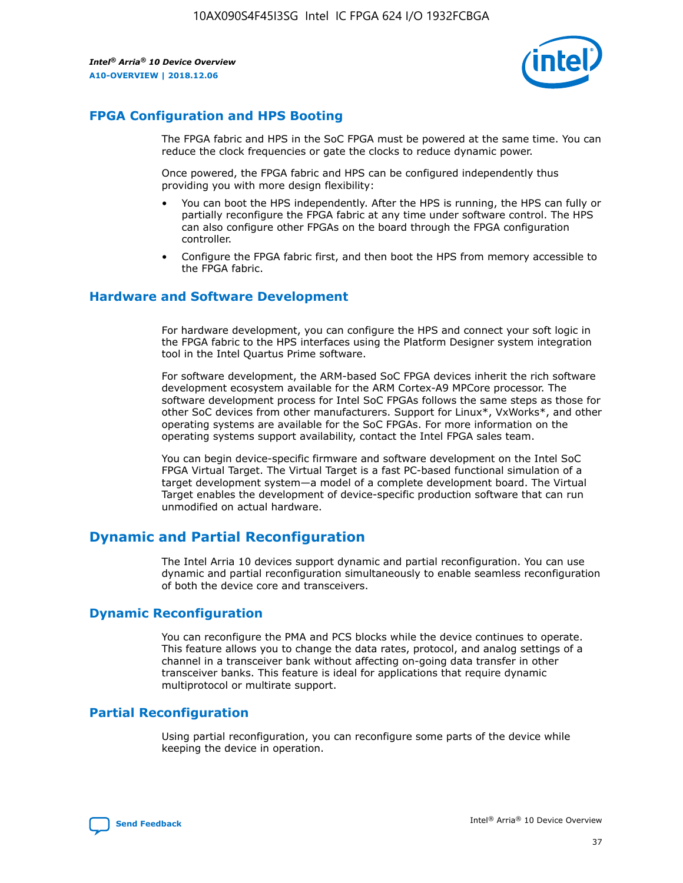## FPGA Configuration and HPS Booting

The FPGA fabric and HPS in the SoC FPGA must be powered at the same time. You can reduce the clock frequencies or gate the clocks to reduce dynamic power.

Once powered, the FPGA fabric and HPS can be configured independently thus providing you with more design flexibility:

- You can boot the HPS independently. After the HPS is running, the HPS can fully or partially reconfigure the FPGA fabric at any time under software control. The HPS can also configure other FPGAs on the board through the FPGA configuration controller.
- Configure the FPGA fabric first, and then boot the HPS from memory accessible to the FPGA fabric.

## Hardware and Software Development

For hardware development, you can configure the HPS and connect your soft logic in the FPGA fabric to the HPS interfaces using the Platform Designer system integration tool in the Intel Quartus Prime software.

For software development, the ARM-based SoC FPGA devices inherit the rich software development ecosystem available for the ARM Cortex-A9 MPCore processor. The software development process for Intel SoC FPGAs follows the same steps as those for other SoC devices from other manufacturers. Support for Linux*, VxWorks*, and other operating systems are available for the SoC FPGAs. For more information on the operating systems support availability, contact the Intel FPGA sales team.

You can begin device-specific firmware and software development on the Intel SoC FPGA Virtual Target. The Virtual Target is a fast PC-based functional simulation of a target development system—a model of a complete development board. The Virtual Target enables the development of device-specific production software that can run unmodified on actual hardware.

# Dynamic and Partial Reconfiguration

The Intel Arria 10 devices support dynamic and partial reconfiguration. You can use dynamic and partial reconfiguration simultaneously to enable seamless reconfiguration of both the device core and transceivers.

## Dynamic Reconfiguration

You can reconfigure the PMA and PCS blocks while the device continues to operate. This feature allows you to change the data rates, protocol, and analog settings of a channel in a transceiver bank without affecting on-going data transfer in other transceiver banks. This feature is ideal for applications that require dynamic multiprotocol or multirate support.

## Partial Reconfiguration

Using partial reconfiguration, you can reconfigure some parts of the device while keeping the device in operation.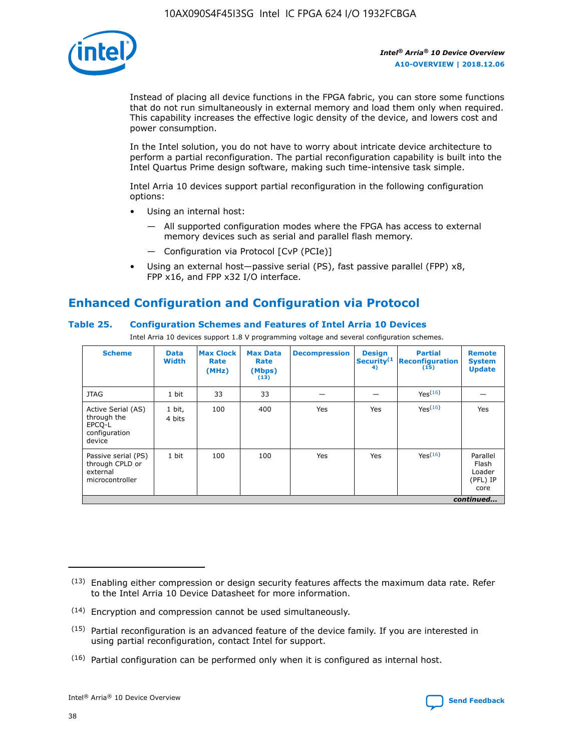Instead of placing all device functions in the FPGA fabric, you can store some functions that do not run simultaneously in external memory and load them only when required. This capability increases the effective logic density of the device, and lowers cost and power consumption.

In the Intel solution, you do not have to worry about intricate device architecture to perform a partial reconfiguration. The partial reconfiguration capability is built into the Intel Quartus Prime design software, making such time-intensive task simple.

Intel Arria 10 devices support partial reconfiguration in the following configuration options:

- Using an internal host:
  - All supported configuration modes where the FPGA has access to external memory devices such as serial and parallel flash memory.
  - Configuration via Protocol [CvP (PCIe)]
- Using an external host—passive serial (PS), fast passive parallel (FPP) x8, FPP x16, and FPP x32 I/O interface.

## Enhanced Configuration and Configuration via Protocol

### Table 25. Configuration Schemes and Features of Intel Arria 10 Devices

Intel Arria 10 devices support 1.8 V programming voltage and several configuration schemes.

| Scheme | Data Width | Max Clock Rate (MHz) | Max Data Rate (Mbps) (13) | Decompression | Design Security (14) | Partial Reconfiguration (15) | Remote System Update |
|---|---|---|---|---|---|---|---|
| JTAG | 1 bit | 33 | 33 | — | — | Yes (16) | — |
| Active Serial (AS) through the EPCQ-L configuration device | 1 bit, 4 bits | 100 | 400 | Yes | Yes | Yes (16) | Yes |
| Passive serial (PS) through CPLD or external microcontroller | 1 bit | 100 | 100 | Yes | Yes | Yes (16) | Parallel Flash Loader (PFL) IP core |

*continued...*

(13) Enabling either compression or design security features affects the maximum data rate. Refer to the Intel Arria 10 Device Datasheet for more information.

(14) Encryption and compression cannot be used simultaneously.

(15) Partial reconfiguration is an advanced feature of the device family. If you are interested in using partial reconfiguration, contact Intel for support.

(16) Partial configuration can be performed only when it is configured as internal host.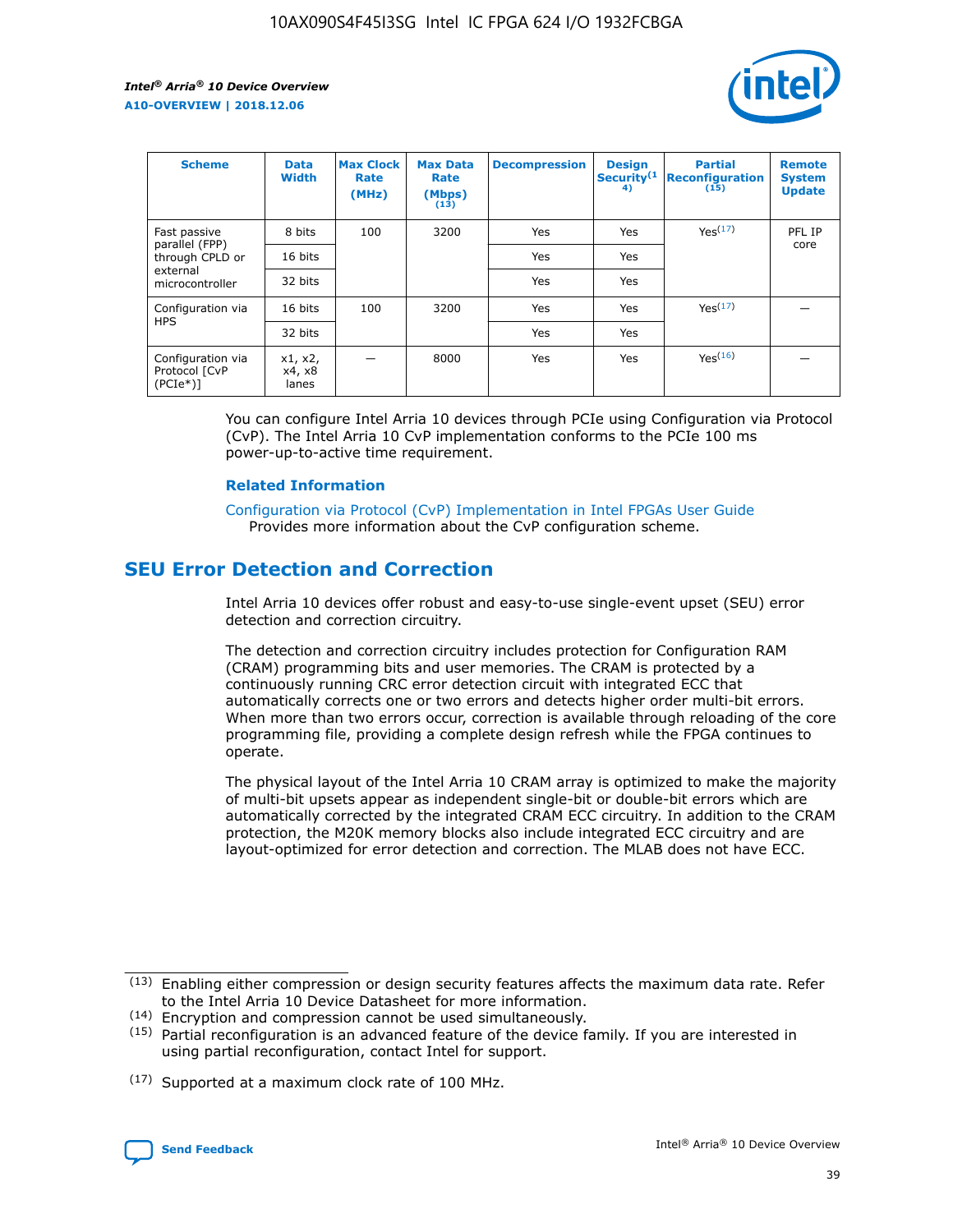| Scheme | Data Width | Max Clock Rate (MHz) | Max Data Rate (Mbps) (13) | Decompression | Design Security(14) | Partial Reconfiguration (15) | Remote System Update |
|---|---|---|---|---|---|---|---|
| Fast passive parallel (FPP) through CPLD or external microcontroller | 8 bits | 100 | 3200 | Yes | Yes | Yes(17) | PFL IP core |
| | 16 bits | | | Yes | Yes | | |
| | 32 bits | | | Yes | Yes | | |
| Configuration via HPS | 16 bits | 100 | 3200 | Yes | Yes | Yes(17) | — |
| | 32 bits | | | Yes | Yes | | |
| Configuration via Protocol [CvP (PCIe*)] | x1, x2, x4, x8 lanes | — | 8000 | Yes | Yes | Yes(16) | — |

You can configure Intel Arria 10 devices through PCIe using Configuration via Protocol (CvP). The Intel Arria 10 CvP implementation conforms to the PCIe 100 ms power-up-to-active time requirement.

### Related Information

Configuration via Protocol (CvP) Implementation in Intel FPGAs User Guide
Provides more information about the CvP configuration scheme.

## SEU Error Detection and Correction

Intel Arria 10 devices offer robust and easy-to-use single-event upset (SEU) error detection and correction circuitry.

The detection and correction circuitry includes protection for Configuration RAM (CRAM) programming bits and user memories. The CRAM is protected by a continuously running CRC error detection circuit with integrated ECC that automatically corrects one or two errors and detects higher order multi-bit errors. When more than two errors occur, correction is available through reloading of the core programming file, providing a complete design refresh while the FPGA continues to operate.

The physical layout of the Intel Arria 10 CRAM array is optimized to make the majority of multi-bit upsets appear as independent single-bit or double-bit errors which are automatically corrected by the integrated CRAM ECC circuitry. In addition to the CRAM protection, the M20K memory blocks also include integrated ECC circuitry and are layout-optimized for error detection and correction. The MLAB does not have ECC.

(13) Enabling either compression or design security features affects the maximum data rate. Refer to the Intel Arria 10 Device Datasheet for more information.

(14) Encryption and compression cannot be used simultaneously.

(15) Partial reconfiguration is an advanced feature of the device family. If you are interested in using partial reconfiguration, contact Intel for support.

(17) Supported at a maximum clock rate of 100 MHz.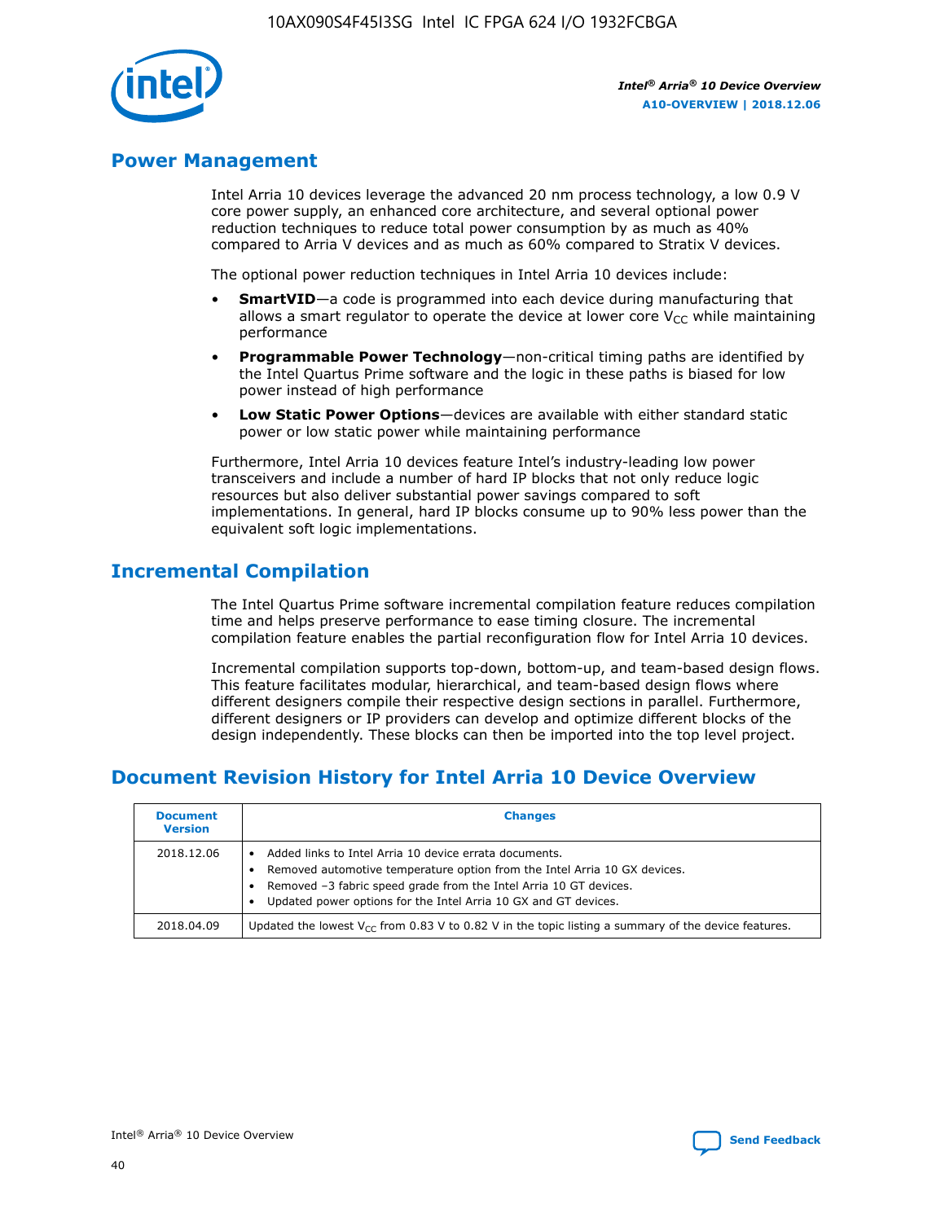## Power Management

Intel Arria 10 devices leverage the advanced 20 nm process technology, a low 0.9 V core power supply, an enhanced core architecture, and several optional power reduction techniques to reduce total power consumption by as much as 40% compared to Arria V devices and as much as 60% compared to Stratix V devices.

The optional power reduction techniques in Intel Arria 10 devices include:

- **SmartVID**—a code is programmed into each device during manufacturing that allows a smart regulator to operate the device at lower core $V_{CC}$ while maintaining performance
- **Programmable Power Technology**—non-critical timing paths are identified by the Intel Quartus Prime software and the logic in these paths is biased for low power instead of high performance
- **Low Static Power Options**—devices are available with either standard static power or low static power while maintaining performance

Furthermore, Intel Arria 10 devices feature Intel's industry-leading low power transceivers and include a number of hard IP blocks that not only reduce logic resources but also deliver substantial power savings compared to soft implementations. In general, hard IP blocks consume up to 90% less power than the equivalent soft logic implementations.

## Incremental Compilation

The Intel Quartus Prime software incremental compilation feature reduces compilation time and helps preserve performance to ease timing closure. The incremental compilation feature enables the partial reconfiguration flow for Intel Arria 10 devices.

Incremental compilation supports top-down, bottom-up, and team-based design flows. This feature facilitates modular, hierarchical, and team-based design flows where different designers compile their respective design sections in parallel. Furthermore, different designers or IP providers can develop and optimize different blocks of the design independently. These blocks can then be imported into the top level project.

## Document Revision History for Intel Arria 10 Device Overview

| Document Version | Changes |
| --- | --- |
| 2018.12.06 | • Added links to Intel Arria 10 device errata documents.<br>• Removed automotive temperature option from the Intel Arria 10 GX devices.<br>• Removed –3 fabric speed grade from the Intel Arria 10 GT devices.<br>• Updated power options for the Intel Arria 10 GX and GT devices. |
| 2018.04.09 | Updated the lowest $V_{CC}$ from 0.83 V to 0.82 V in the topic listing a summary of the device features. |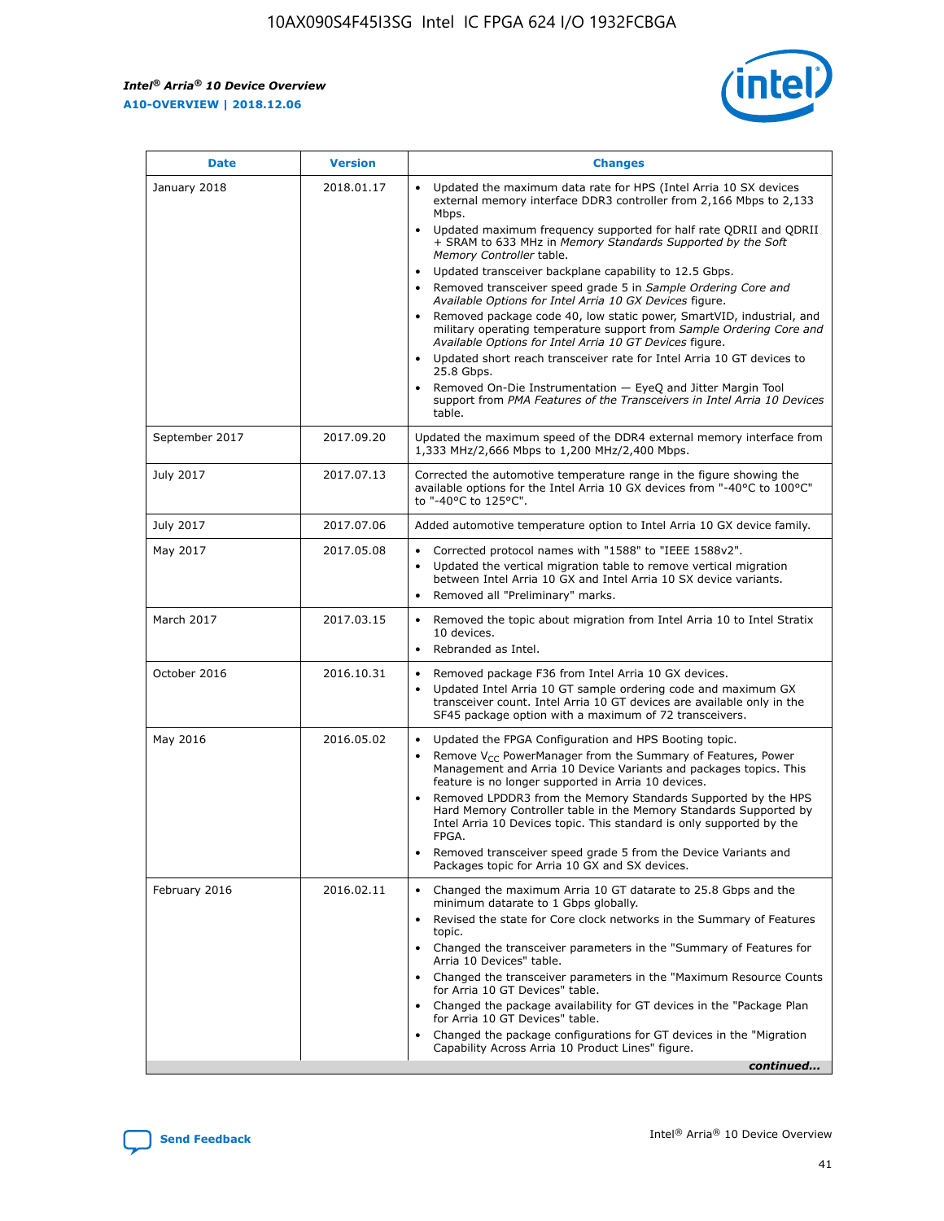| Date | Version | Changes |
|---|---|---|
| January 2018 | 2018.01.17 | • Updated the maximum data rate for HPS (Intel Arria 10 SX devices external memory interface DDR3 controller from 2,166 Mbps to 2,133 Mbps.<br>• Updated maximum frequency supported for half rate QDRII and QDRII + SRAM to 633 MHz in *Memory Standards Supported by the Soft Memory Controller* table.<br>• Updated transceiver backplane capability to 12.5 Gbps.<br>• Removed transceiver speed grade 5 in *Sample Ordering Core and Available Options for Intel Arria 10 GX Devices* figure.<br>• Removed package code 40, low static power, SmartVID, industrial, and military operating temperature support from *Sample Ordering Core and Available Options for Intel Arria 10 GT Devices* figure.<br>• Updated short reach transceiver rate for Intel Arria 10 GT devices to 25.8 Gbps.<br>• Removed On-Die Instrumentation — EyeQ and Jitter Margin Tool support from *PMA Features of the Transceivers in Intel Arria 10 Devices* table. |
| September 2017 | 2017.09.20 | Updated the maximum speed of the DDR4 external memory interface from 1,333 MHz/2,666 Mbps to 1,200 MHz/2,400 Mbps. |
| July 2017 | 2017.07.13 | Corrected the automotive temperature range in the figure showing the available options for the Intel Arria 10 GX devices from "-40°C to 100°C" to "-40°C to 125°C". |
| July 2017 | 2017.07.06 | Added automotive temperature option to Intel Arria 10 GX device family. |
| May 2017 | 2017.05.08 | • Corrected protocol names with "1588" to "IEEE 1588v2".<br>• Updated the vertical migration table to remove vertical migration between Intel Arria 10 GX and Intel Arria 10 SX device variants.<br>• Removed all "Preliminary" marks. |
| March 2017 | 2017.03.15 | • Removed the topic about migration from Intel Arria 10 to Intel Stratix 10 devices.<br>• Rebranded as Intel. |
| October 2016 | 2016.10.31 | • Removed package F36 from Intel Arria 10 GX devices.<br>• Updated Intel Arria 10 GT sample ordering code and maximum GX transceiver count. Intel Arria 10 GT devices are available only in the SF45 package option with a maximum of 72 transceivers. |
| May 2016 | 2016.05.02 | • Updated the FPGA Configuration and HPS Booting topic.<br>• Remove $V_{CC}$ PowerManager from the Summary of Features, Power Management and Arria 10 Device Variants and packages topics. This feature is no longer supported in Arria 10 devices.<br>• Removed LPDDR3 from the Memory Standards Supported by the HPS Hard Memory Controller table in the Memory Standards Supported by Intel Arria 10 Devices topic. This standard is only supported by the FPGA.<br>• Removed transceiver speed grade 5 from the Device Variants and Packages topic for Arria 10 GX and SX devices. |
| February 2016 | 2016.02.11 | • Changed the maximum Arria 10 GT datarate to 25.8 Gbps and the minimum datarate to 1 Gbps globally.<br>• Revised the state for Core clock networks in the Summary of Features topic.<br>• Changed the transceiver parameters in the "Summary of Features for Arria 10 Devices" table.<br>• Changed the transceiver parameters in the "Maximum Resource Counts for Arria 10 GT Devices" table.<br>• Changed the package availability for GT devices in the "Package Plan for Arria 10 GT Devices" table.<br>• Changed the package configurations for GT devices in the "Migration Capability Across Arria 10 Product Lines" figure. |

*continued...*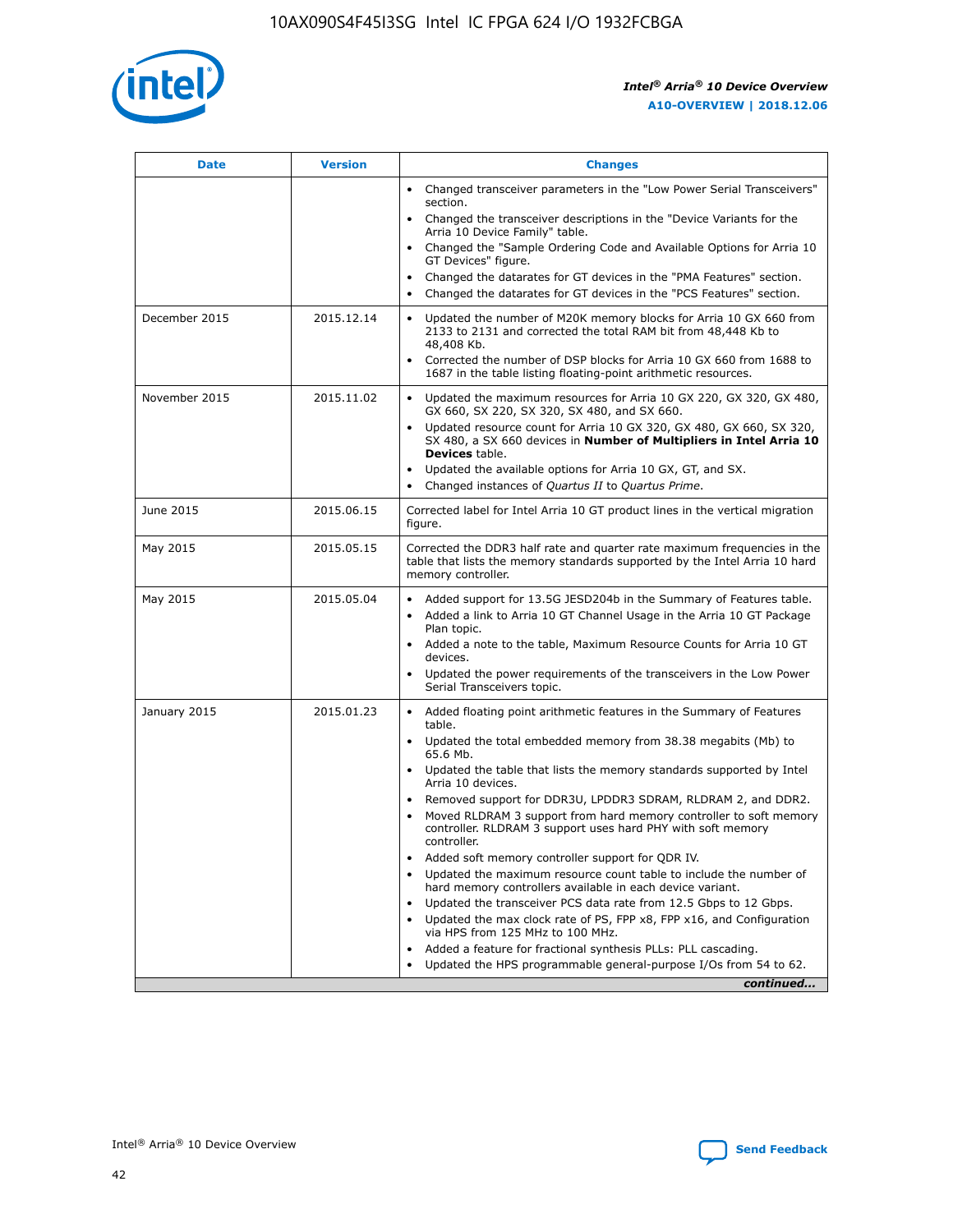| Date | Version | Changes |
| --- | --- | --- |
|  |  | • Changed transceiver parameters in the "Low Power Serial Transceivers" section.<br>• Changed the transceiver descriptions in the "Device Variants for the Arria 10 Device Family" table.<br>• Changed the "Sample Ordering Code and Available Options for Arria 10 GT Devices" figure.<br>• Changed the datarates for GT devices in the "PMA Features" section.<br>• Changed the datarates for GT devices in the "PCS Features" section. |
| December 2015 | 2015.12.14 | • Updated the number of M20K memory blocks for Arria 10 GX 660 from 2133 to 2131 and corrected the total RAM bit from 48,448 Kb to 48,408 Kb.<br>• Corrected the number of DSP blocks for Arria 10 GX 660 from 1688 to 1687 in the table listing floating-point arithmetic resources. |
| November 2015 | 2015.11.02 | • Updated the maximum resources for Arria 10 GX 220, GX 320, GX 480, GX 660, SX 220, SX 320, SX 480, and SX 660.<br>• Updated resource count for Arria 10 GX 320, GX 480, GX 660, SX 320, SX 480, a SX 660 devices in **Number of Multipliers in Intel Arria 10 Devices** table.<br>• Updated the available options for Arria 10 GX, GT, and SX.<br>• Changed instances of *Quartus II* to *Quartus Prime*. |
| June 2015 | 2015.06.15 | Corrected label for Intel Arria 10 GT product lines in the vertical migration figure. |
| May 2015 | 2015.05.15 | Corrected the DDR3 half rate and quarter rate maximum frequencies in the table that lists the memory standards supported by the Intel Arria 10 hard memory controller. |
| May 2015 | 2015.05.04 | • Added support for 13.5G JESD204b in the Summary of Features table.<br>• Added a link to Arria 10 GT Channel Usage in the Arria 10 GT Package Plan topic.<br>• Added a note to the table, Maximum Resource Counts for Arria 10 GT devices.<br>• Updated the power requirements of the transceivers in the Low Power Serial Transceivers topic. |
| January 2015 | 2015.01.23 | • Added floating point arithmetic features in the Summary of Features table.<br>• Updated the total embedded memory from 38.38 megabits (Mb) to 65.6 Mb.<br>• Updated the table that lists the memory standards supported by Intel Arria 10 devices.<br>• Removed support for DDR3U, LPDDR3 SDRAM, RLDRAM 2, and DDR2.<br>• Moved RLDRAM 3 support from hard memory controller to soft memory controller. RLDRAM 3 support uses hard PHY with soft memory controller.<br>• Added soft memory controller support for QDR IV.<br>• Updated the maximum resource count table to include the number of hard memory controllers available in each device variant.<br>• Updated the transceiver PCS data rate from 12.5 Gbps to 12 Gbps.<br>• Updated the max clock rate of PS, FPP x8, FPP x16, and Configuration via HPS from 125 MHz to 100 MHz.<br>• Added a feature for fractional synthesis PLLs: PLL cascading.<br>• Updated the HPS programmable general-purpose I/Os from 54 to 62. |

*continued...*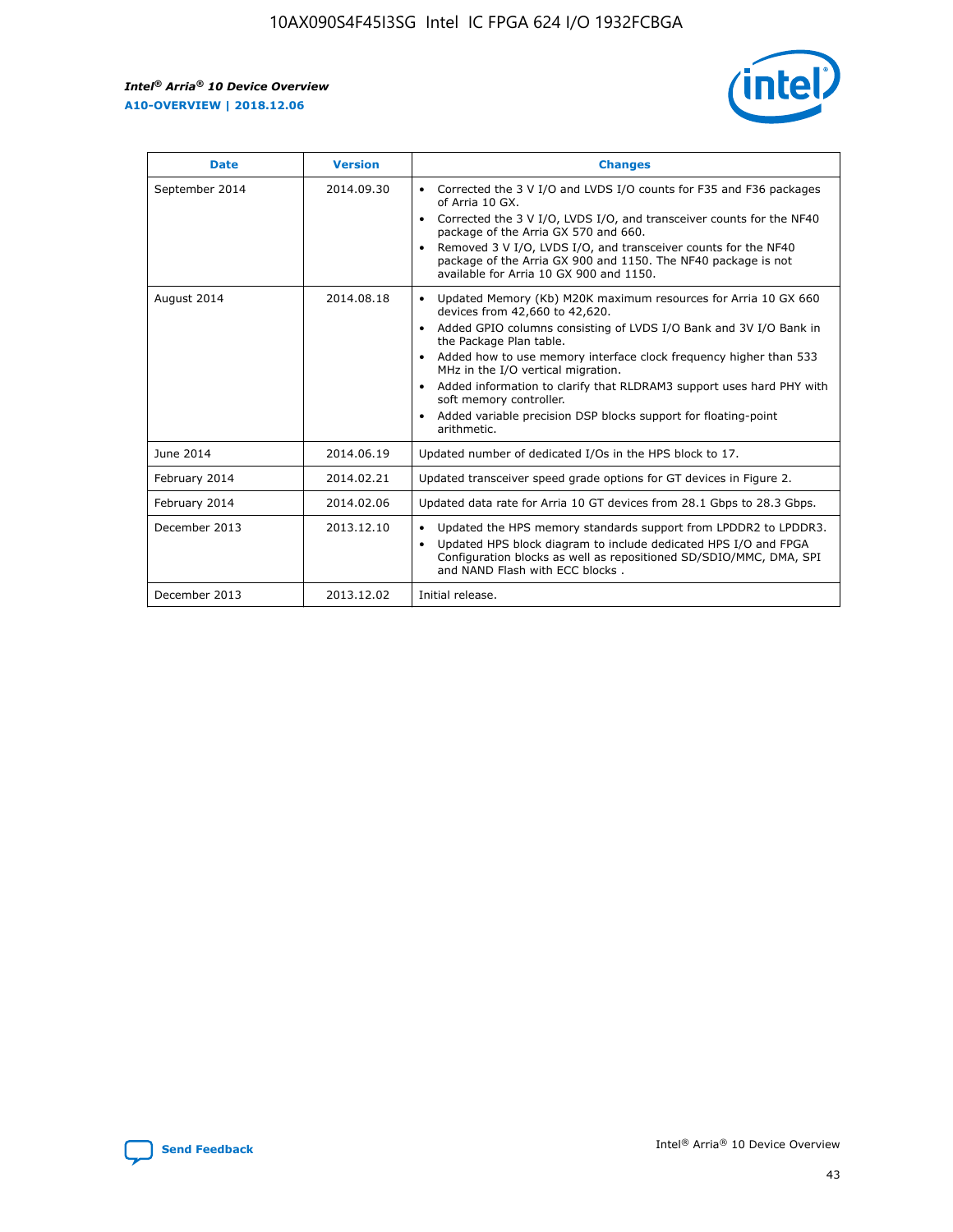| Date | Version | Changes |
| --- | --- | --- |
| September 2014 | 2014.09.30 | • Corrected the 3 V I/O and LVDS I/O counts for F35 and F36 packages of Arria 10 GX.<br>• Corrected the 3 V I/O, LVDS I/O, and transceiver counts for the NF40 package of the Arria GX 570 and 660.<br>• Removed 3 V I/O, LVDS I/O, and transceiver counts for the NF40 package of the Arria GX 900 and 1150. The NF40 package is not available for Arria 10 GX 900 and 1150. |
| August 2014 | 2014.08.18 | • Updated Memory (Kb) M20K maximum resources for Arria 10 GX 660 devices from 42,660 to 42,620.<br>• Added GPIO columns consisting of LVDS I/O Bank and 3V I/O Bank in the Package Plan table.<br>• Added how to use memory interface clock frequency higher than 533 MHz in the I/O vertical migration.<br>• Added information to clarify that RLDRAM3 support uses hard PHY with soft memory controller.<br>• Added variable precision DSP blocks support for floating-point arithmetic. |
| June 2014 | 2014.06.19 | Updated number of dedicated I/Os in the HPS block to 17. |
| February 2014 | 2014.02.21 | Updated transceiver speed grade options for GT devices in Figure 2. |
| February 2014 | 2014.02.06 | Updated data rate for Arria 10 GT devices from 28.1 Gbps to 28.3 Gbps. |
| December 2013 | 2013.12.10 | • Updated the HPS memory standards support from LPDDR2 to LPDDR3.<br>• Updated HPS block diagram to include dedicated HPS I/O and FPGA Configuration blocks as well as repositioned SD/SDIO/MMC, DMA, SPI and NAND Flash with ECC blocks . |
| December 2013 | 2013.12.02 | Initial release. |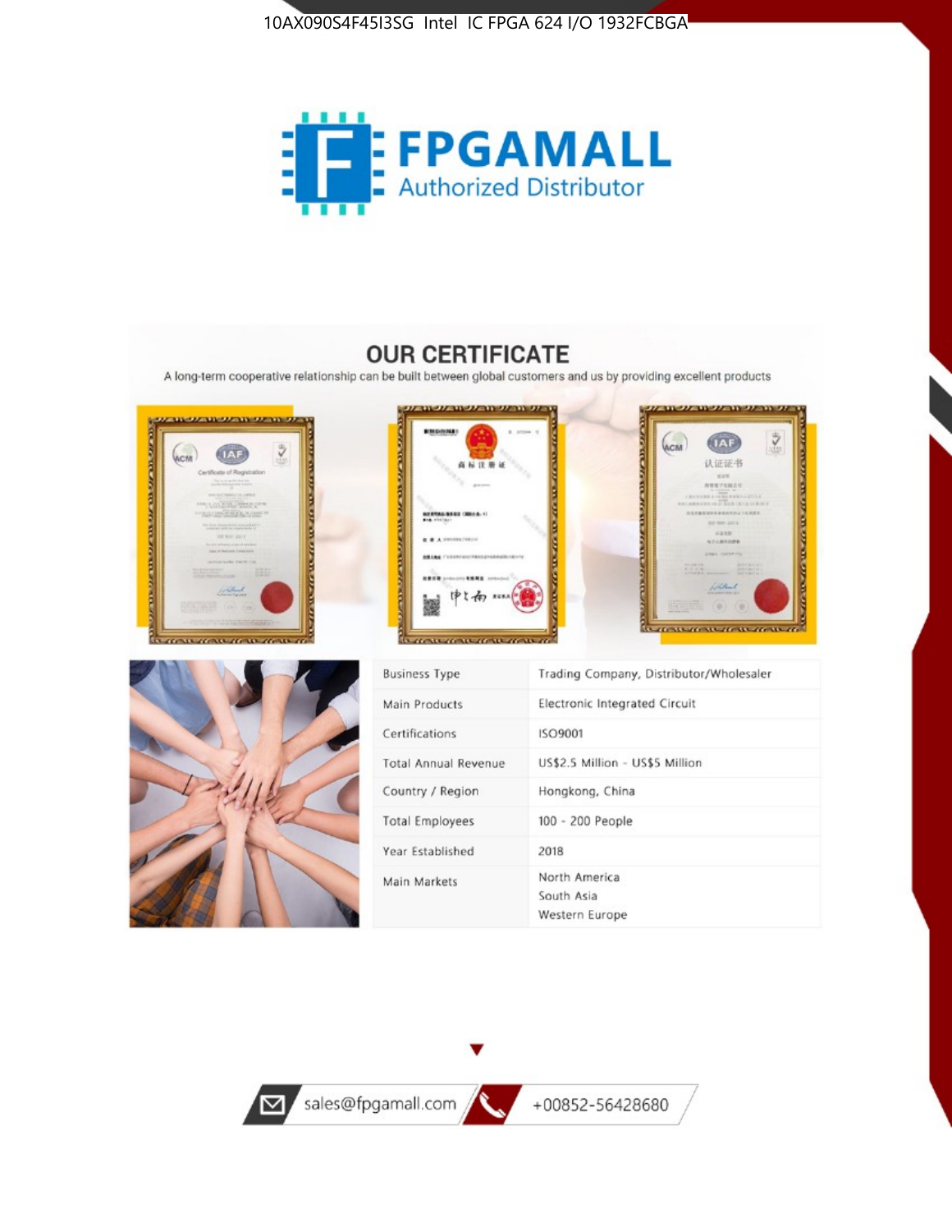FPGAMALL
Authorized Distributor

## OUR CERTIFICATE

A long-term cooperative relationship can be built between global customers and us by providing excellent products

| | |
|---|---|
| Business Type | Trading Company, Distributor/Wholesaler |
| Main Products | Electronic Integrated Circuit |
| Certifications | ISO9001 |
| Total Annual Revenue | US$2.5 Million - US$5 Million |
| Country / Region | Hongkong, China |
| Total Employees | 100 - 200 People |
| Year Established | 2018 |
| Main Markets | North America<br>South Asia<br>Western Europe |

sales@fpgamall.com

+00852-56428680